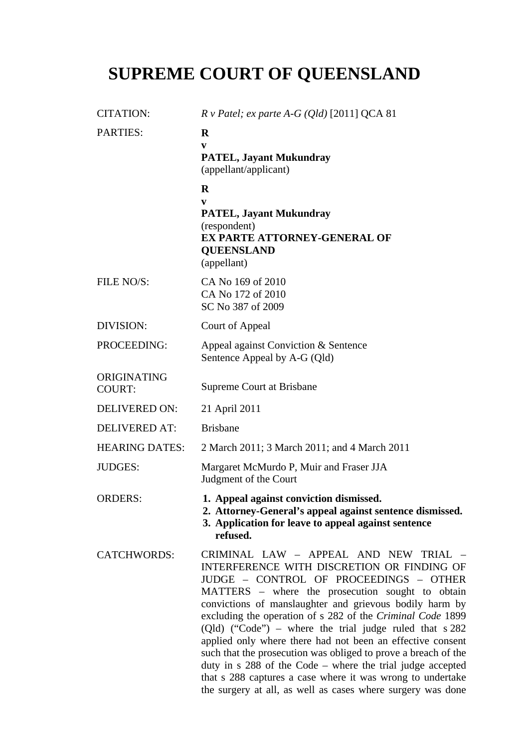# SUPREME COURT OF QUEENSLAND

| | |
|---|---|
| CITATION: | *R v Patel; ex parte A-G (Qld)* [2011] QCA 81 |
| PARTIES: | **R**<br>**v**<br>**PATEL, Jayant Mukundray**<br>(appellant/applicant)<br><br>**R**<br>**v**<br>**PATEL, Jayant Mukundray**<br>(respondent)<br>**EX PARTE ATTORNEY-GENERAL OF QUEENSLAND**<br>(appellant) |
| FILE NO/S: | CA No 169 of 2010<br>CA No 172 of 2010<br>SC No 387 of 2009 |
| DIVISION: | Court of Appeal |
| PROCEEDING: | Appeal against Conviction & Sentence<br>Sentence Appeal by A-G (Qld) |
| ORIGINATING COURT: | Supreme Court at Brisbane |
| DELIVERED ON: | 21 April 2011 |
| DELIVERED AT: | Brisbane |
| HEARING DATES: | 2 March 2011; 3 March 2011; and 4 March 2011 |
| JUDGES: | Margaret McMurdo P, Muir and Fraser JJA<br>Judgment of the Court |
| ORDERS: | **1. Appeal against conviction dismissed.**<br>**2. Attorney-General's appeal against sentence dismissed.**<br>**3. Application for leave to appeal against sentence refused.** |
| CATCHWORDS: | CRIMINAL LAW – APPEAL AND NEW TRIAL – INTERFERENCE WITH DISCRETION OR FINDING OF JUDGE – CONTROL OF PROCEEDINGS – OTHER MATTERS – where the prosecution sought to obtain convictions of manslaughter and grievous bodily harm by excluding the operation of s 282 of the *Criminal Code* 1899 (Qld) ("Code") – where the trial judge ruled that s 282 applied only where there had not been an effective consent such that the prosecution was obliged to prove a breach of the duty in s 288 of the Code – where the trial judge accepted that s 288 captures a case where it was wrong to undertake the surgery at all, as well as cases where surgery was done |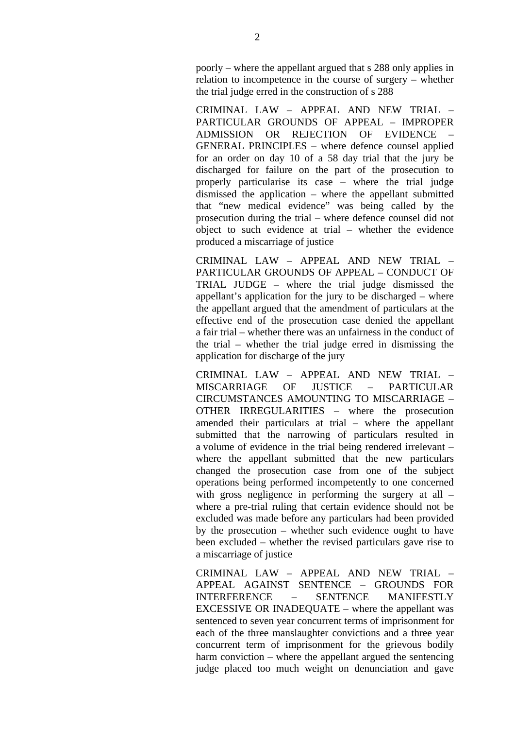poorly – where the appellant argued that s 288 only applies in relation to incompetence in the course of surgery – whether the trial judge erred in the construction of s 288

CRIMINAL LAW – APPEAL AND NEW TRIAL – PARTICULAR GROUNDS OF APPEAL – IMPROPER ADMISSION OR REJECTION OF EVIDENCE – GENERAL PRINCIPLES – where defence counsel applied for an order on day 10 of a 58 day trial that the jury be discharged for failure on the part of the prosecution to properly particularise its case – where the trial judge dismissed the application – where the appellant submitted that "new medical evidence" was being called by the prosecution during the trial – where defence counsel did not object to such evidence at trial – whether the evidence produced a miscarriage of justice

CRIMINAL LAW – APPEAL AND NEW TRIAL – PARTICULAR GROUNDS OF APPEAL – CONDUCT OF TRIAL JUDGE – where the trial judge dismissed the appellant's application for the jury to be discharged – where the appellant argued that the amendment of particulars at the effective end of the prosecution case denied the appellant a fair trial – whether there was an unfairness in the conduct of the trial – whether the trial judge erred in dismissing the application for discharge of the jury

CRIMINAL LAW – APPEAL AND NEW TRIAL – MISCARRIAGE OF JUSTICE – PARTICULAR CIRCUMSTANCES AMOUNTING TO MISCARRIAGE – OTHER IRREGULARITIES – where the prosecution amended their particulars at trial – where the appellant submitted that the narrowing of particulars resulted in a volume of evidence in the trial being rendered irrelevant – where the appellant submitted that the new particulars changed the prosecution case from one of the subject operations being performed incompetently to one concerned with gross negligence in performing the surgery at all – where a pre-trial ruling that certain evidence should not be excluded was made before any particulars had been provided by the prosecution – whether such evidence ought to have been excluded – whether the revised particulars gave rise to a miscarriage of justice

CRIMINAL LAW – APPEAL AND NEW TRIAL – APPEAL AGAINST SENTENCE – GROUNDS FOR INTERFERENCE – SENTENCE MANIFESTLY EXCESSIVE OR INADEQUATE – where the appellant was sentenced to seven year concurrent terms of imprisonment for each of the three manslaughter convictions and a three year concurrent term of imprisonment for the grievous bodily harm conviction – where the appellant argued the sentencing judge placed too much weight on denunciation and gave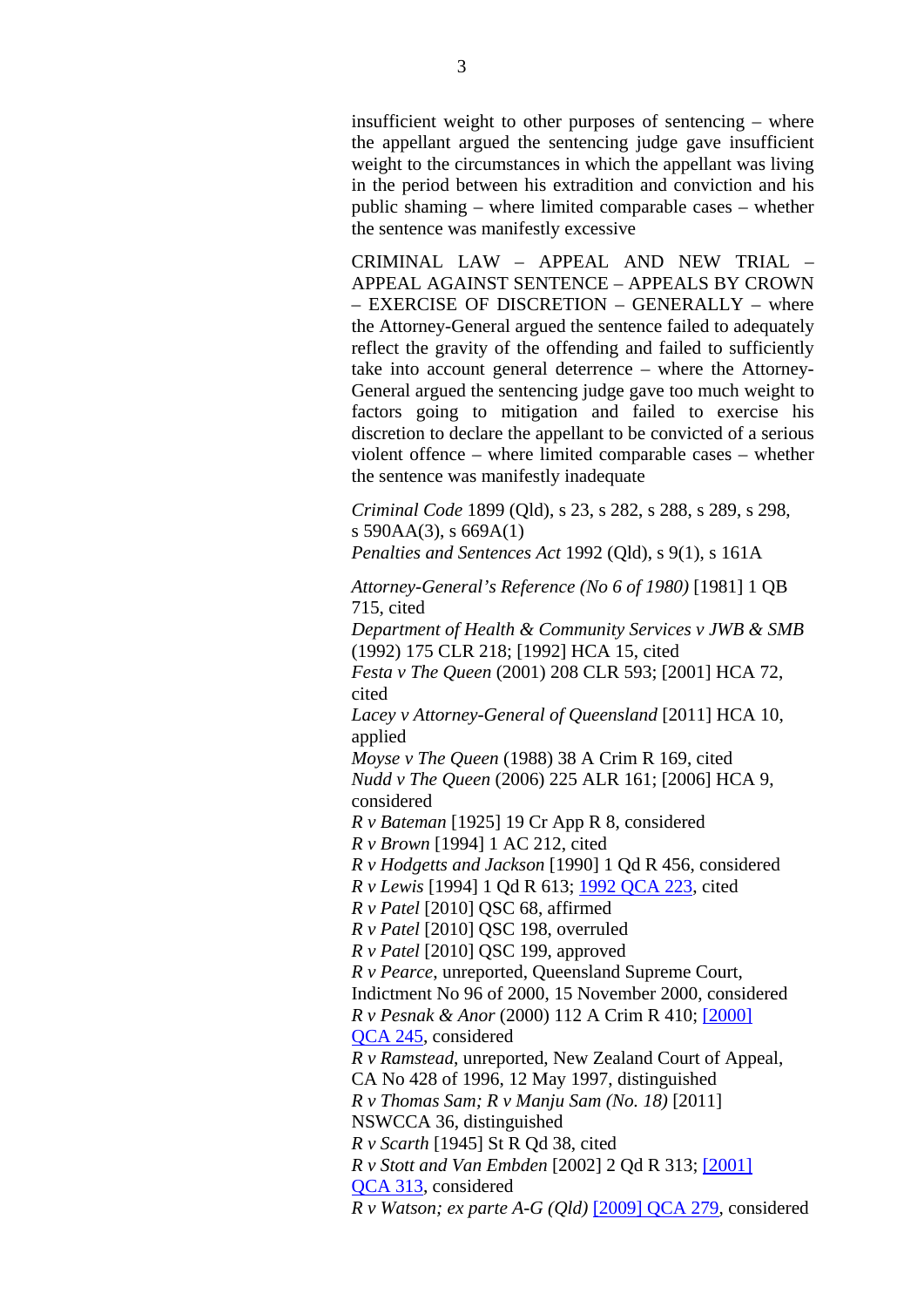insufficient weight to other purposes of sentencing – where the appellant argued the sentencing judge gave insufficient weight to the circumstances in which the appellant was living in the period between his extradition and conviction and his public shaming – where limited comparable cases – whether the sentence was manifestly excessive

CRIMINAL LAW – APPEAL AND NEW TRIAL – APPEAL AGAINST SENTENCE – APPEALS BY CROWN – EXERCISE OF DISCRETION – GENERALLY – where the Attorney-General argued the sentence failed to adequately reflect the gravity of the offending and failed to sufficiently take into account general deterrence – where the Attorney-General argued the sentencing judge gave too much weight to factors going to mitigation and failed to exercise his discretion to declare the appellant to be convicted of a serious violent offence – where limited comparable cases – whether the sentence was manifestly inadequate

*Criminal Code* 1899 (Qld), s 23, s 282, s 288, s 289, s 298, s 590AA(3), s 669A(1)
*Penalties and Sentences Act* 1992 (Qld), s 9(1), s 161A

*Attorney-General's Reference (No 6 of 1980)* [1981] 1 QB 715, cited
*Department of Health & Community Services v JWB & SMB* (1992) 175 CLR 218; [1992] HCA 15, cited
*Festa v The Queen* (2001) 208 CLR 593; [2001] HCA 72, cited
*Lacey v Attorney-General of Queensland* [2011] HCA 10, applied
*Moyse v The Queen* (1988) 38 A Crim R 169, cited
*Nudd v The Queen* (2006) 225 ALR 161; [2006] HCA 9, considered
*R v Bateman* [1925] 19 Cr App R 8, considered
*R v Brown* [1994] 1 AC 212, cited
*R v Hodgetts and Jackson* [1990] 1 Qd R 456, considered
*R v Lewis* [1994] 1 Qd R 613; 1992 QCA 223, cited
*R v Patel* [2010] QSC 68, affirmed
*R v Patel* [2010] QSC 198, overruled
*R v Patel* [2010] QSC 199, approved
*R v Pearce*, unreported, Queensland Supreme Court, Indictment No 96 of 2000, 15 November 2000, considered
*R v Pesnak & Anor* (2000) 112 A Crim R 410; [2000] QCA 245, considered
*R v Ramstead*, unreported, New Zealand Court of Appeal, CA No 428 of 1996, 12 May 1997, distinguished
*R v Thomas Sam; R v Manju Sam (No. 18)* [2011] NSWCCA 36, distinguished
*R v Scarth* [1945] St R Qd 38, cited
*R v Stott and Van Embden* [2002] 2 Qd R 313; [2001] QCA 313, considered
*R v Watson; ex parte A-G (Qld)* [2009] QCA 279, considered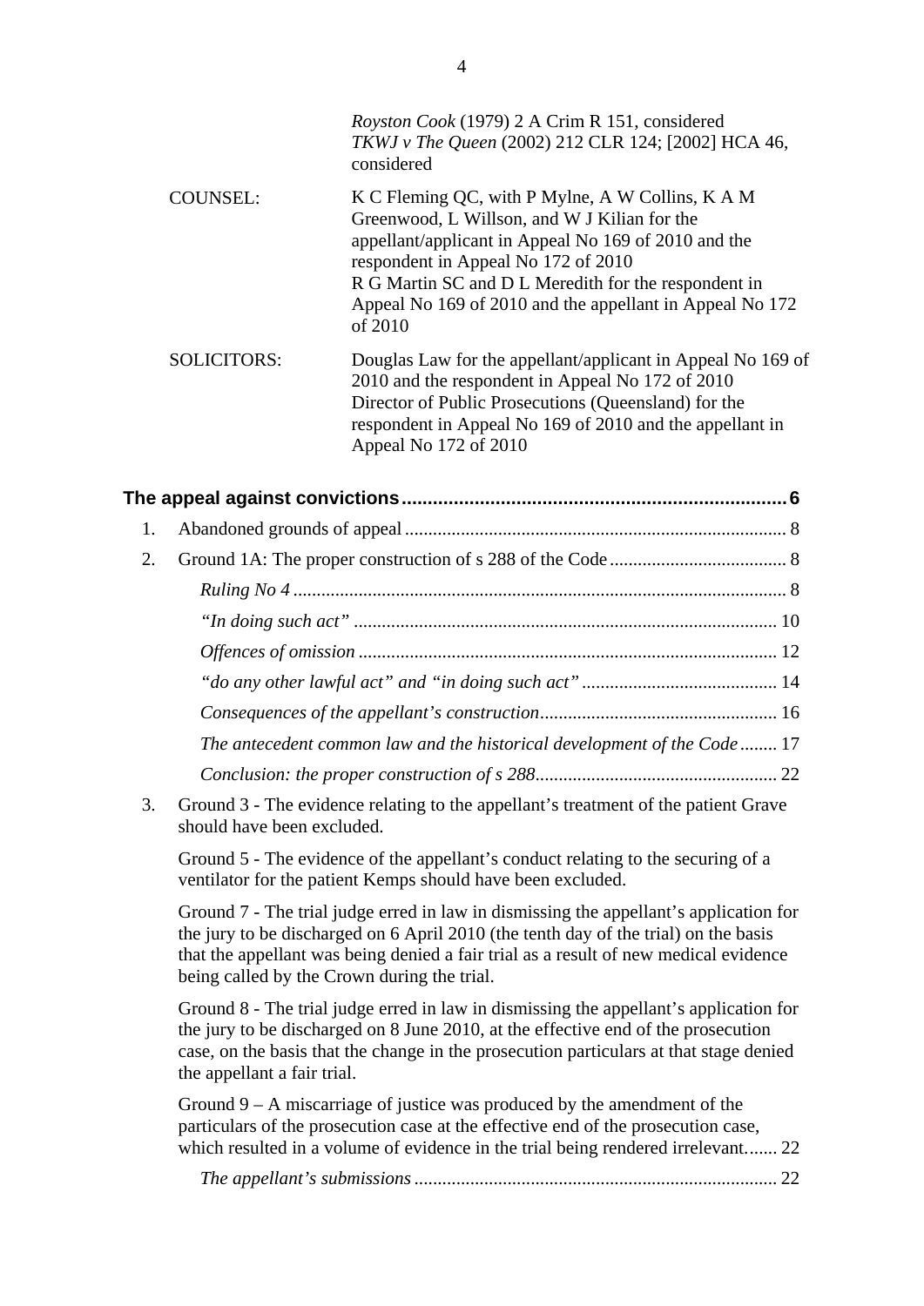*Royston Cook* (1979) 2 A Crim R 151, considered
*TKWJ v The Queen* (2002) 212 CLR 124; [2002] HCA 46, considered

| | |
|---|---|
| COUNSEL: | K C Fleming QC, with P Mylne, A W Collins, K A M Greenwood, L Willson, and W J Kilian for the appellant/applicant in Appeal No 169 of 2010 and the respondent in Appeal No 172 of 2010<br>R G Martin SC and D L Meredith for the respondent in Appeal No 169 of 2010 and the appellant in Appeal No 172 of 2010 |
| SOLICITORS: | Douglas Law for the appellant/applicant in Appeal No 169 of 2010 and the respondent in Appeal No 172 of 2010<br>Director of Public Prosecutions (Queensland) for the respondent in Appeal No 169 of 2010 and the appellant in Appeal No 172 of 2010 |

**The appeal against convictions** .......... **6**

1. Abandoned grounds of appeal .......... 8
2. Ground 1A: The proper construction of s 288 of the Code .......... 8
   - *Ruling No 4* .......... 8
   - *"In doing such act"* .......... 10
   - *Offences of omission* .......... 12
   - *"do any other lawful act" and "in doing such act"* .......... 14
   - *Consequences of the appellant's construction* .......... 16
   - *The antecedent common law and the historical development of the Code* .......... 17
   - *Conclusion: the proper construction of s 288* .......... 22
3. Ground 3 - The evidence relating to the appellant's treatment of the patient Grave should have been excluded.

   Ground 5 - The evidence of the appellant's conduct relating to the securing of a ventilator for the patient Kemps should have been excluded.

   Ground 7 - The trial judge erred in law in dismissing the appellant's application for the jury to be discharged on 6 April 2010 (the tenth day of the trial) on the basis that the appellant was being denied a fair trial as a result of new medical evidence being called by the Crown during the trial.

   Ground 8 - The trial judge erred in law in dismissing the appellant's application for the jury to be discharged on 8 June 2010, at the effective end of the prosecution case, on the basis that the change in the prosecution particulars at that stage denied the appellant a fair trial.

   Ground 9 – A miscarriage of justice was produced by the amendment of the particulars of the prosecution case at the effective end of the prosecution case, which resulted in a volume of evidence in the trial being rendered irrelevant. .......... 22
   - *The appellant's submissions* .......... 22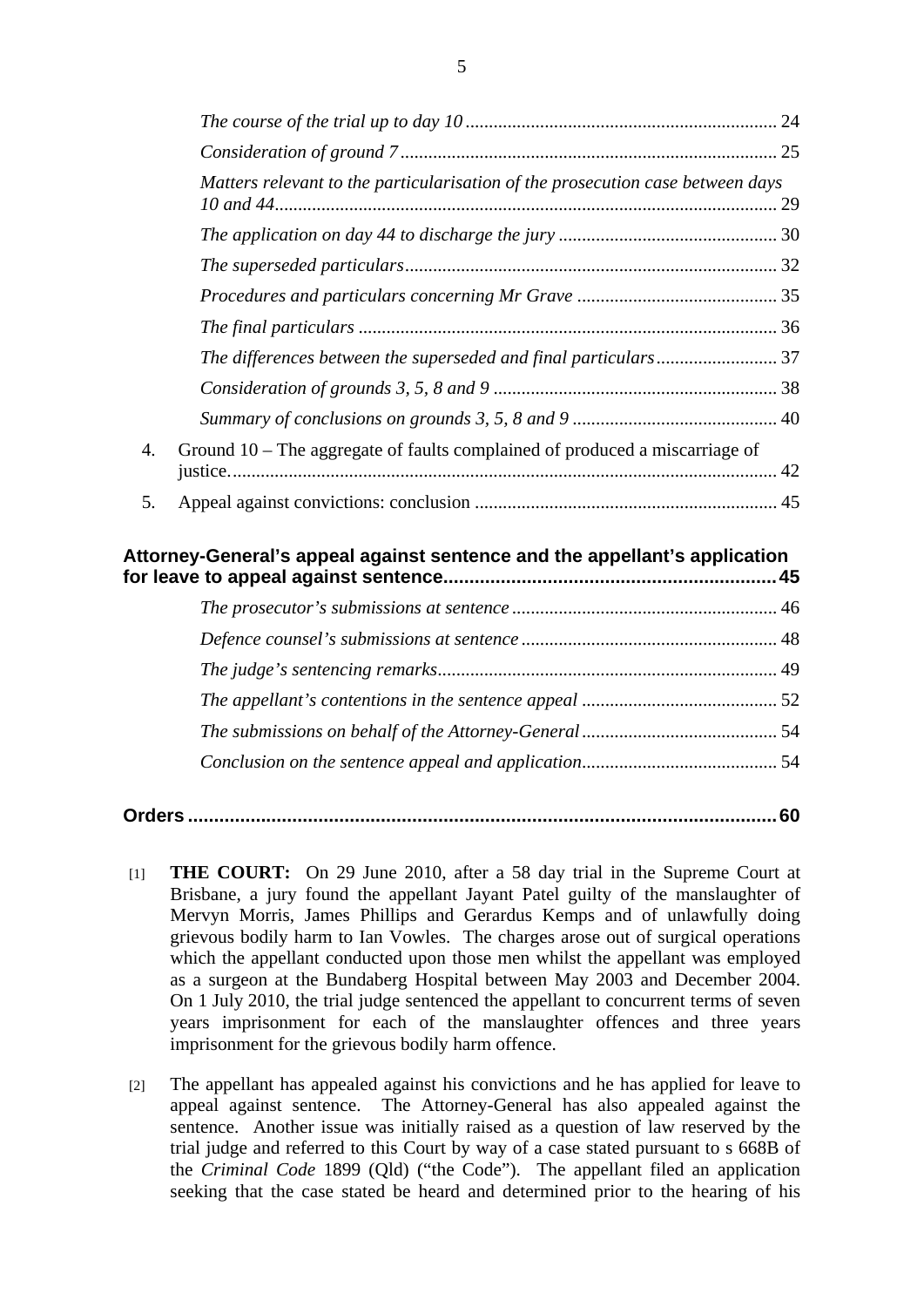*The course of the trial up to day 10* .................................................................. 24

*Consideration of ground 7* ................................................................................ 25

*Matters relevant to the particularisation of the prosecution case between days 10 and 44*........................................................................................................... 29

*The application on day 44 to discharge the jury* ............................................... 30

*The superseded particulars*............................................................................... 32

*Procedures and particulars concerning Mr Grave* ........................................... 35

*The final particulars* ......................................................................................... 36

*The differences between the superseded and final particulars*.......................... 37

*Consideration of grounds 3, 5, 8 and 9* ............................................................ 38

*Summary of conclusions on grounds 3, 5, 8 and 9* ............................................ 40

4. Ground 10 – The aggregate of faults complained of produced a miscarriage of justice..................................................................................................................... 42

5. Appeal against convictions: conclusion ................................................................. 45

**Attorney-General's appeal against sentence and the appellant's application for leave to appeal against sentence................................................................. 45**

*The prosecutor's submissions at sentence* ......................................................... 46

*Defence counsel's submissions at sentence* ....................................................... 48

*The judge's sentencing remarks*........................................................................ 49

*The appellant's contentions in the sentence appeal* .......................................... 52

*The submissions on behalf of the Attorney-General* .......................................... 54

*Conclusion on the sentence appeal and application*.......................................... 54

**Orders ................................................................................................................ 60**

[1] **THE COURT:** On 29 June 2010, after a 58 day trial in the Supreme Court at Brisbane, a jury found the appellant Jayant Patel guilty of the manslaughter of Mervyn Morris, James Phillips and Gerardus Kemps and of unlawfully doing grievous bodily harm to Ian Vowles. The charges arose out of surgical operations which the appellant conducted upon those men whilst the appellant was employed as a surgeon at the Bundaberg Hospital between May 2003 and December 2004. On 1 July 2010, the trial judge sentenced the appellant to concurrent terms of seven years imprisonment for each of the manslaughter offences and three years imprisonment for the grievous bodily harm offence.

[2] The appellant has appealed against his convictions and he has applied for leave to appeal against sentence. The Attorney-General has also appealed against the sentence. Another issue was initially raised as a question of law reserved by the trial judge and referred to this Court by way of a case stated pursuant to s 668B of the *Criminal Code* 1899 (Qld) ("the Code"). The appellant filed an application seeking that the case stated be heard and determined prior to the hearing of his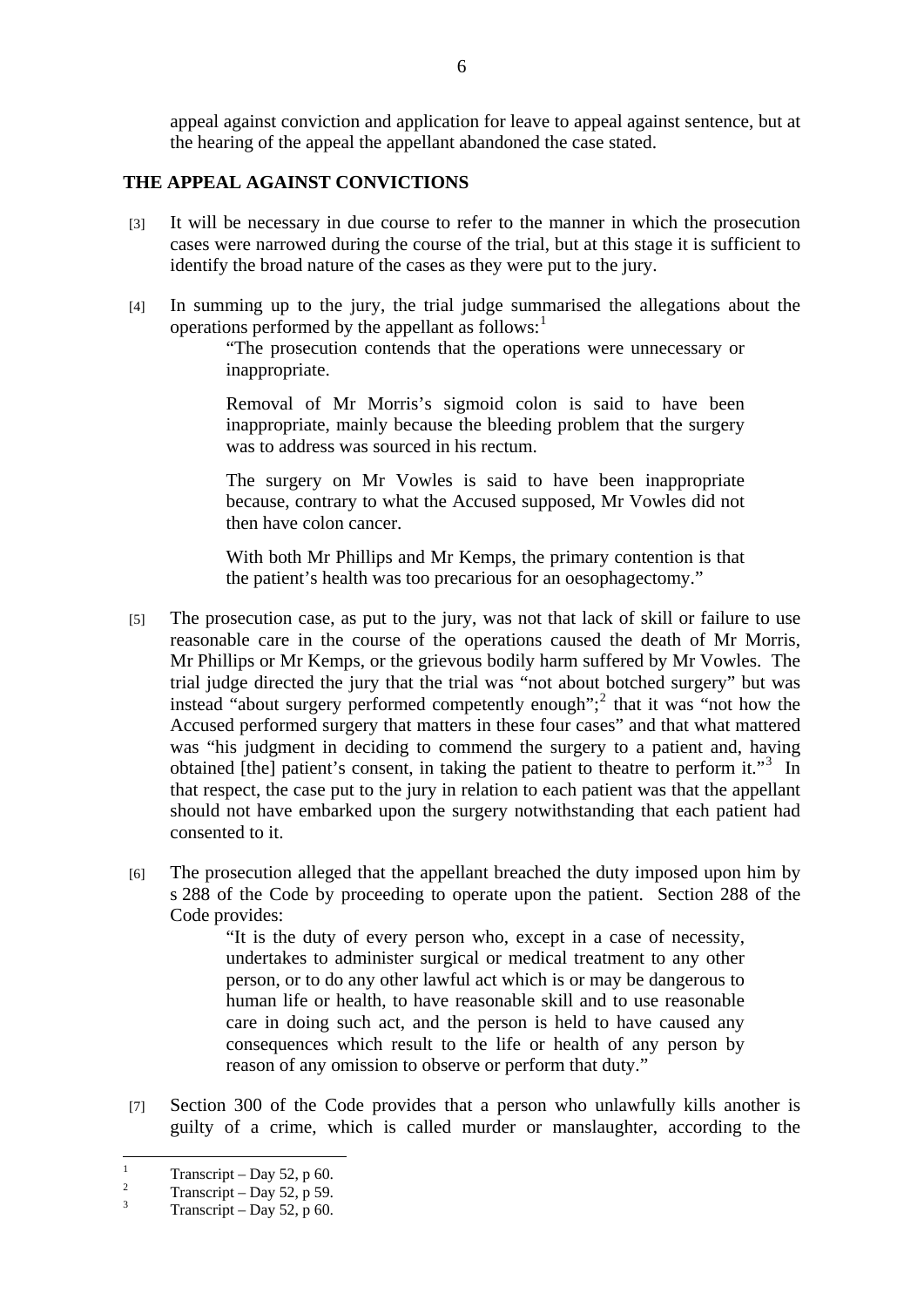appeal against conviction and application for leave to appeal against sentence, but at the hearing of the appeal the appellant abandoned the case stated.

## THE APPEAL AGAINST CONVICTIONS

[3] It will be necessary in due course to refer to the manner in which the prosecution cases were narrowed during the course of the trial, but at this stage it is sufficient to identify the broad nature of the cases as they were put to the jury.

[4] In summing up to the jury, the trial judge summarised the allegations about the operations performed by the appellant as follows:[1]

> "The prosecution contends that the operations were unnecessary or inappropriate.
>
> Removal of Mr Morris's sigmoid colon is said to have been inappropriate, mainly because the bleeding problem that the surgery was to address was sourced in his rectum.
>
> The surgery on Mr Vowles is said to have been inappropriate because, contrary to what the Accused supposed, Mr Vowles did not then have colon cancer.
>
> With both Mr Phillips and Mr Kemps, the primary contention is that the patient's health was too precarious for an oesophagectomy."

[5] The prosecution case, as put to the jury, was not that lack of skill or failure to use reasonable care in the course of the operations caused the death of Mr Morris, Mr Phillips or Mr Kemps, or the grievous bodily harm suffered by Mr Vowles. The trial judge directed the jury that the trial was "not about botched surgery" but was instead "about surgery performed competently enough";[2] that it was "not how the Accused performed surgery that matters in these four cases" and that what mattered was "his judgment in deciding to commend the surgery to a patient and, having obtained [the] patient's consent, in taking the patient to theatre to perform it."[3] In that respect, the case put to the jury in relation to each patient was that the appellant should not have embarked upon the surgery notwithstanding that each patient had consented to it.

[6] The prosecution alleged that the appellant breached the duty imposed upon him by s 288 of the Code by proceeding to operate upon the patient. Section 288 of the Code provides:

> "It is the duty of every person who, except in a case of necessity, undertakes to administer surgical or medical treatment to any other person, or to do any other lawful act which is or may be dangerous to human life or health, to have reasonable skill and to use reasonable care in doing such act, and the person is held to have caused any consequences which result to the life or health of any person by reason of any omission to observe or perform that duty."

[7] Section 300 of the Code provides that a person who unlawfully kills another is guilty of a crime, which is called murder or manslaughter, according to the

---

[1] Transcript – Day 52, p 60.

[2] Transcript – Day 52, p 59.

[3] Transcript – Day 52, p 60.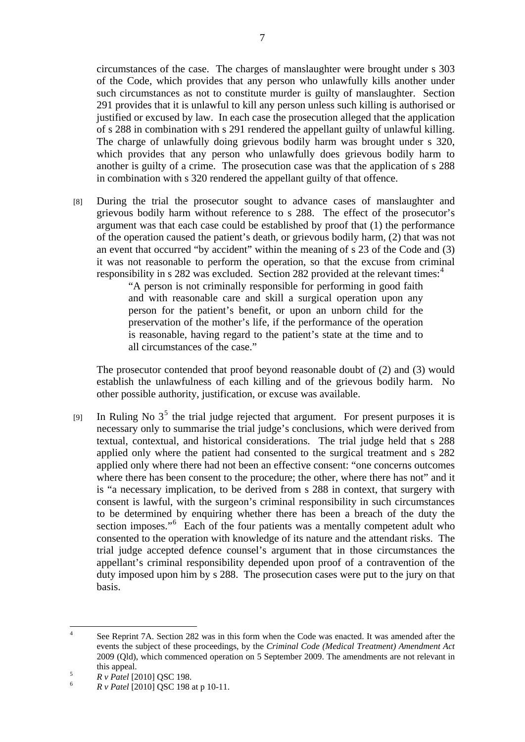circumstances of the case. The charges of manslaughter were brought under s 303 of the Code, which provides that any person who unlawfully kills another under such circumstances as not to constitute murder is guilty of manslaughter. Section 291 provides that it is unlawful to kill any person unless such killing is authorised or justified or excused by law. In each case the prosecution alleged that the application of s 288 in combination with s 291 rendered the appellant guilty of unlawful killing. The charge of unlawfully doing grievous bodily harm was brought under s 320, which provides that any person who unlawfully does grievous bodily harm to another is guilty of a crime. The prosecution case was that the application of s 288 in combination with s 320 rendered the appellant guilty of that offence.

[8] During the trial the prosecutor sought to advance cases of manslaughter and grievous bodily harm without reference to s 288. The effect of the prosecutor's argument was that each case could be established by proof that (1) the performance of the operation caused the patient's death, or grievous bodily harm, (2) that was not an event that occurred "by accident" within the meaning of s 23 of the Code and (3) it was not reasonable to perform the operation, so that the excuse from criminal responsibility in s 282 was excluded. Section 282 provided at the relevant times:[4]

> "A person is not criminally responsible for performing in good faith and with reasonable care and skill a surgical operation upon any person for the patient's benefit, or upon an unborn child for the preservation of the mother's life, if the performance of the operation is reasonable, having regard to the patient's state at the time and to all circumstances of the case."

The prosecutor contended that proof beyond reasonable doubt of (2) and (3) would establish the unlawfulness of each killing and of the grievous bodily harm. No other possible authority, justification, or excuse was available.

[9] In Ruling No 3[5] the trial judge rejected that argument. For present purposes it is necessary only to summarise the trial judge's conclusions, which were derived from textual, contextual, and historical considerations. The trial judge held that s 288 applied only where the patient had consented to the surgical treatment and s 282 applied only where there had not been an effective consent: "one concerns outcomes where there has been consent to the procedure; the other, where there has not" and it is "a necessary implication, to be derived from s 288 in context, that surgery with consent is lawful, with the surgeon's criminal responsibility in such circumstances to be determined by enquiring whether there has been a breach of the duty the section imposes."[6] Each of the four patients was a mentally competent adult who consented to the operation with knowledge of its nature and the attendant risks. The trial judge accepted defence counsel's argument that in those circumstances the appellant's criminal responsibility depended upon proof of a contravention of the duty imposed upon him by s 288. The prosecution cases were put to the jury on that basis.

---

[4] See Reprint 7A. Section 282 was in this form when the Code was enacted. It was amended after the events the subject of these proceedings, by the *Criminal Code (Medical Treatment) Amendment Act* 2009 (Qld), which commenced operation on 5 September 2009. The amendments are not relevant in this appeal.

[5] *R v Patel* [2010] QSC 198.

[6] *R v Patel* [2010] QSC 198 at p 10-11.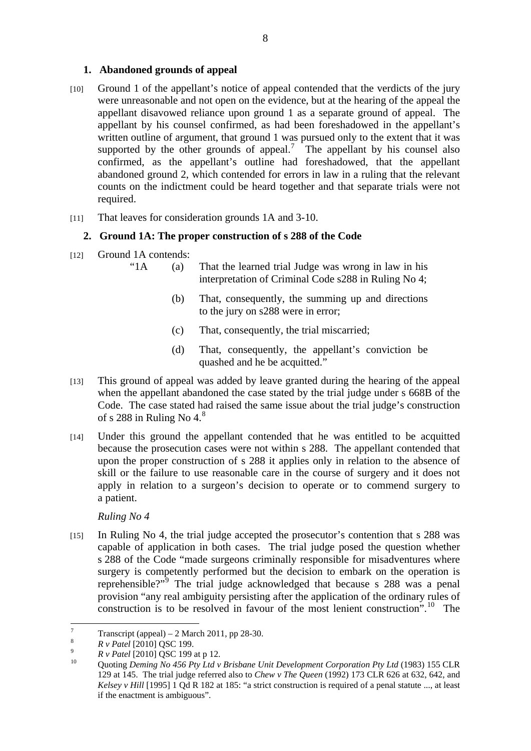## 1. Abandoned grounds of appeal

[10] Ground 1 of the appellant's notice of appeal contended that the verdicts of the jury were unreasonable and not open on the evidence, but at the hearing of the appeal the appellant disavowed reliance upon ground 1 as a separate ground of appeal. The appellant by his counsel confirmed, as had been foreshadowed in the appellant's written outline of argument, that ground 1 was pursued only to the extent that it was supported by the other grounds of appeal.[7] The appellant by his counsel also confirmed, as the appellant's outline had foreshadowed, that the appellant abandoned ground 2, which contended for errors in law in a ruling that the relevant counts on the indictment could be heard together and that separate trials were not required.

[11] That leaves for consideration grounds 1A and 3-10.

## 2. Ground 1A: The proper construction of s 288 of the Code

[12] Ground 1A contends:

> "1A (a) That the learned trial Judge was wrong in law in his interpretation of Criminal Code s288 in Ruling No 4;
>
> (b) That, consequently, the summing up and directions to the jury on s288 were in error;
>
> (c) That, consequently, the trial miscarried;
>
> (d) That, consequently, the appellant's conviction be quashed and he be acquitted."

[13] This ground of appeal was added by leave granted during the hearing of the appeal when the appellant abandoned the case stated by the trial judge under s 668B of the Code. The case stated had raised the same issue about the trial judge's construction of s 288 in Ruling No 4.[8]

[14] Under this ground the appellant contended that he was entitled to be acquitted because the prosecution cases were not within s 288. The appellant contended that upon the proper construction of s 288 it applies only in relation to the absence of skill or the failure to use reasonable care in the course of surgery and it does not apply in relation to a surgeon's decision to operate or to commend surgery to a patient.

*Ruling No 4*

[15] In Ruling No 4, the trial judge accepted the prosecutor's contention that s 288 was capable of application in both cases. The trial judge posed the question whether s 288 of the Code "made surgeons criminally responsible for misadventures where surgery is competently performed but the decision to embark on the operation is reprehensible?"[9] The trial judge acknowledged that because s 288 was a penal provision "any real ambiguity persisting after the application of the ordinary rules of construction is to be resolved in favour of the most lenient construction".[10] The

---

[7] Transcript (appeal) – 2 March 2011, pp 28-30.

[8] *R v Patel* [2010] QSC 199.

[9] *R v Patel* [2010] QSC 199 at p 12.

[10] Quoting *Deming No 456 Pty Ltd v Brisbane Unit Development Corporation Pty Ltd* (1983) 155 CLR 129 at 145. The trial judge referred also to *Chew v The Queen* (1992) 173 CLR 626 at 632, 642, and *Kelsey v Hill* [1995] 1 Qd R 182 at 185: "a strict construction is required of a penal statute ..., at least if the enactment is ambiguous".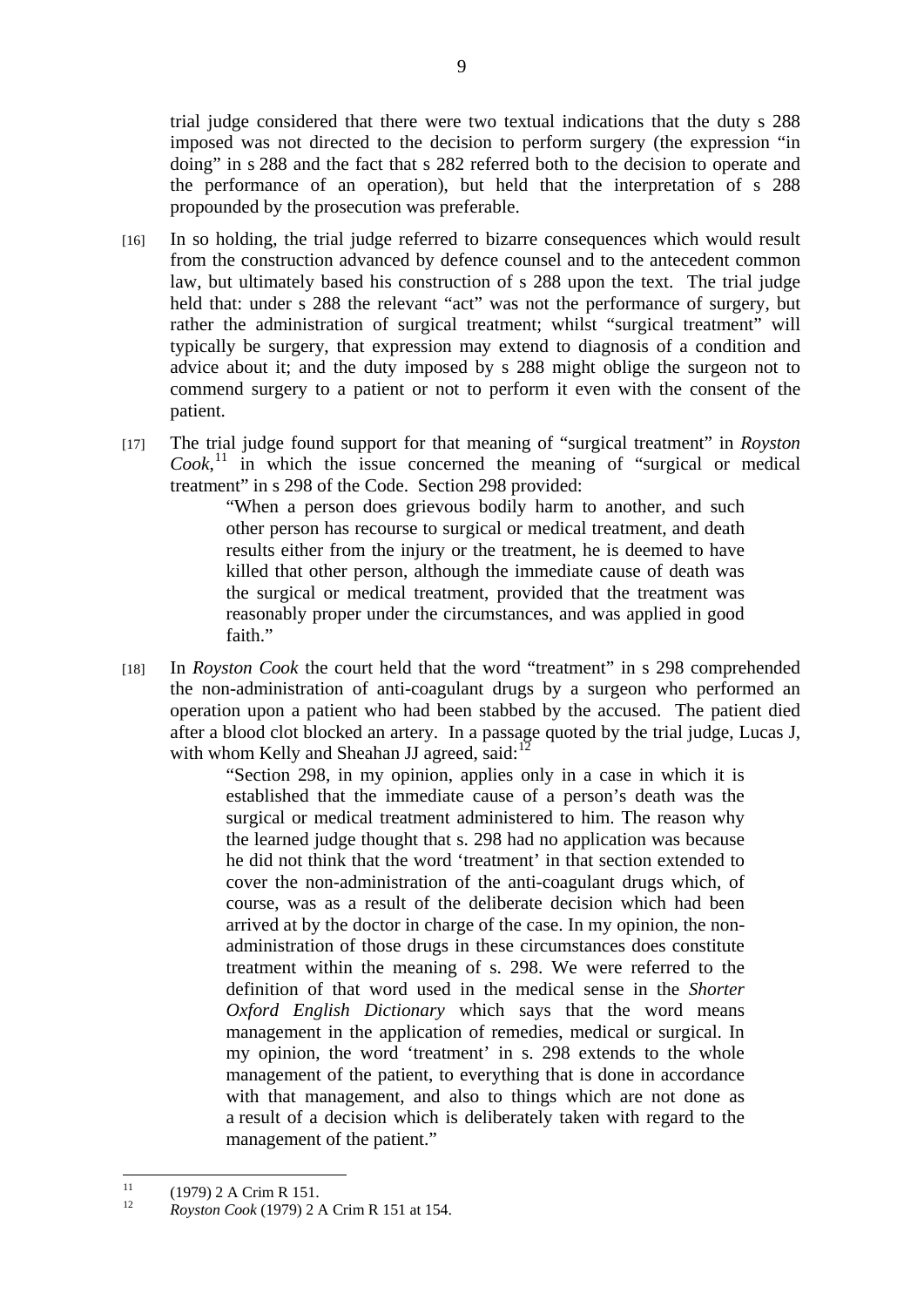trial judge considered that there were two textual indications that the duty s 288 imposed was not directed to the decision to perform surgery (the expression "in doing" in s 288 and the fact that s 282 referred both to the decision to operate and the performance of an operation), but held that the interpretation of s 288 propounded by the prosecution was preferable.

[16] In so holding, the trial judge referred to bizarre consequences which would result from the construction advanced by defence counsel and to the antecedent common law, but ultimately based his construction of s 288 upon the text. The trial judge held that: under s 288 the relevant "act" was not the performance of surgery, but rather the administration of surgical treatment; whilst "surgical treatment" will typically be surgery, that expression may extend to diagnosis of a condition and advice about it; and the duty imposed by s 288 might oblige the surgeon not to commend surgery to a patient or not to perform it even with the consent of the patient.

[17] The trial judge found support for that meaning of "surgical treatment" in *Royston Cook*,[11] in which the issue concerned the meaning of "surgical or medical treatment" in s 298 of the Code. Section 298 provided:

> "When a person does grievous bodily harm to another, and such other person has recourse to surgical or medical treatment, and death results either from the injury or the treatment, he is deemed to have killed that other person, although the immediate cause of death was the surgical or medical treatment, provided that the treatment was reasonably proper under the circumstances, and was applied in good faith."

[18] In *Royston Cook* the court held that the word "treatment" in s 298 comprehended the non-administration of anti-coagulant drugs by a surgeon who performed an operation upon a patient who had been stabbed by the accused. The patient died after a blood clot blocked an artery. In a passage quoted by the trial judge, Lucas J, with whom Kelly and Sheahan JJ agreed, said:[12]

> "Section 298, in my opinion, applies only in a case in which it is established that the immediate cause of a person's death was the surgical or medical treatment administered to him. The reason why the learned judge thought that s. 298 had no application was because he did not think that the word 'treatment' in that section extended to cover the non-administration of the anti-coagulant drugs which, of course, was as a result of the deliberate decision which had been arrived at by the doctor in charge of the case. In my opinion, the non-administration of those drugs in these circumstances does constitute treatment within the meaning of s. 298. We were referred to the definition of that word used in the medical sense in the *Shorter Oxford English Dictionary* which says that the word means management in the application of remedies, medical or surgical. In my opinion, the word 'treatment' in s. 298 extends to the whole management of the patient, to everything that is done in accordance with that management, and also to things which are not done as a result of a decision which is deliberately taken with regard to the management of the patient."

---

[11] (1979) 2 A Crim R 151.

[12] *Royston Cook* (1979) 2 A Crim R 151 at 154.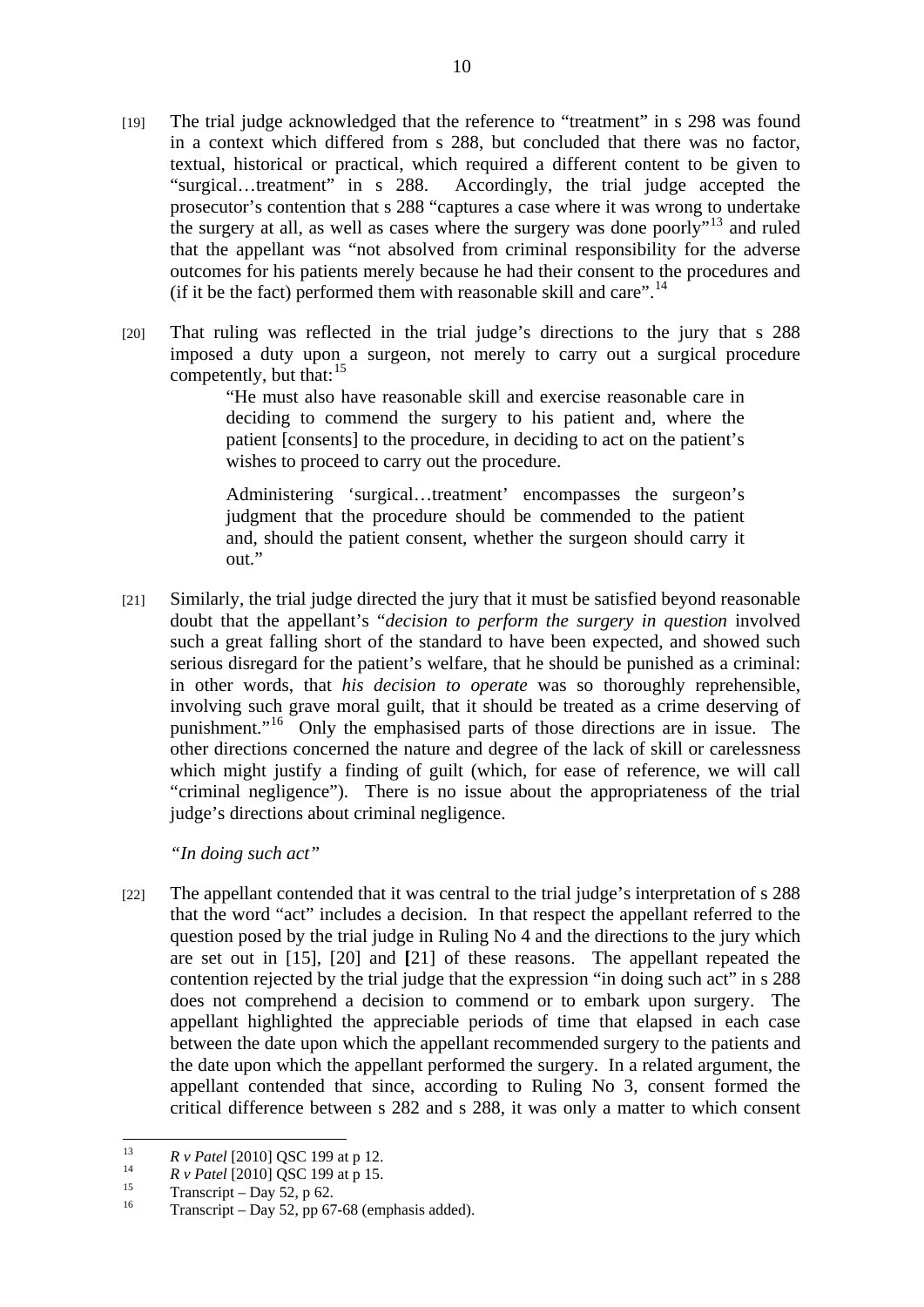[19] The trial judge acknowledged that the reference to "treatment" in s 298 was found in a context which differed from s 288, but concluded that there was no factor, textual, historical or practical, which required a different content to be given to "surgical…treatment" in s 288. Accordingly, the trial judge accepted the prosecutor's contention that s 288 "captures a case where it was wrong to undertake the surgery at all, as well as cases where the surgery was done poorly"[13] and ruled that the appellant was "not absolved from criminal responsibility for the adverse outcomes for his patients merely because he had their consent to the procedures and (if it be the fact) performed them with reasonable skill and care".[14]

[20] That ruling was reflected in the trial judge's directions to the jury that s 288 imposed a duty upon a surgeon, not merely to carry out a surgical procedure competently, but that:[15]

> "He must also have reasonable skill and exercise reasonable care in deciding to commend the surgery to his patient and, where the patient [consents] to the procedure, in deciding to act on the patient's wishes to proceed to carry out the procedure.
>
> Administering 'surgical…treatment' encompasses the surgeon's judgment that the procedure should be commended to the patient and, should the patient consent, whether the surgeon should carry it out."

[21] Similarly, the trial judge directed the jury that it must be satisfied beyond reasonable doubt that the appellant's "*decision to perform the surgery in question* involved such a great falling short of the standard to have been expected, and showed such serious disregard for the patient's welfare, that he should be punished as a criminal: in other words, that *his decision to operate* was so thoroughly reprehensible, involving such grave moral guilt, that it should be treated as a crime deserving of punishment."[16] Only the emphasised parts of those directions are in issue. The other directions concerned the nature and degree of the lack of skill or carelessness which might justify a finding of guilt (which, for ease of reference, we will call "criminal negligence"). There is no issue about the appropriateness of the trial judge's directions about criminal negligence.

*"In doing such act"*

[22] The appellant contended that it was central to the trial judge's interpretation of s 288 that the word "act" includes a decision. In that respect the appellant referred to the question posed by the trial judge in Ruling No 4 and the directions to the jury which are set out in [15], [20] and **[**21] of these reasons. The appellant repeated the contention rejected by the trial judge that the expression "in doing such act" in s 288 does not comprehend a decision to commend or to embark upon surgery. The appellant highlighted the appreciable periods of time that elapsed in each case between the date upon which the appellant recommended surgery to the patients and the date upon which the appellant performed the surgery. In a related argument, the appellant contended that since, according to Ruling No 3, consent formed the critical difference between s 282 and s 288, it was only a matter to which consent

---

[13] *R v Patel* [2010] QSC 199 at p 12.

[14] *R v Patel* [2010] QSC 199 at p 15.

[15] Transcript – Day 52, p 62.

[16] Transcript – Day 52, pp 67-68 (emphasis added).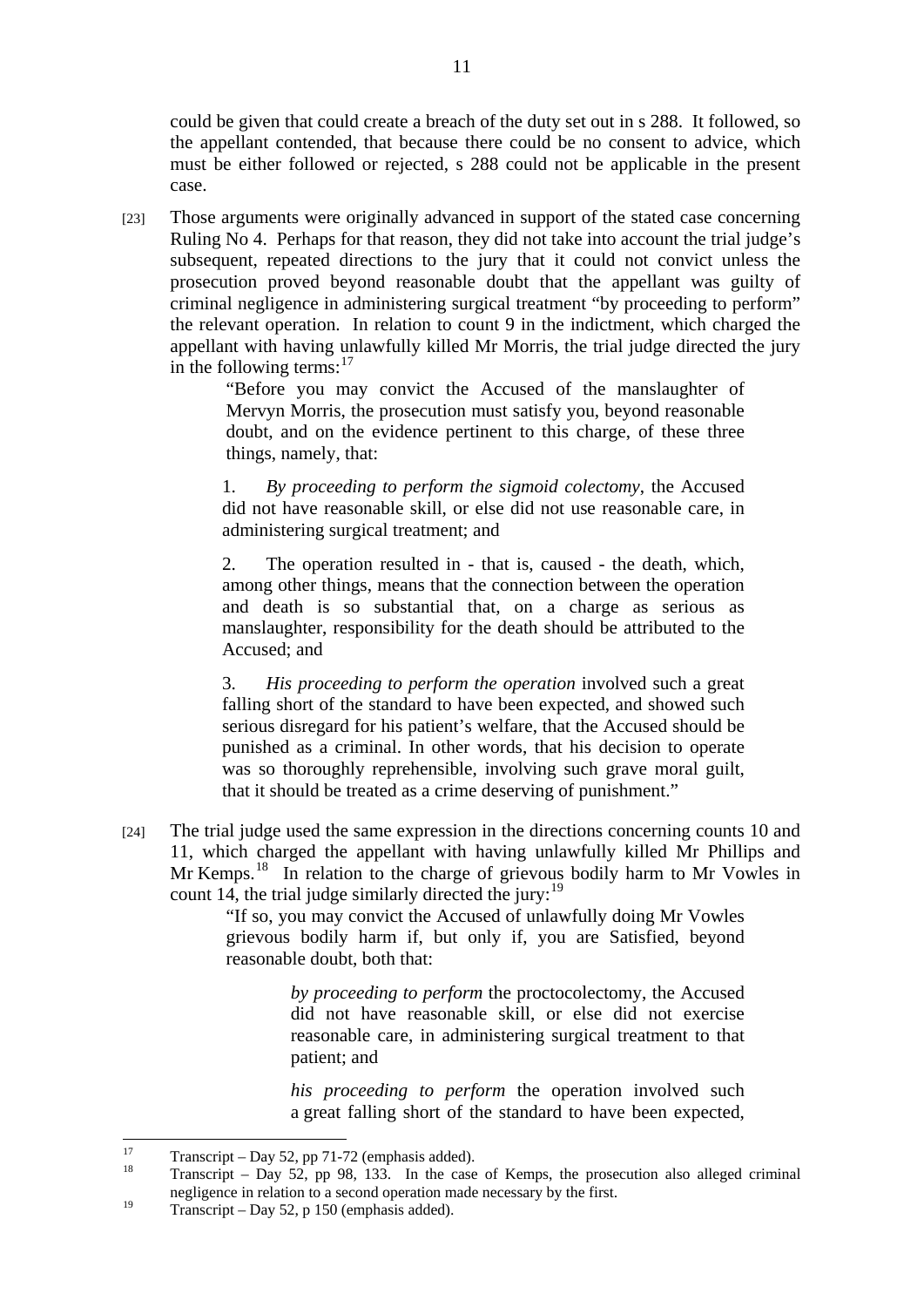could be given that could create a breach of the duty set out in s 288. It followed, so the appellant contended, that because there could be no consent to advice, which must be either followed or rejected, s 288 could not be applicable in the present case.

[23] Those arguments were originally advanced in support of the stated case concerning Ruling No 4. Perhaps for that reason, they did not take into account the trial judge's subsequent, repeated directions to the jury that it could not convict unless the prosecution proved beyond reasonable doubt that the appellant was guilty of criminal negligence in administering surgical treatment "by proceeding to perform" the relevant operation. In relation to count 9 in the indictment, which charged the appellant with having unlawfully killed Mr Morris, the trial judge directed the jury in the following terms:[17]

> "Before you may convict the Accused of the manslaughter of Mervyn Morris, the prosecution must satisfy you, beyond reasonable doubt, and on the evidence pertinent to this charge, of these three things, namely, that:
>
> 1. *By proceeding to perform the sigmoid colectomy*, the Accused did not have reasonable skill, or else did not use reasonable care, in administering surgical treatment; and
>
> 2. The operation resulted in - that is, caused - the death, which, among other things, means that the connection between the operation and death is so substantial that, on a charge as serious as manslaughter, responsibility for the death should be attributed to the Accused; and
>
> 3. *His proceeding to perform the operation* involved such a great falling short of the standard to have been expected, and showed such serious disregard for his patient's welfare, that the Accused should be punished as a criminal. In other words, that his decision to operate was so thoroughly reprehensible, involving such grave moral guilt, that it should be treated as a crime deserving of punishment."

[24] The trial judge used the same expression in the directions concerning counts 10 and 11, which charged the appellant with having unlawfully killed Mr Phillips and Mr Kemps.[18] In relation to the charge of grievous bodily harm to Mr Vowles in count 14, the trial judge similarly directed the jury:[19]

> "If so, you may convict the Accused of unlawfully doing Mr Vowles grievous bodily harm if, but only if, you are Satisfied, beyond reasonable doubt, both that:
>
> > *by proceeding to perform* the proctocolectomy, the Accused did not have reasonable skill, or else did not exercise reasonable care, in administering surgical treatment to that patient; and
> >
> > *his proceeding to perform* the operation involved such a great falling short of the standard to have been expected,

---

[17] Transcript – Day 52, pp 71-72 (emphasis added).

[18] Transcript – Day 52, pp 98, 133. In the case of Kemps, the prosecution also alleged criminal negligence in relation to a second operation made necessary by the first.

[19] Transcript – Day 52, p 150 (emphasis added).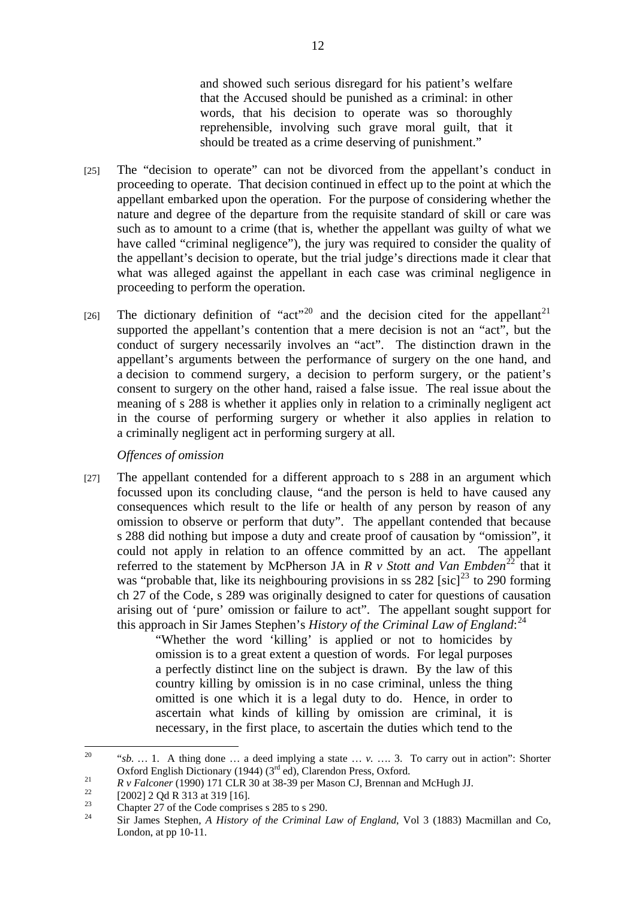> and showed such serious disregard for his patient's welfare that the Accused should be punished as a criminal: in other words, that his decision to operate was so thoroughly reprehensible, involving such grave moral guilt, that it should be treated as a crime deserving of punishment."

[25] The "decision to operate" can not be divorced from the appellant's conduct in proceeding to operate. That decision continued in effect up to the point at which the appellant embarked upon the operation. For the purpose of considering whether the nature and degree of the departure from the requisite standard of skill or care was such as to amount to a crime (that is, whether the appellant was guilty of what we have called "criminal negligence"), the jury was required to consider the quality of the appellant's decision to operate, but the trial judge's directions made it clear that what was alleged against the appellant in each case was criminal negligence in proceeding to perform the operation.

[26] The dictionary definition of "act"[20] and the decision cited for the appellant[21] supported the appellant's contention that a mere decision is not an "act", but the conduct of surgery necessarily involves an "act". The distinction drawn in the appellant's arguments between the performance of surgery on the one hand, and a decision to commend surgery, a decision to perform surgery, or the patient's consent to surgery on the other hand, raised a false issue. The real issue about the meaning of s 288 is whether it applies only in relation to a criminally negligent act in the course of performing surgery or whether it also applies in relation to a criminally negligent act in performing surgery at all.

*Offences of omission*

[27] The appellant contended for a different approach to s 288 in an argument which focussed upon its concluding clause, "and the person is held to have caused any consequences which result to the life or health of any person by reason of any omission to observe or perform that duty". The appellant contended that because s 288 did nothing but impose a duty and create proof of causation by "omission", it could not apply in relation to an offence committed by an act. The appellant referred to the statement by McPherson JA in *R v Stott and Van Embden*[22] that it was "probable that, like its neighbouring provisions in ss 282 [sic][23] to 290 forming ch 27 of the Code, s 289 was originally designed to cater for questions of causation arising out of 'pure' omission or failure to act". The appellant sought support for this approach in Sir James Stephen's *History of the Criminal Law of England*:[24]

> "Whether the word 'killing' is applied or not to homicides by omission is to a great extent a question of words. For legal purposes a perfectly distinct line on the subject is drawn. By the law of this country killing by omission is in no case criminal, unless the thing omitted is one which it is a legal duty to do. Hence, in order to ascertain what kinds of killing by omission are criminal, it is necessary, in the first place, to ascertain the duties which tend to the

---

[20] "*sb.* … 1. A thing done … a deed implying a state … *v.* …. 3. To carry out in action": Shorter Oxford English Dictionary (1944) (3rd ed), Clarendon Press, Oxford.

[21] *R v Falconer* (1990) 171 CLR 30 at 38-39 per Mason CJ, Brennan and McHugh JJ.

[22] [2002] 2 Qd R 313 at 319 [16].

[23] Chapter 27 of the Code comprises s 285 to s 290.

[24] Sir James Stephen, *A History of the Criminal Law of England*, Vol 3 (1883) Macmillan and Co, London, at pp 10-11.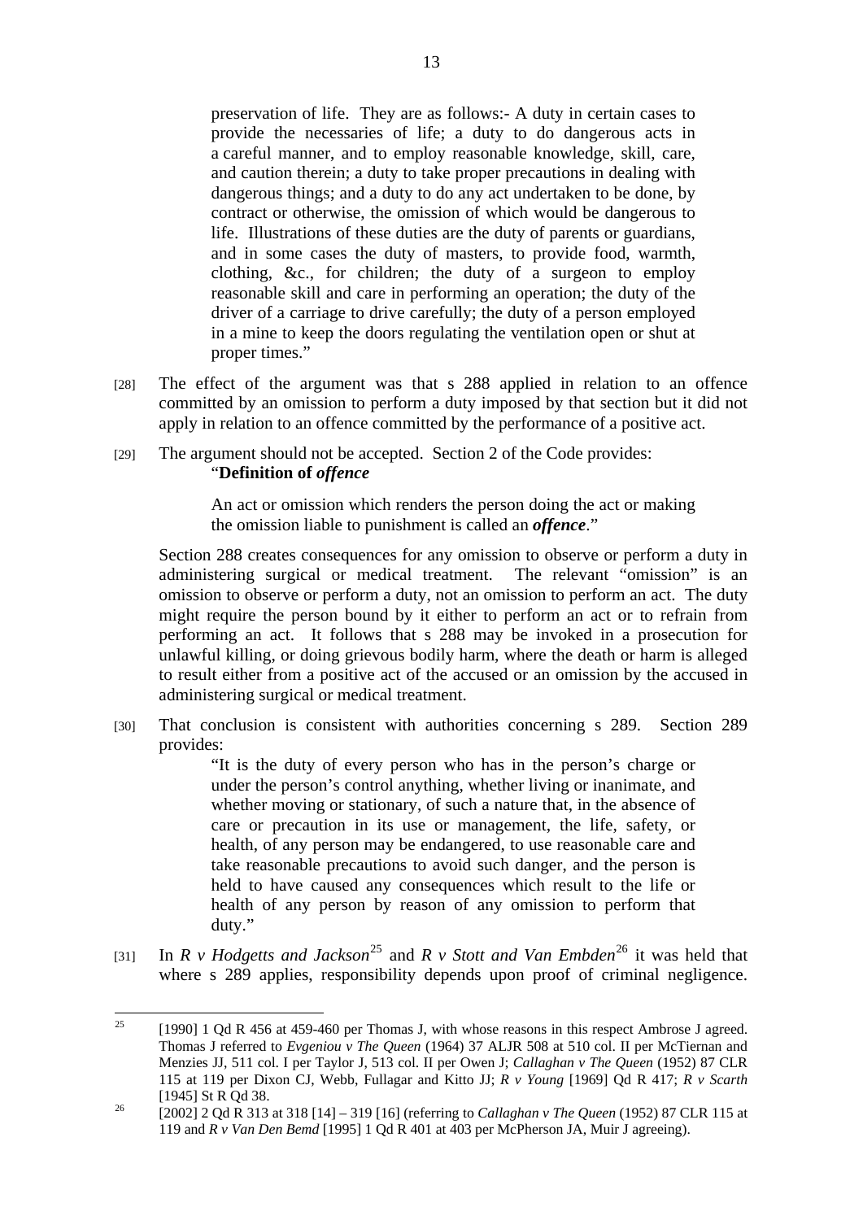preservation of life. They are as follows:- A duty in certain cases to provide the necessaries of life; a duty to do dangerous acts in a careful manner, and to employ reasonable knowledge, skill, care, and caution therein; a duty to take proper precautions in dealing with dangerous things; and a duty to do any act undertaken to be done, by contract or otherwise, the omission of which would be dangerous to life. Illustrations of these duties are the duty of parents or guardians, and in some cases the duty of masters, to provide food, warmth, clothing, &c., for children; the duty of a surgeon to employ reasonable skill and care in performing an operation; the duty of the driver of a carriage to drive carefully; the duty of a person employed in a mine to keep the doors regulating the ventilation open or shut at proper times."

[28] The effect of the argument was that s 288 applied in relation to an offence committed by an omission to perform a duty imposed by that section but it did not apply in relation to an offence committed by the performance of a positive act.

[29] The argument should not be accepted. Section 2 of the Code provides:

> "**Definition of *offence***
>
> An act or omission which renders the person doing the act or making the omission liable to punishment is called an ***offence***."

Section 288 creates consequences for any omission to observe or perform a duty in administering surgical or medical treatment. The relevant "omission" is an omission to observe or perform a duty, not an omission to perform an act. The duty might require the person bound by it either to perform an act or to refrain from performing an act. It follows that s 288 may be invoked in a prosecution for unlawful killing, or doing grievous bodily harm, where the death or harm is alleged to result either from a positive act of the accused or an omission by the accused in administering surgical or medical treatment.

[30] That conclusion is consistent with authorities concerning s 289. Section 289 provides:

> "It is the duty of every person who has in the person's charge or under the person's control anything, whether living or inanimate, and whether moving or stationary, of such a nature that, in the absence of care or precaution in its use or management, the life, safety, or health, of any person may be endangered, to use reasonable care and take reasonable precautions to avoid such danger, and the person is held to have caused any consequences which result to the life or health of any person by reason of any omission to perform that duty."

[31] In *R v Hodgetts and Jackson*[25] and *R v Stott and Van Embden*[26] it was held that where s 289 applies, responsibility depends upon proof of criminal negligence.

---

[25] [1990] 1 Qd R 456 at 459-460 per Thomas J, with whose reasons in this respect Ambrose J agreed. Thomas J referred to *Evgeniou v The Queen* (1964) 37 ALJR 508 at 510 col. II per McTiernan and Menzies JJ, 511 col. I per Taylor J, 513 col. II per Owen J; *Callaghan v The Queen* (1952) 87 CLR 115 at 119 per Dixon CJ, Webb, Fullagar and Kitto JJ; *R v Young* [1969] Qd R 417; *R v Scarth* [1945] St R Qd 38.

[26] [2002] 2 Qd R 313 at 318 [14] – 319 [16] (referring to *Callaghan v The Queen* (1952) 87 CLR 115 at 119 and *R v Van Den Bemd* [1995] 1 Qd R 401 at 403 per McPherson JA, Muir J agreeing).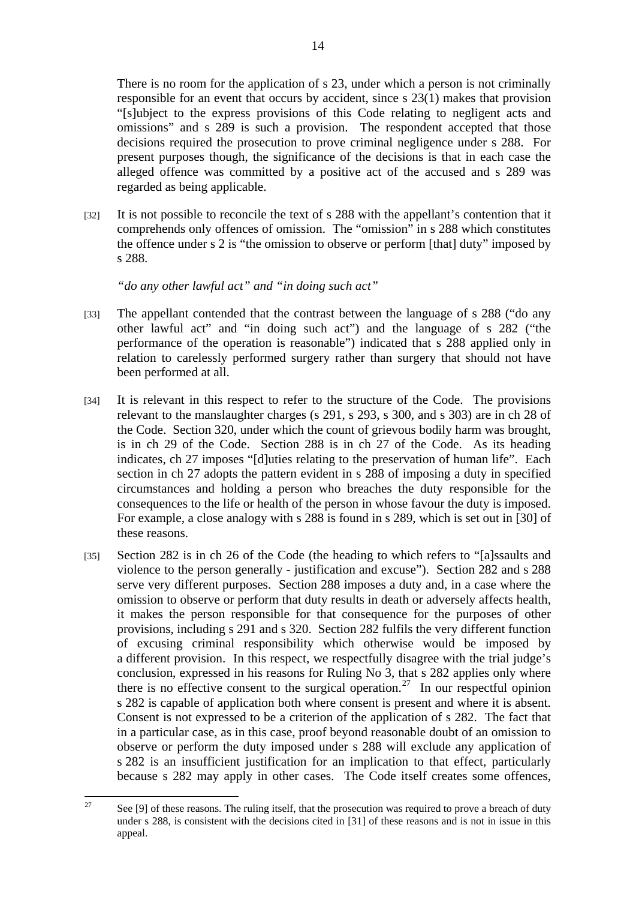There is no room for the application of s 23, under which a person is not criminally responsible for an event that occurs by accident, since s 23(1) makes that provision "[s]ubject to the express provisions of this Code relating to negligent acts and omissions" and s 289 is such a provision. The respondent accepted that those decisions required the prosecution to prove criminal negligence under s 288. For present purposes though, the significance of the decisions is that in each case the alleged offence was committed by a positive act of the accused and s 289 was regarded as being applicable.

[32] It is not possible to reconcile the text of s 288 with the appellant's contention that it comprehends only offences of omission. The "omission" in s 288 which constitutes the offence under s 2 is "the omission to observe or perform [that] duty" imposed by s 288.

*"do any other lawful act" and "in doing such act"*

[33] The appellant contended that the contrast between the language of s 288 ("do any other lawful act" and "in doing such act") and the language of s 282 ("the performance of the operation is reasonable") indicated that s 288 applied only in relation to carelessly performed surgery rather than surgery that should not have been performed at all.

[34] It is relevant in this respect to refer to the structure of the Code. The provisions relevant to the manslaughter charges (s 291, s 293, s 300, and s 303) are in ch 28 of the Code. Section 320, under which the count of grievous bodily harm was brought, is in ch 29 of the Code. Section 288 is in ch 27 of the Code. As its heading indicates, ch 27 imposes "[d]uties relating to the preservation of human life". Each section in ch 27 adopts the pattern evident in s 288 of imposing a duty in specified circumstances and holding a person who breaches the duty responsible for the consequences to the life or health of the person in whose favour the duty is imposed. For example, a close analogy with s 288 is found in s 289, which is set out in [30] of these reasons.

[35] Section 282 is in ch 26 of the Code (the heading to which refers to "[a]ssaults and violence to the person generally - justification and excuse"). Section 282 and s 288 serve very different purposes. Section 288 imposes a duty and, in a case where the omission to observe or perform that duty results in death or adversely affects health, it makes the person responsible for that consequence for the purposes of other provisions, including s 291 and s 320. Section 282 fulfils the very different function of excusing criminal responsibility which otherwise would be imposed by a different provision. In this respect, we respectfully disagree with the trial judge's conclusion, expressed in his reasons for Ruling No 3, that s 282 applies only where there is no effective consent to the surgical operation.[27] In our respectful opinion s 282 is capable of application both where consent is present and where it is absent. Consent is not expressed to be a criterion of the application of s 282. The fact that in a particular case, as in this case, proof beyond reasonable doubt of an omission to observe or perform the duty imposed under s 288 will exclude any application of s 282 is an insufficient justification for an implication to that effect, particularly because s 282 may apply in other cases. The Code itself creates some offences,

---

[27] See [9] of these reasons. The ruling itself, that the prosecution was required to prove a breach of duty under s 288, is consistent with the decisions cited in [31] of these reasons and is not in issue in this appeal.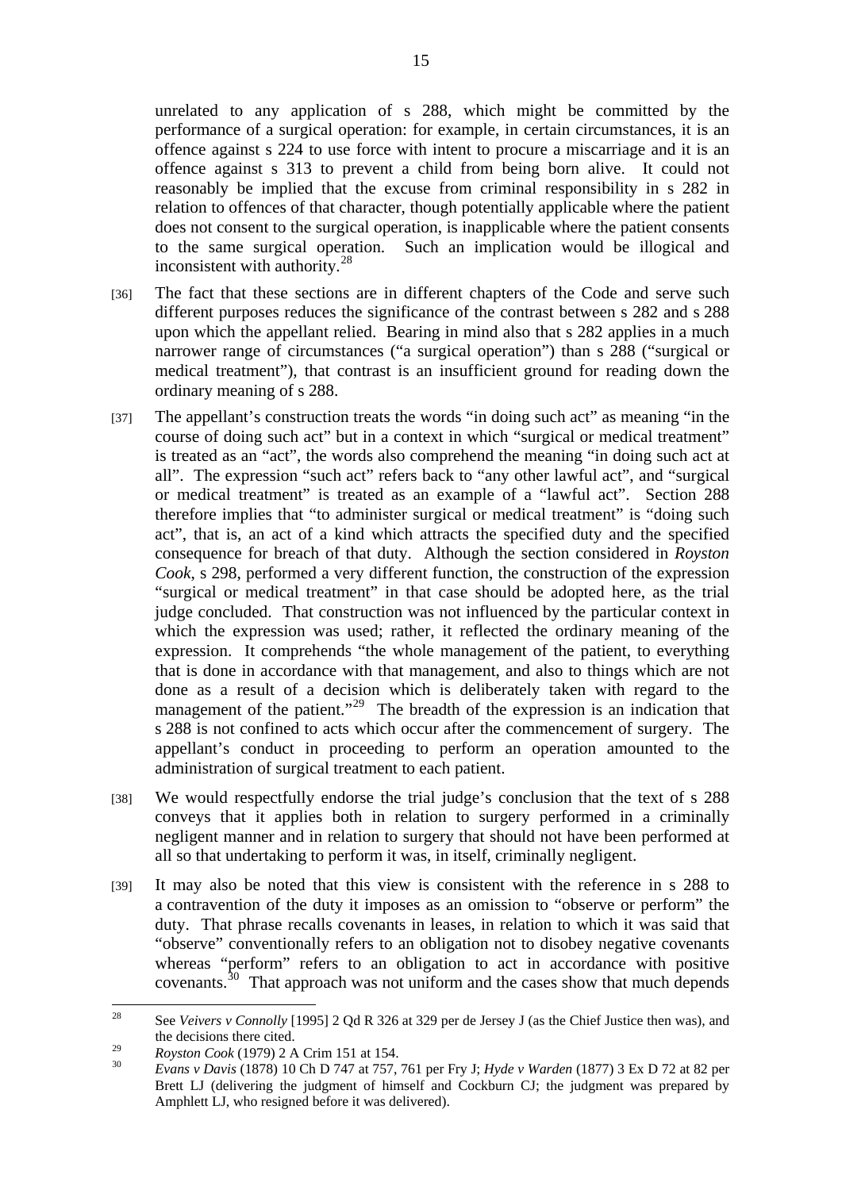unrelated to any application of s 288, which might be committed by the performance of a surgical operation: for example, in certain circumstances, it is an offence against s 224 to use force with intent to procure a miscarriage and it is an offence against s 313 to prevent a child from being born alive. It could not reasonably be implied that the excuse from criminal responsibility in s 282 in relation to offences of that character, though potentially applicable where the patient does not consent to the surgical operation, is inapplicable where the patient consents to the same surgical operation. Such an implication would be illogical and inconsistent with authority.[28]

[36] The fact that these sections are in different chapters of the Code and serve such different purposes reduces the significance of the contrast between s 282 and s 288 upon which the appellant relied. Bearing in mind also that s 282 applies in a much narrower range of circumstances ("a surgical operation") than s 288 ("surgical or medical treatment"), that contrast is an insufficient ground for reading down the ordinary meaning of s 288.

[37] The appellant's construction treats the words "in doing such act" as meaning "in the course of doing such act" but in a context in which "surgical or medical treatment" is treated as an "act", the words also comprehend the meaning "in doing such act at all". The expression "such act" refers back to "any other lawful act", and "surgical or medical treatment" is treated as an example of a "lawful act". Section 288 therefore implies that "to administer surgical or medical treatment" is "doing such act", that is, an act of a kind which attracts the specified duty and the specified consequence for breach of that duty. Although the section considered in *Royston Cook*, s 298, performed a very different function, the construction of the expression "surgical or medical treatment" in that case should be adopted here, as the trial judge concluded. That construction was not influenced by the particular context in which the expression was used; rather, it reflected the ordinary meaning of the expression. It comprehends "the whole management of the patient, to everything that is done in accordance with that management, and also to things which are not done as a result of a decision which is deliberately taken with regard to the management of the patient."[29] The breadth of the expression is an indication that s 288 is not confined to acts which occur after the commencement of surgery. The appellant's conduct in proceeding to perform an operation amounted to the administration of surgical treatment to each patient.

[38] We would respectfully endorse the trial judge's conclusion that the text of s 288 conveys that it applies both in relation to surgery performed in a criminally negligent manner and in relation to surgery that should not have been performed at all so that undertaking to perform it was, in itself, criminally negligent.

[39] It may also be noted that this view is consistent with the reference in s 288 to a contravention of the duty it imposes as an omission to "observe or perform" the duty. That phrase recalls covenants in leases, in relation to which it was said that "observe" conventionally refers to an obligation not to disobey negative covenants whereas "perform" refers to an obligation to act in accordance with positive covenants.[30] That approach was not uniform and the cases show that much depends

---

[28] See *Veivers v Connolly* [1995] 2 Qd R 326 at 329 per de Jersey J (as the Chief Justice then was), and the decisions there cited.

[29] *Royston Cook* (1979) 2 A Crim 151 at 154.

[30] *Evans v Davis* (1878) 10 Ch D 747 at 757, 761 per Fry J; *Hyde v Warden* (1877) 3 Ex D 72 at 82 per Brett LJ (delivering the judgment of himself and Cockburn CJ; the judgment was prepared by Amphlett LJ, who resigned before it was delivered).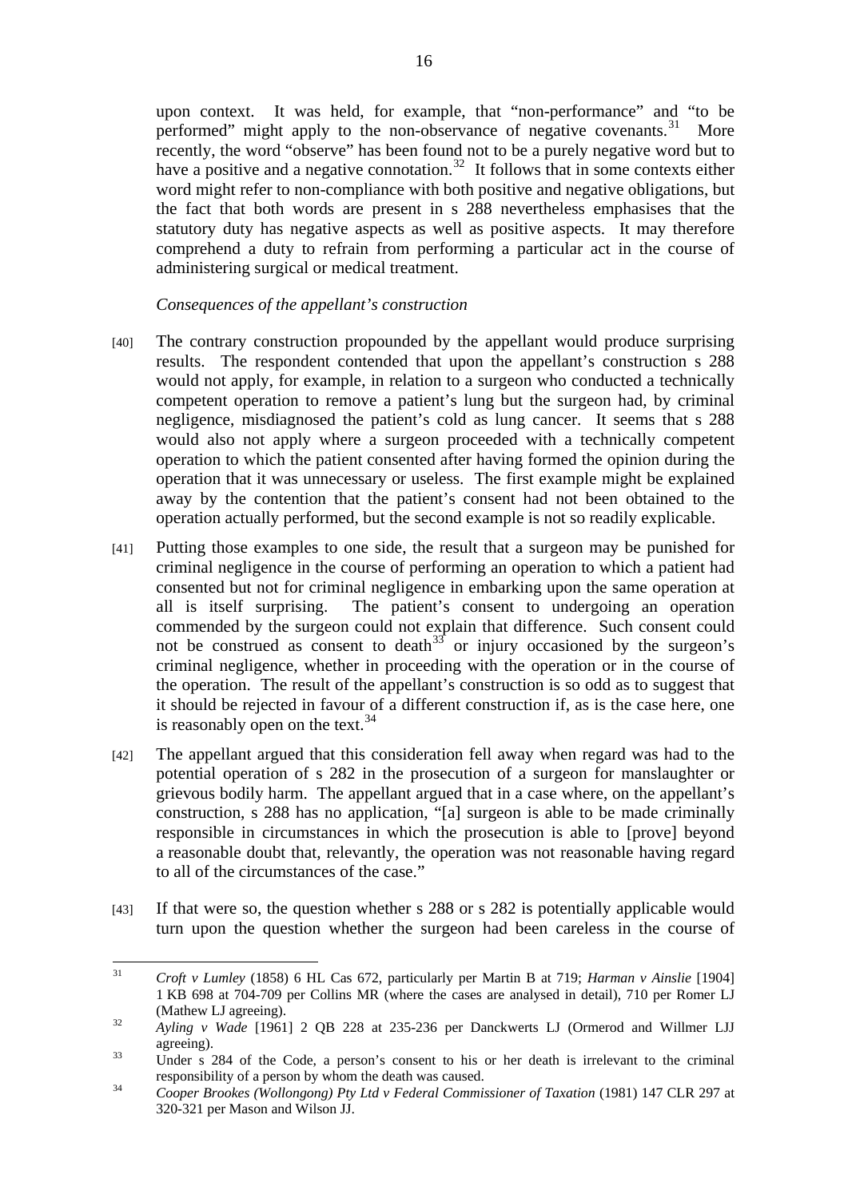upon context. It was held, for example, that "non-performance" and "to be performed" might apply to the non-observance of negative covenants.[31] More recently, the word "observe" has been found not to be a purely negative word but to have a positive and a negative connotation.[32] It follows that in some contexts either word might refer to non-compliance with both positive and negative obligations, but the fact that both words are present in s 288 nevertheless emphasises that the statutory duty has negative aspects as well as positive aspects. It may therefore comprehend a duty to refrain from performing a particular act in the course of administering surgical or medical treatment.

*Consequences of the appellant's construction*

[40] The contrary construction propounded by the appellant would produce surprising results. The respondent contended that upon the appellant's construction s 288 would not apply, for example, in relation to a surgeon who conducted a technically competent operation to remove a patient's lung but the surgeon had, by criminal negligence, misdiagnosed the patient's cold as lung cancer. It seems that s 288 would also not apply where a surgeon proceeded with a technically competent operation to which the patient consented after having formed the opinion during the operation that it was unnecessary or useless. The first example might be explained away by the contention that the patient's consent had not been obtained to the operation actually performed, but the second example is not so readily explicable.

[41] Putting those examples to one side, the result that a surgeon may be punished for criminal negligence in the course of performing an operation to which a patient had consented but not for criminal negligence in embarking upon the same operation at all is itself surprising. The patient's consent to undergoing an operation commended by the surgeon could not explain that difference. Such consent could not be construed as consent to death[33] or injury occasioned by the surgeon's criminal negligence, whether in proceeding with the operation or in the course of the operation. The result of the appellant's construction is so odd as to suggest that it should be rejected in favour of a different construction if, as is the case here, one is reasonably open on the text.[34]

[42] The appellant argued that this consideration fell away when regard was had to the potential operation of s 282 in the prosecution of a surgeon for manslaughter or grievous bodily harm. The appellant argued that in a case where, on the appellant's construction, s 288 has no application, "[a] surgeon is able to be made criminally responsible in circumstances in which the prosecution is able to [prove] beyond a reasonable doubt that, relevantly, the operation was not reasonable having regard to all of the circumstances of the case."

[43] If that were so, the question whether s 288 or s 282 is potentially applicable would turn upon the question whether the surgeon had been careless in the course of

---

[31] *Croft v Lumley* (1858) 6 HL Cas 672, particularly per Martin B at 719; *Harman v Ainslie* [1904] 1 KB 698 at 704-709 per Collins MR (where the cases are analysed in detail), 710 per Romer LJ (Mathew LJ agreeing).

[32] *Ayling v Wade* [1961] 2 QB 228 at 235-236 per Danckwerts LJ (Ormerod and Willmer LJJ agreeing).

[33] Under s 284 of the Code, a person's consent to his or her death is irrelevant to the criminal responsibility of a person by whom the death was caused.

[34] *Cooper Brookes (Wollongong) Pty Ltd v Federal Commissioner of Taxation* (1981) 147 CLR 297 at 320-321 per Mason and Wilson JJ.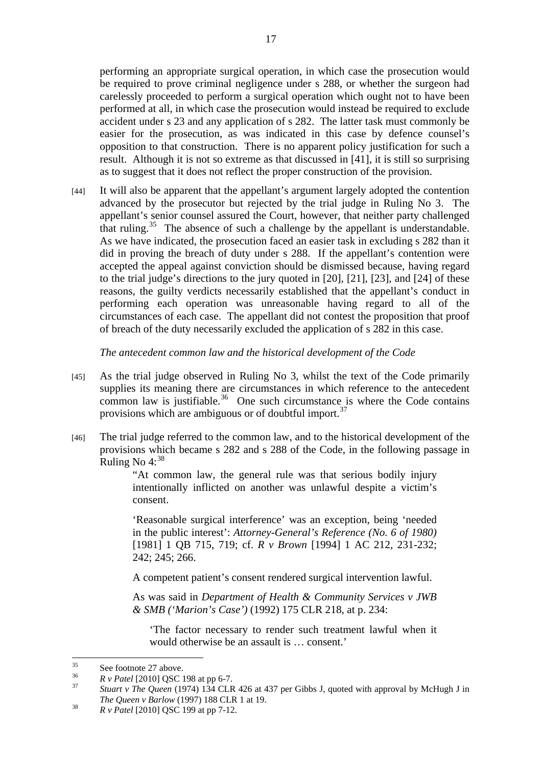performing an appropriate surgical operation, in which case the prosecution would be required to prove criminal negligence under s 288, or whether the surgeon had carelessly proceeded to perform a surgical operation which ought not to have been performed at all, in which case the prosecution would instead be required to exclude accident under s 23 and any application of s 282. The latter task must commonly be easier for the prosecution, as was indicated in this case by defence counsel's opposition to that construction. There is no apparent policy justification for such a result. Although it is not so extreme as that discussed in [41], it is still so surprising as to suggest that it does not reflect the proper construction of the provision.

[44] It will also be apparent that the appellant's argument largely adopted the contention advanced by the prosecutor but rejected by the trial judge in Ruling No 3. The appellant's senior counsel assured the Court, however, that neither party challenged that ruling.[35] The absence of such a challenge by the appellant is understandable. As we have indicated, the prosecution faced an easier task in excluding s 282 than it did in proving the breach of duty under s 288. If the appellant's contention were accepted the appeal against conviction should be dismissed because, having regard to the trial judge's directions to the jury quoted in [20], [21], [23], and [24] of these reasons, the guilty verdicts necessarily established that the appellant's conduct in performing each operation was unreasonable having regard to all of the circumstances of each case. The appellant did not contest the proposition that proof of breach of the duty necessarily excluded the application of s 282 in this case.

*The antecedent common law and the historical development of the Code*

[45] As the trial judge observed in Ruling No 3, whilst the text of the Code primarily supplies its meaning there are circumstances in which reference to the antecedent common law is justifiable.[36] One such circumstance is where the Code contains provisions which are ambiguous or of doubtful import.[37]

[46] The trial judge referred to the common law, and to the historical development of the provisions which became s 282 and s 288 of the Code, in the following passage in Ruling No 4:[38]

> "At common law, the general rule was that serious bodily injury intentionally inflicted on another was unlawful despite a victim's consent.
>
> 'Reasonable surgical interference' was an exception, being 'needed in the public interest': *Attorney-General's Reference (No. 6 of 1980)* [1981] 1 QB 715, 719; cf. *R v Brown* [1994] 1 AC 212, 231-232; 242; 245; 266.
>
> A competent patient's consent rendered surgical intervention lawful.
>
> As was said in *Department of Health & Community Services v JWB & SMB ('Marion's Case')* (1992) 175 CLR 218, at p. 234:
>
> > 'The factor necessary to render such treatment lawful when it would otherwise be an assault is … consent.'

---

[35] See footnote 27 above.

[36] *R v Patel* [2010] QSC 198 at pp 6-7.

[37] *Stuart v The Queen* (1974) 134 CLR 426 at 437 per Gibbs J, quoted with approval by McHugh J in *The Queen v Barlow* (1997) 188 CLR 1 at 19.

[38] *R v Patel* [2010] QSC 199 at pp 7-12.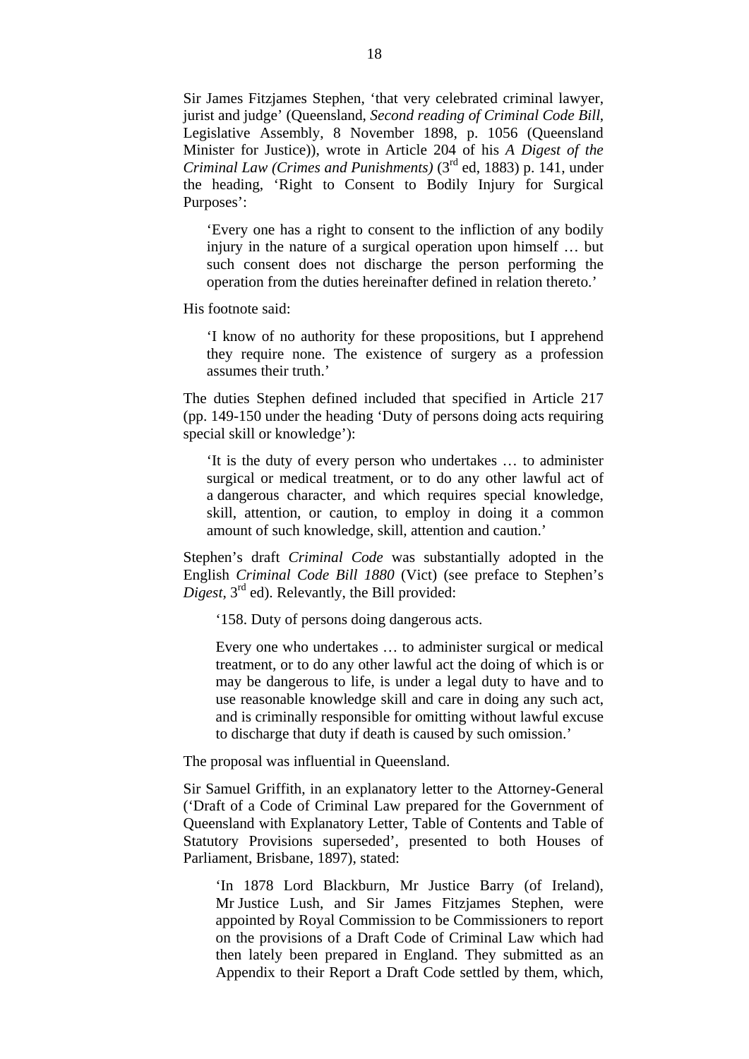Sir James Fitzjames Stephen, 'that very celebrated criminal lawyer, jurist and judge' (Queensland, *Second reading of Criminal Code Bill*, Legislative Assembly, 8 November 1898, p. 1056 (Queensland Minister for Justice)), wrote in Article 204 of his *A Digest of the Criminal Law (Crimes and Punishments)* (3rd ed, 1883) p. 141, under the heading, 'Right to Consent to Bodily Injury for Surgical Purposes':

> 'Every one has a right to consent to the infliction of any bodily injury in the nature of a surgical operation upon himself … but such consent does not discharge the person performing the operation from the duties hereinafter defined in relation thereto.'

His footnote said:

> 'I know of no authority for these propositions, but I apprehend they require none. The existence of surgery as a profession assumes their truth.'

The duties Stephen defined included that specified in Article 217 (pp. 149-150 under the heading 'Duty of persons doing acts requiring special skill or knowledge'):

> 'It is the duty of every person who undertakes … to administer surgical or medical treatment, or to do any other lawful act of a dangerous character, and which requires special knowledge, skill, attention, or caution, to employ in doing it a common amount of such knowledge, skill, attention and caution.'

Stephen's draft *Criminal Code* was substantially adopted in the English *Criminal Code Bill 1880* (Vict) (see preface to Stephen's *Digest*, 3rd ed). Relevantly, the Bill provided:

> '158. Duty of persons doing dangerous acts.
>
> Every one who undertakes … to administer surgical or medical treatment, or to do any other lawful act the doing of which is or may be dangerous to life, is under a legal duty to have and to use reasonable knowledge skill and care in doing any such act, and is criminally responsible for omitting without lawful excuse to discharge that duty if death is caused by such omission.'

The proposal was influential in Queensland.

Sir Samuel Griffith, in an explanatory letter to the Attorney-General ('Draft of a Code of Criminal Law prepared for the Government of Queensland with Explanatory Letter, Table of Contents and Table of Statutory Provisions superseded', presented to both Houses of Parliament, Brisbane, 1897), stated:

> 'In 1878 Lord Blackburn, Mr Justice Barry (of Ireland), Mr Justice Lush, and Sir James Fitzjames Stephen, were appointed by Royal Commission to be Commissioners to report on the provisions of a Draft Code of Criminal Law which had then lately been prepared in England. They submitted as an Appendix to their Report a Draft Code settled by them, which,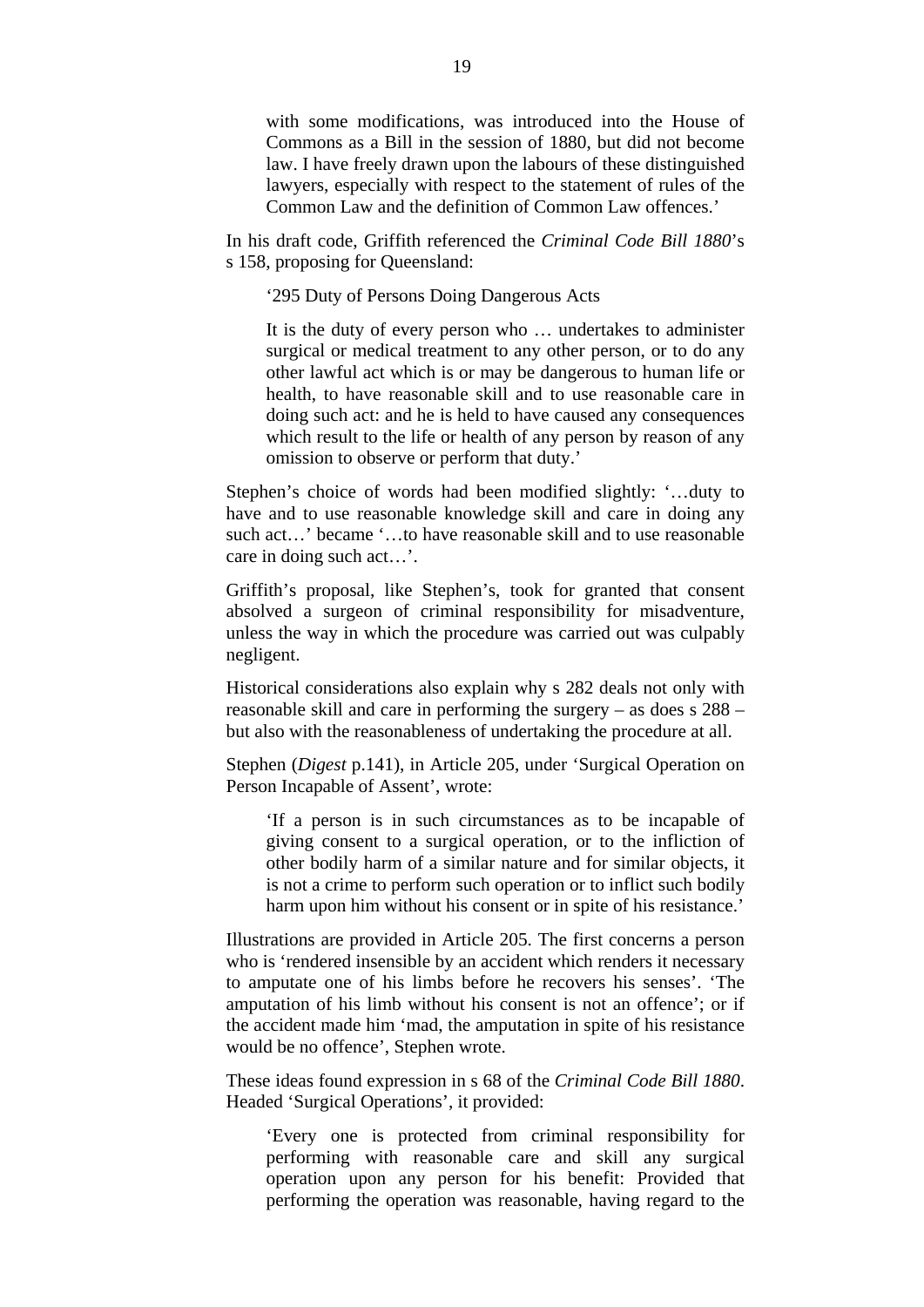> with some modifications, was introduced into the House of Commons as a Bill in the session of 1880, but did not become law. I have freely drawn upon the labours of these distinguished lawyers, especially with respect to the statement of rules of the Common Law and the definition of Common Law offences.'

In his draft code, Griffith referenced the *Criminal Code Bill 1880*'s s 158, proposing for Queensland:

> '295 Duty of Persons Doing Dangerous Acts
>
> It is the duty of every person who … undertakes to administer surgical or medical treatment to any other person, or to do any other lawful act which is or may be dangerous to human life or health, to have reasonable skill and to use reasonable care in doing such act: and he is held to have caused any consequences which result to the life or health of any person by reason of any omission to observe or perform that duty.'

Stephen's choice of words had been modified slightly: '…duty to have and to use reasonable knowledge skill and care in doing any such act…' became '…to have reasonable skill and to use reasonable care in doing such act…'.

Griffith's proposal, like Stephen's, took for granted that consent absolved a surgeon of criminal responsibility for misadventure, unless the way in which the procedure was carried out was culpably negligent.

Historical considerations also explain why s 282 deals not only with reasonable skill and care in performing the surgery – as does s 288 – but also with the reasonableness of undertaking the procedure at all.

Stephen (*Digest* p.141), in Article 205, under 'Surgical Operation on Person Incapable of Assent', wrote:

> 'If a person is in such circumstances as to be incapable of giving consent to a surgical operation, or to the infliction of other bodily harm of a similar nature and for similar objects, it is not a crime to perform such operation or to inflict such bodily harm upon him without his consent or in spite of his resistance.'

Illustrations are provided in Article 205. The first concerns a person who is 'rendered insensible by an accident which renders it necessary to amputate one of his limbs before he recovers his senses'. 'The amputation of his limb without his consent is not an offence'; or if the accident made him 'mad, the amputation in spite of his resistance would be no offence', Stephen wrote.

These ideas found expression in s 68 of the *Criminal Code Bill 1880*. Headed 'Surgical Operations', it provided:

> 'Every one is protected from criminal responsibility for performing with reasonable care and skill any surgical operation upon any person for his benefit: Provided that performing the operation was reasonable, having regard to the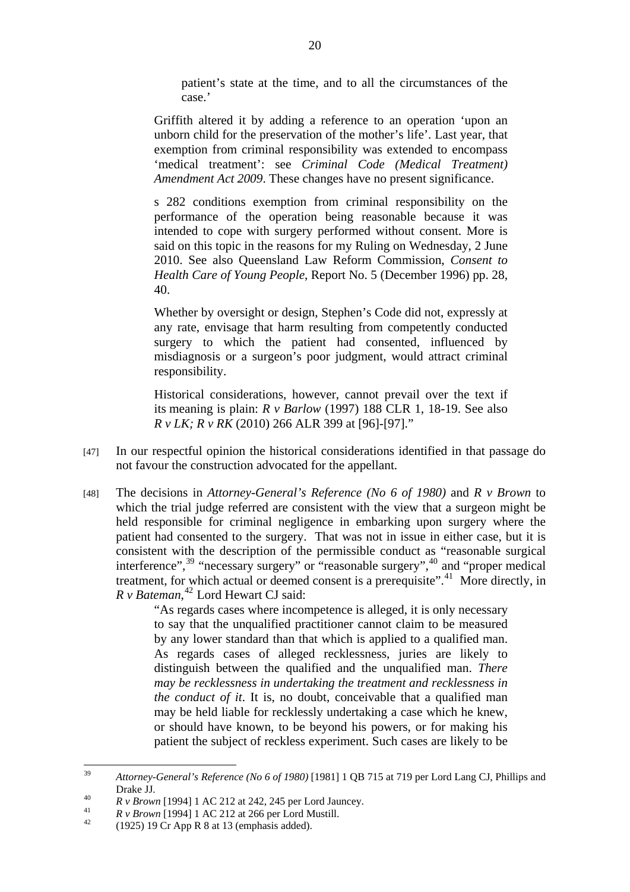> patient's state at the time, and to all the circumstances of the case.'
>
> Griffith altered it by adding a reference to an operation 'upon an unborn child for the preservation of the mother's life'. Last year, that exemption from criminal responsibility was extended to encompass 'medical treatment': see *Criminal Code (Medical Treatment) Amendment Act 2009*. These changes have no present significance.
>
> s 282 conditions exemption from criminal responsibility on the performance of the operation being reasonable because it was intended to cope with surgery performed without consent. More is said on this topic in the reasons for my Ruling on Wednesday, 2 June 2010. See also Queensland Law Reform Commission, *Consent to Health Care of Young People*, Report No. 5 (December 1996) pp. 28, 40.
>
> Whether by oversight or design, Stephen's Code did not, expressly at any rate, envisage that harm resulting from competently conducted surgery to which the patient had consented, influenced by misdiagnosis or a surgeon's poor judgment, would attract criminal responsibility.
>
> Historical considerations, however, cannot prevail over the text if its meaning is plain: *R v Barlow* (1997) 188 CLR 1, 18-19. See also *R v LK; R v RK* (2010) 266 ALR 399 at [96]-[97]."

[47] In our respectful opinion the historical considerations identified in that passage do not favour the construction advocated for the appellant.

[48] The decisions in *Attorney-General's Reference (No 6 of 1980)* and *R v Brown* to which the trial judge referred are consistent with the view that a surgeon might be held responsible for criminal negligence in embarking upon surgery where the patient had consented to the surgery. That was not in issue in either case, but it is consistent with the description of the permissible conduct as "reasonable surgical interference",[39] "necessary surgery" or "reasonable surgery",[40] and "proper medical treatment, for which actual or deemed consent is a prerequisite".[41] More directly, in *R v Bateman*,[42] Lord Hewart CJ said:

> "As regards cases where incompetence is alleged, it is only necessary to say that the unqualified practitioner cannot claim to be measured by any lower standard than that which is applied to a qualified man. As regards cases of alleged recklessness, juries are likely to distinguish between the qualified and the unqualified man. *There may be recklessness in undertaking the treatment and recklessness in the conduct of it*. It is, no doubt, conceivable that a qualified man may be held liable for recklessly undertaking a case which he knew, or should have known, to be beyond his powers, or for making his patient the subject of reckless experiment. Such cases are likely to be

---

[39] *Attorney-General's Reference (No 6 of 1980)* [1981] 1 QB 715 at 719 per Lord Lang CJ, Phillips and Drake JJ.

[40] *R v Brown* [1994] 1 AC 212 at 242, 245 per Lord Jauncey.

[41] *R v Brown* [1994] 1 AC 212 at 266 per Lord Mustill.

[42] (1925) 19 Cr App R 8 at 13 (emphasis added).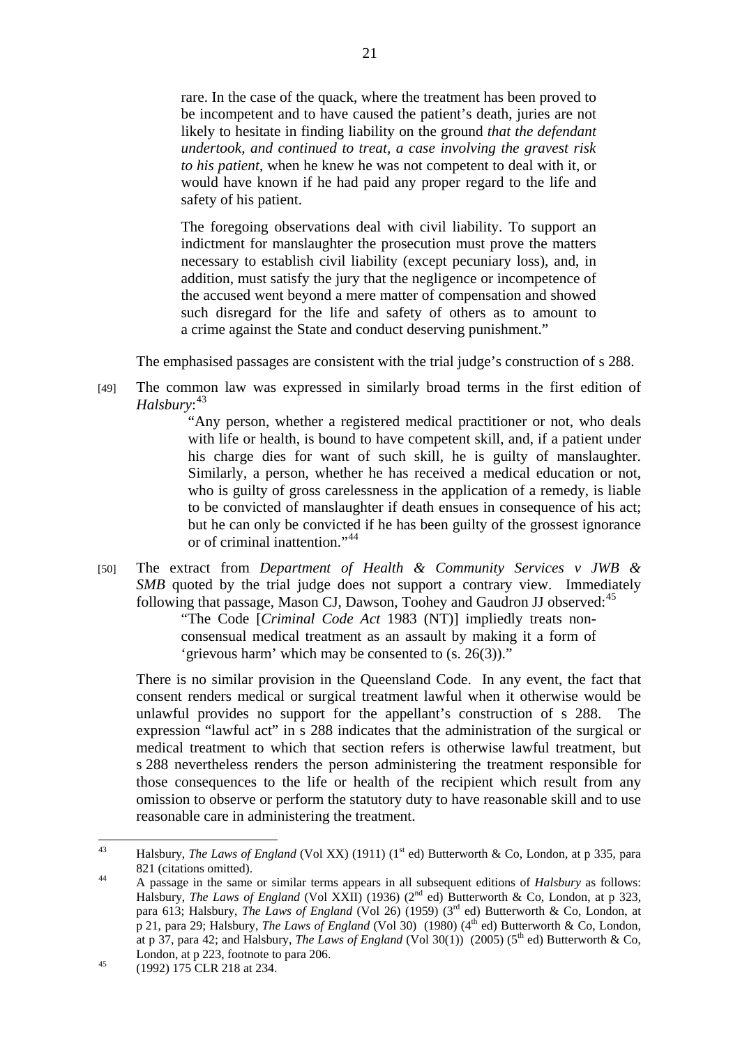rare. In the case of the quack, where the treatment has been proved to be incompetent and to have caused the patient's death, juries are not likely to hesitate in finding liability on the ground *that the defendant undertook, and continued to treat, a case involving the gravest risk to his patient*, when he knew he was not competent to deal with it, or would have known if he had paid any proper regard to the life and safety of his patient.

> The foregoing observations deal with civil liability. To support an indictment for manslaughter the prosecution must prove the matters necessary to establish civil liability (except pecuniary loss), and, in addition, must satisfy the jury that the negligence or incompetence of the accused went beyond a mere matter of compensation and showed such disregard for the life and safety of others as to amount to a crime against the State and conduct deserving punishment."

The emphasised passages are consistent with the trial judge's construction of s 288.

[49] The common law was expressed in similarly broad terms in the first edition of *Halsbury*:[43]

> "Any person, whether a registered medical practitioner or not, who deals with life or health, is bound to have competent skill, and, if a patient under his charge dies for want of such skill, he is guilty of manslaughter. Similarly, a person, whether he has received a medical education or not, who is guilty of gross carelessness in the application of a remedy, is liable to be convicted of manslaughter if death ensues in consequence of his act; but he can only be convicted if he has been guilty of the grossest ignorance or of criminal inattention."[44]

[50] The extract from *Department of Health & Community Services v JWB & SMB* quoted by the trial judge does not support a contrary view. Immediately following that passage, Mason CJ, Dawson, Toohey and Gaudron JJ observed:[45]

> "The Code [*Criminal Code Act* 1983 (NT)] impliedly treats non-consensual medical treatment as an assault by making it a form of 'grievous harm' which may be consented to (s. 26(3))."

There is no similar provision in the Queensland Code. In any event, the fact that consent renders medical or surgical treatment lawful when it otherwise would be unlawful provides no support for the appellant's construction of s 288. The expression "lawful act" in s 288 indicates that the administration of the surgical or medical treatment to which that section refers is otherwise lawful treatment, but s 288 nevertheless renders the person administering the treatment responsible for those consequences to the life or health of the recipient which result from any omission to observe or perform the statutory duty to have reasonable skill and to use reasonable care in administering the treatment.

---

[43] Halsbury, *The Laws of England* (Vol XX) (1911) (1st ed) Butterworth & Co, London, at p 335, para 821 (citations omitted).

[44] A passage in the same or similar terms appears in all subsequent editions of *Halsbury* as follows: Halsbury, *The Laws of England* (Vol XXII) (1936) (2nd ed) Butterworth & Co, London, at p 323, para 613; Halsbury, *The Laws of England* (Vol 26) (1959) (3rd ed) Butterworth & Co, London, at p 21, para 29; Halsbury, *The Laws of England* (Vol 30) (1980) (4th ed) Butterworth & Co, London, at p 37, para 42; and Halsbury, *The Laws of England* (Vol 30(1)) (2005) (5th ed) Butterworth & Co, London, at p 223, footnote to para 206.

[45] (1992) 175 CLR 218 at 234.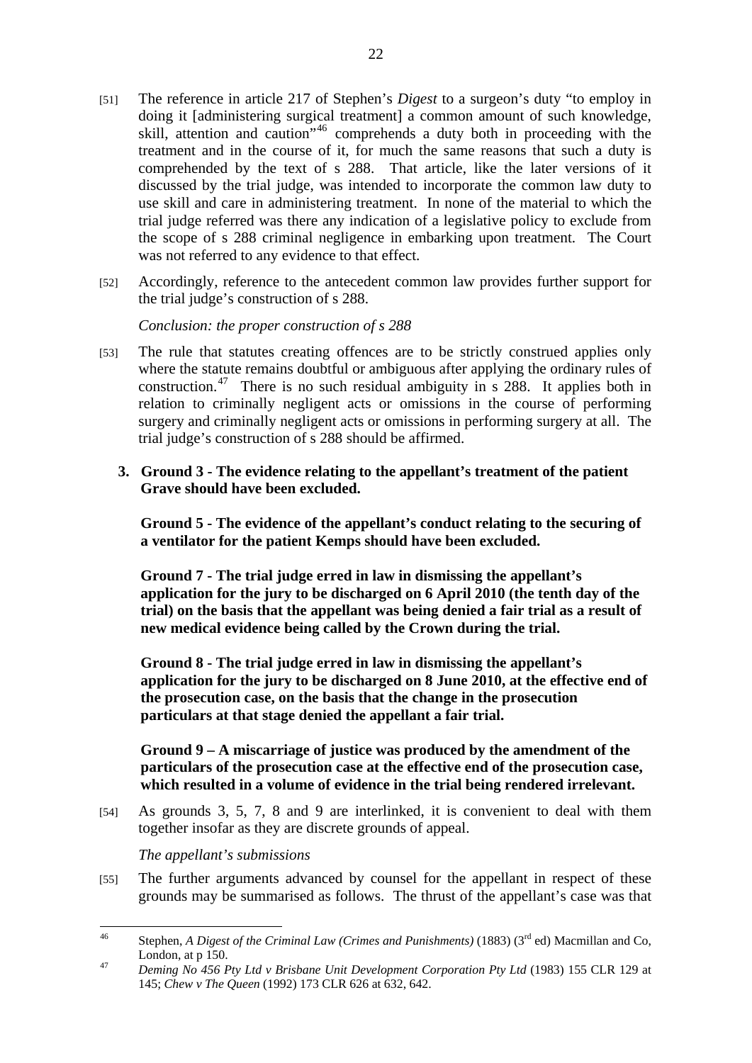[51] The reference in article 217 of Stephen's *Digest* to a surgeon's duty "to employ in doing it [administering surgical treatment] a common amount of such knowledge, skill, attention and caution"[46] comprehends a duty both in proceeding with the treatment and in the course of it, for much the same reasons that such a duty is comprehended by the text of s 288. That article, like the later versions of it discussed by the trial judge, was intended to incorporate the common law duty to use skill and care in administering treatment. In none of the material to which the trial judge referred was there any indication of a legislative policy to exclude from the scope of s 288 criminal negligence in embarking upon treatment. The Court was not referred to any evidence to that effect.

[52] Accordingly, reference to the antecedent common law provides further support for the trial judge's construction of s 288.

*Conclusion: the proper construction of s 288*

[53] The rule that statutes creating offences are to be strictly construed applies only where the statute remains doubtful or ambiguous after applying the ordinary rules of construction.[47] There is no such residual ambiguity in s 288. It applies both in relation to criminally negligent acts or omissions in the course of performing surgery and criminally negligent acts or omissions in performing surgery at all. The trial judge's construction of s 288 should be affirmed.

**3. Ground 3 - The evidence relating to the appellant's treatment of the patient Grave should have been excluded.**

**Ground 5 - The evidence of the appellant's conduct relating to the securing of a ventilator for the patient Kemps should have been excluded.**

**Ground 7 - The trial judge erred in law in dismissing the appellant's application for the jury to be discharged on 6 April 2010 (the tenth day of the trial) on the basis that the appellant was being denied a fair trial as a result of new medical evidence being called by the Crown during the trial.**

**Ground 8 - The trial judge erred in law in dismissing the appellant's application for the jury to be discharged on 8 June 2010, at the effective end of the prosecution case, on the basis that the change in the prosecution particulars at that stage denied the appellant a fair trial.**

**Ground 9 – A miscarriage of justice was produced by the amendment of the particulars of the prosecution case at the effective end of the prosecution case, which resulted in a volume of evidence in the trial being rendered irrelevant.**

[54] As grounds 3, 5, 7, 8 and 9 are interlinked, it is convenient to deal with them together insofar as they are discrete grounds of appeal.

*The appellant's submissions*

[55] The further arguments advanced by counsel for the appellant in respect of these grounds may be summarised as follows. The thrust of the appellant's case was that

---

[46] Stephen, *A Digest of the Criminal Law (Crimes and Punishments)* (1883) (3rd ed) Macmillan and Co, London, at p 150.

[47] *Deming No 456 Pty Ltd v Brisbane Unit Development Corporation Pty Ltd* (1983) 155 CLR 129 at 145; *Chew v The Queen* (1992) 173 CLR 626 at 632, 642.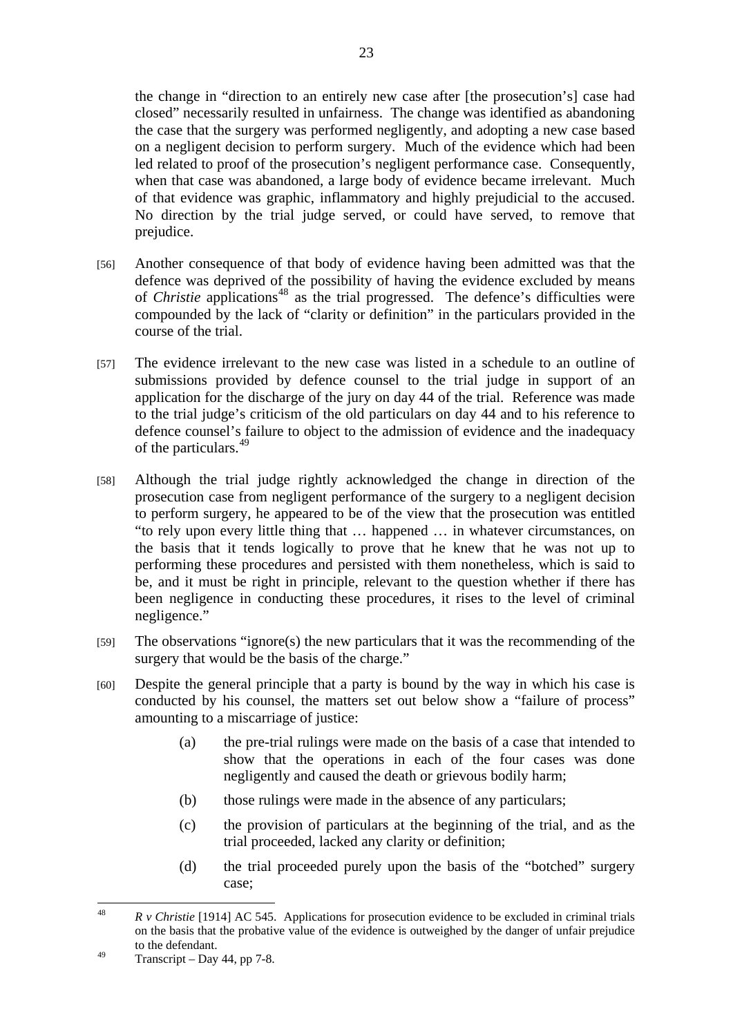the change in "direction to an entirely new case after [the prosecution's] case had closed" necessarily resulted in unfairness. The change was identified as abandoning the case that the surgery was performed negligently, and adopting a new case based on a negligent decision to perform surgery. Much of the evidence which had been led related to proof of the prosecution's negligent performance case. Consequently, when that case was abandoned, a large body of evidence became irrelevant. Much of that evidence was graphic, inflammatory and highly prejudicial to the accused. No direction by the trial judge served, or could have served, to remove that prejudice.

[56] Another consequence of that body of evidence having been admitted was that the defence was deprived of the possibility of having the evidence excluded by means of *Christie* applications[48] as the trial progressed. The defence's difficulties were compounded by the lack of "clarity or definition" in the particulars provided in the course of the trial.

[57] The evidence irrelevant to the new case was listed in a schedule to an outline of submissions provided by defence counsel to the trial judge in support of an application for the discharge of the jury on day 44 of the trial. Reference was made to the trial judge's criticism of the old particulars on day 44 and to his reference to defence counsel's failure to object to the admission of evidence and the inadequacy of the particulars.[49]

[58] Although the trial judge rightly acknowledged the change in direction of the prosecution case from negligent performance of the surgery to a negligent decision to perform surgery, he appeared to be of the view that the prosecution was entitled "to rely upon every little thing that … happened … in whatever circumstances, on the basis that it tends logically to prove that he knew that he was not up to performing these procedures and persisted with them nonetheless, which is said to be, and it must be right in principle, relevant to the question whether if there has been negligence in conducting these procedures, it rises to the level of criminal negligence."

[59] The observations "ignore(s) the new particulars that it was the recommending of the surgery that would be the basis of the charge."

[60] Despite the general principle that a party is bound by the way in which his case is conducted by his counsel, the matters set out below show a "failure of process" amounting to a miscarriage of justice:

(a) the pre-trial rulings were made on the basis of a case that intended to show that the operations in each of the four cases was done negligently and caused the death or grievous bodily harm;

(b) those rulings were made in the absence of any particulars;

(c) the provision of particulars at the beginning of the trial, and as the trial proceeded, lacked any clarity or definition;

(d) the trial proceeded purely upon the basis of the "botched" surgery case;

---

[48] *R v Christie* [1914] AC 545. Applications for prosecution evidence to be excluded in criminal trials on the basis that the probative value of the evidence is outweighed by the danger of unfair prejudice to the defendant.

[49] Transcript – Day 44, pp 7-8.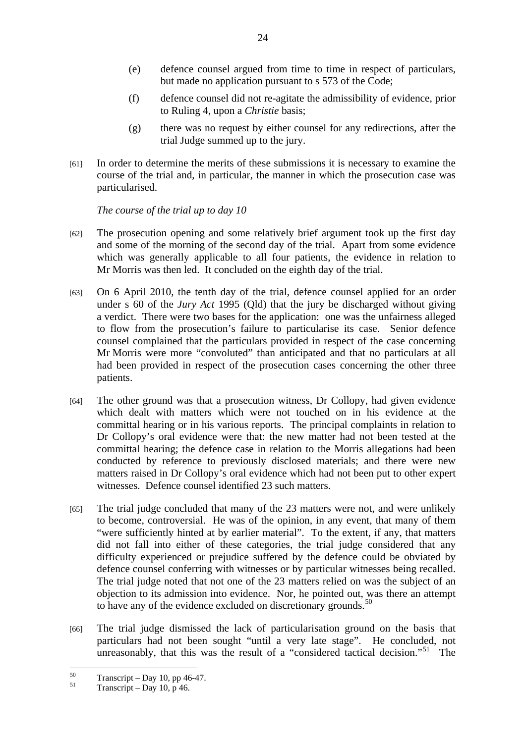(e) defence counsel argued from time to time in respect of particulars, but made no application pursuant to s 573 of the Code;

(f) defence counsel did not re-agitate the admissibility of evidence, prior to Ruling 4, upon a *Christie* basis;

(g) there was no request by either counsel for any redirections, after the trial Judge summed up to the jury.

[61] In order to determine the merits of these submissions it is necessary to examine the course of the trial and, in particular, the manner in which the prosecution case was particularised.

*The course of the trial up to day 10*

[62] The prosecution opening and some relatively brief argument took up the first day and some of the morning of the second day of the trial. Apart from some evidence which was generally applicable to all four patients, the evidence in relation to Mr Morris was then led. It concluded on the eighth day of the trial.

[63] On 6 April 2010, the tenth day of the trial, defence counsel applied for an order under s 60 of the *Jury Act* 1995 (Qld) that the jury be discharged without giving a verdict. There were two bases for the application: one was the unfairness alleged to flow from the prosecution's failure to particularise its case. Senior defence counsel complained that the particulars provided in respect of the case concerning Mr Morris were more "convoluted" than anticipated and that no particulars at all had been provided in respect of the prosecution cases concerning the other three patients.

[64] The other ground was that a prosecution witness, Dr Collopy, had given evidence which dealt with matters which were not touched on in his evidence at the committal hearing or in his various reports. The principal complaints in relation to Dr Collopy's oral evidence were that: the new matter had not been tested at the committal hearing; the defence case in relation to the Morris allegations had been conducted by reference to previously disclosed materials; and there were new matters raised in Dr Collopy's oral evidence which had not been put to other expert witnesses. Defence counsel identified 23 such matters.

[65] The trial judge concluded that many of the 23 matters were not, and were unlikely to become, controversial. He was of the opinion, in any event, that many of them "were sufficiently hinted at by earlier material". To the extent, if any, that matters did not fall into either of these categories, the trial judge considered that any difficulty experienced or prejudice suffered by the defence could be obviated by defence counsel conferring with witnesses or by particular witnesses being recalled. The trial judge noted that not one of the 23 matters relied on was the subject of an objection to its admission into evidence. Nor, he pointed out, was there an attempt to have any of the evidence excluded on discretionary grounds.[50]

[66] The trial judge dismissed the lack of particularisation ground on the basis that particulars had not been sought "until a very late stage". He concluded, not unreasonably, that this was the result of a "considered tactical decision."[51] The

[50] Transcript – Day 10, pp 46-47.

[51] Transcript – Day 10, p 46.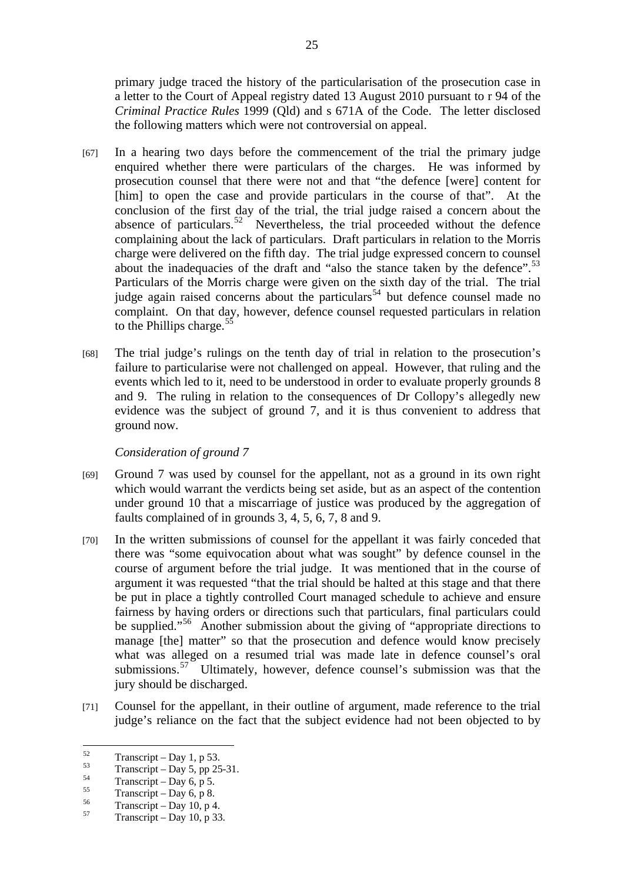primary judge traced the history of the particularisation of the prosecution case in a letter to the Court of Appeal registry dated 13 August 2010 pursuant to r 94 of the *Criminal Practice Rules* 1999 (Qld) and s 671A of the Code. The letter disclosed the following matters which were not controversial on appeal.

[67] In a hearing two days before the commencement of the trial the primary judge enquired whether there were particulars of the charges. He was informed by prosecution counsel that there were not and that "the defence [were] content for [him] to open the case and provide particulars in the course of that". At the conclusion of the first day of the trial, the trial judge raised a concern about the absence of particulars.[52] Nevertheless, the trial proceeded without the defence complaining about the lack of particulars. Draft particulars in relation to the Morris charge were delivered on the fifth day. The trial judge expressed concern to counsel about the inadequacies of the draft and "also the stance taken by the defence".[53] Particulars of the Morris charge were given on the sixth day of the trial. The trial judge again raised concerns about the particulars[54] but defence counsel made no complaint. On that day, however, defence counsel requested particulars in relation to the Phillips charge.[55]

[68] The trial judge's rulings on the tenth day of trial in relation to the prosecution's failure to particularise were not challenged on appeal. However, that ruling and the events which led to it, need to be understood in order to evaluate properly grounds 8 and 9. The ruling in relation to the consequences of Dr Collopy's allegedly new evidence was the subject of ground 7, and it is thus convenient to address that ground now.

*Consideration of ground 7*

[69] Ground 7 was used by counsel for the appellant, not as a ground in its own right which would warrant the verdicts being set aside, but as an aspect of the contention under ground 10 that a miscarriage of justice was produced by the aggregation of faults complained of in grounds 3, 4, 5, 6, 7, 8 and 9.

[70] In the written submissions of counsel for the appellant it was fairly conceded that there was "some equivocation about what was sought" by defence counsel in the course of argument before the trial judge. It was mentioned that in the course of argument it was requested "that the trial should be halted at this stage and that there be put in place a tightly controlled Court managed schedule to achieve and ensure fairness by having orders or directions such that particulars, final particulars could be supplied."[56] Another submission about the giving of "appropriate directions to manage [the] matter" so that the prosecution and defence would know precisely what was alleged on a resumed trial was made late in defence counsel's oral submissions.[57] Ultimately, however, defence counsel's submission was that the jury should be discharged.

[71] Counsel for the appellant, in their outline of argument, made reference to the trial judge's reliance on the fact that the subject evidence had not been objected to by

---

[52] Transcript – Day 1, p 53.

[53] Transcript – Day 5, pp 25-31.

[54] Transcript – Day 6, p 5.

[55] Transcript – Day 6, p 8.

[56] Transcript – Day 10, p 4.

[57] Transcript – Day 10, p 33.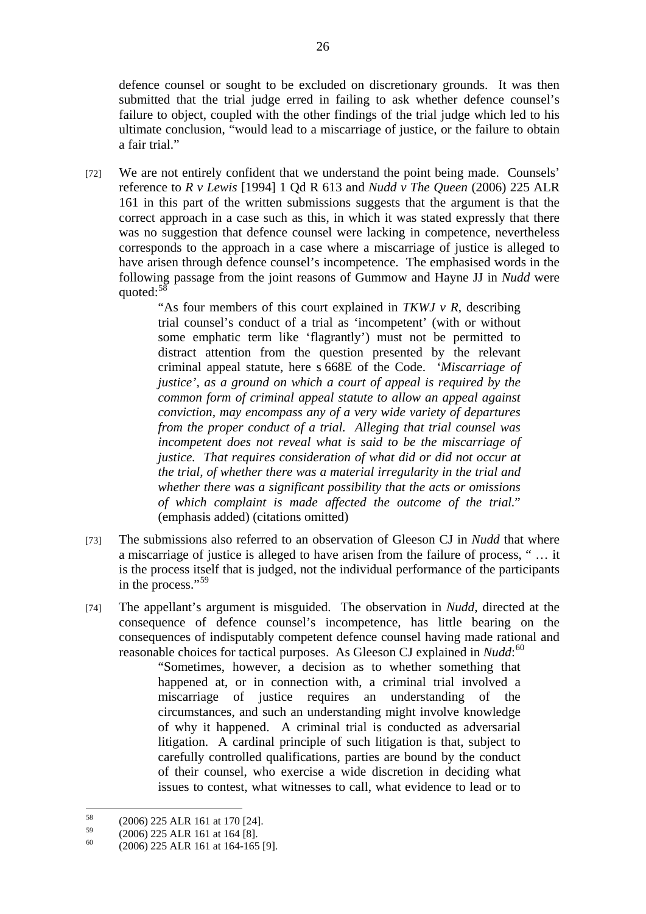defence counsel or sought to be excluded on discretionary grounds. It was then submitted that the trial judge erred in failing to ask whether defence counsel's failure to object, coupled with the other findings of the trial judge which led to his ultimate conclusion, "would lead to a miscarriage of justice, or the failure to obtain a fair trial."

[72] We are not entirely confident that we understand the point being made. Counsels' reference to *R v Lewis* [1994] 1 Qd R 613 and *Nudd v The Queen* (2006) 225 ALR 161 in this part of the written submissions suggests that the argument is that the correct approach in a case such as this, in which it was stated expressly that there was no suggestion that defence counsel were lacking in competence, nevertheless corresponds to the approach in a case where a miscarriage of justice is alleged to have arisen through defence counsel's incompetence. The emphasised words in the following passage from the joint reasons of Gummow and Hayne JJ in *Nudd* were quoted:[58]

> "As four members of this court explained in *TKWJ v R*, describing trial counsel's conduct of a trial as 'incompetent' (with or without some emphatic term like 'flagrantly') must not be permitted to distract attention from the question presented by the relevant criminal appeal statute, here s 668E of the Code. *'Miscarriage of justice', as a ground on which a court of appeal is required by the common form of criminal appeal statute to allow an appeal against conviction, may encompass any of a very wide variety of departures from the proper conduct of a trial. Alleging that trial counsel was incompetent does not reveal what is said to be the miscarriage of justice. That requires consideration of what did or did not occur at the trial, of whether there was a material irregularity in the trial and whether there was a significant possibility that the acts or omissions of which complaint is made affected the outcome of the trial.*" (emphasis added) (citations omitted)

[73] The submissions also referred to an observation of Gleeson CJ in *Nudd* that where a miscarriage of justice is alleged to have arisen from the failure of process, " … it is the process itself that is judged, not the individual performance of the participants in the process."[59]

[74] The appellant's argument is misguided. The observation in *Nudd*, directed at the consequence of defence counsel's incompetence, has little bearing on the consequences of indisputably competent defence counsel having made rational and reasonable choices for tactical purposes. As Gleeson CJ explained in *Nudd*:[60]

> "Sometimes, however, a decision as to whether something that happened at, or in connection with, a criminal trial involved a miscarriage of justice requires an understanding of the circumstances, and such an understanding might involve knowledge of why it happened. A criminal trial is conducted as adversarial litigation. A cardinal principle of such litigation is that, subject to carefully controlled qualifications, parties are bound by the conduct of their counsel, who exercise a wide discretion in deciding what issues to contest, what witnesses to call, what evidence to lead or to

---

[58] (2006) 225 ALR 161 at 170 [24].

[59] (2006) 225 ALR 161 at 164 [8].

[60] (2006) 225 ALR 161 at 164-165 [9].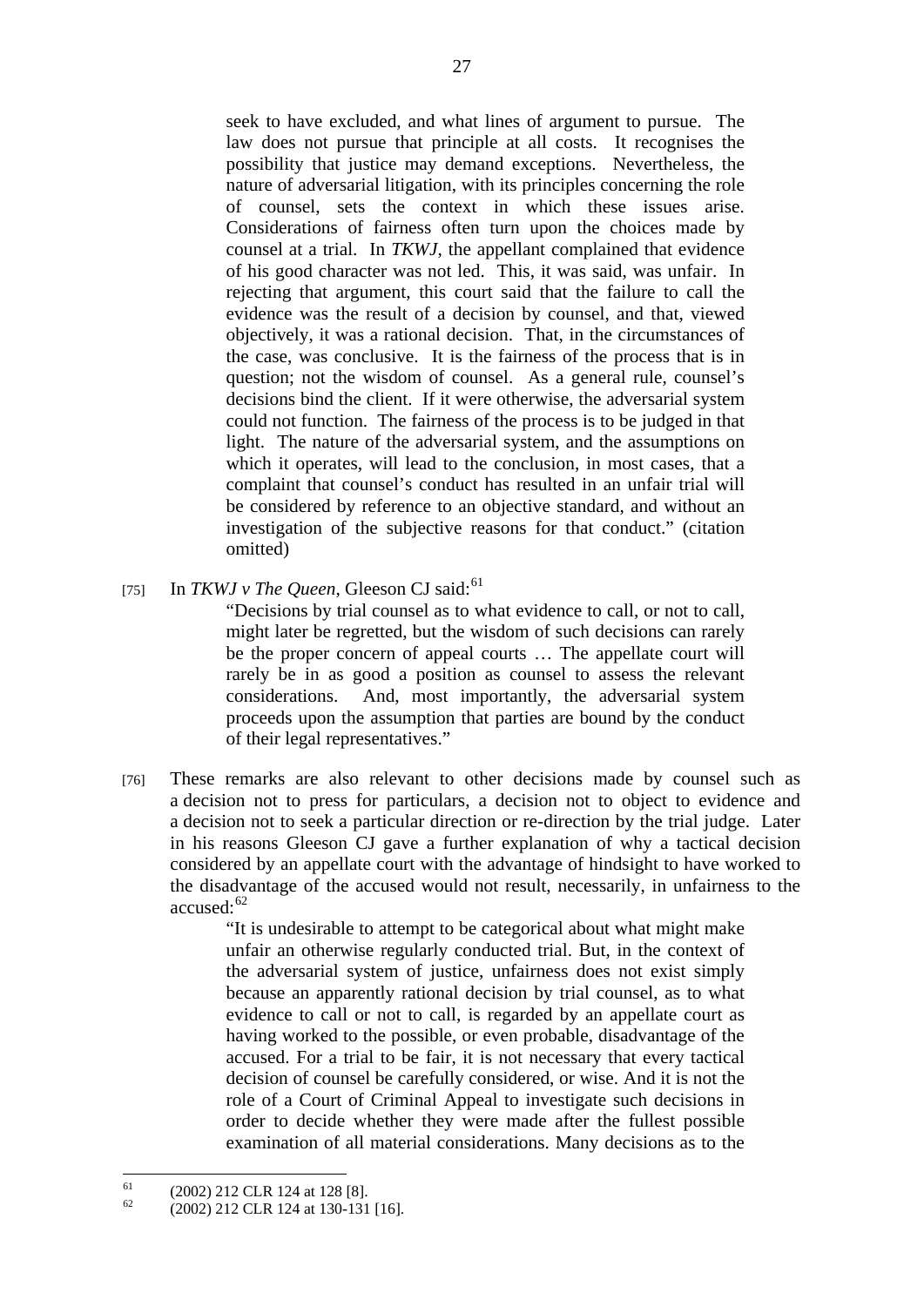> seek to have excluded, and what lines of argument to pursue. The law does not pursue that principle at all costs. It recognises the possibility that justice may demand exceptions. Nevertheless, the nature of adversarial litigation, with its principles concerning the role of counsel, sets the context in which these issues arise. Considerations of fairness often turn upon the choices made by counsel at a trial. In *TKWJ*, the appellant complained that evidence of his good character was not led. This, it was said, was unfair. In rejecting that argument, this court said that the failure to call the evidence was the result of a decision by counsel, and that, viewed objectively, it was a rational decision. That, in the circumstances of the case, was conclusive. It is the fairness of the process that is in question; not the wisdom of counsel. As a general rule, counsel's decisions bind the client. If it were otherwise, the adversarial system could not function. The fairness of the process is to be judged in that light. The nature of the adversarial system, and the assumptions on which it operates, will lead to the conclusion, in most cases, that a complaint that counsel's conduct has resulted in an unfair trial will be considered by reference to an objective standard, and without an investigation of the subjective reasons for that conduct." (citation omitted)

[75] In *TKWJ v The Queen*, Gleeson CJ said:[61]

> "Decisions by trial counsel as to what evidence to call, or not to call, might later be regretted, but the wisdom of such decisions can rarely be the proper concern of appeal courts … The appellate court will rarely be in as good a position as counsel to assess the relevant considerations. And, most importantly, the adversarial system proceeds upon the assumption that parties are bound by the conduct of their legal representatives."

[76] These remarks are also relevant to other decisions made by counsel such as a decision not to press for particulars, a decision not to object to evidence and a decision not to seek a particular direction or re-direction by the trial judge. Later in his reasons Gleeson CJ gave a further explanation of why a tactical decision considered by an appellate court with the advantage of hindsight to have worked to the disadvantage of the accused would not result, necessarily, in unfairness to the accused:[62]

> "It is undesirable to attempt to be categorical about what might make unfair an otherwise regularly conducted trial. But, in the context of the adversarial system of justice, unfairness does not exist simply because an apparently rational decision by trial counsel, as to what evidence to call or not to call, is regarded by an appellate court as having worked to the possible, or even probable, disadvantage of the accused. For a trial to be fair, it is not necessary that every tactical decision of counsel be carefully considered, or wise. And it is not the role of a Court of Criminal Appeal to investigate such decisions in order to decide whether they were made after the fullest possible examination of all material considerations. Many decisions as to the

---

[61] (2002) 212 CLR 124 at 128 [8].

[62] (2002) 212 CLR 124 at 130-131 [16].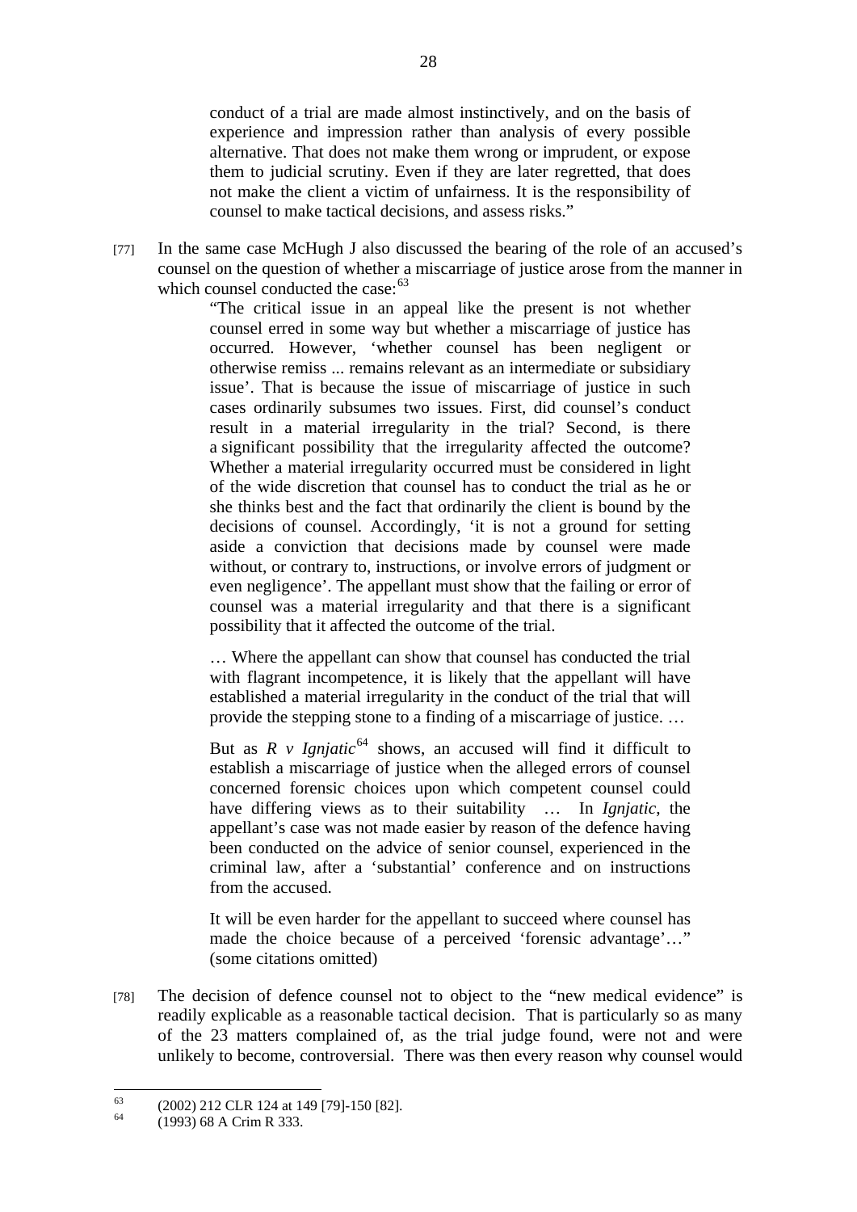> conduct of a trial are made almost instinctively, and on the basis of experience and impression rather than analysis of every possible alternative. That does not make them wrong or imprudent, or expose them to judicial scrutiny. Even if they are later regretted, that does not make the client a victim of unfairness. It is the responsibility of counsel to make tactical decisions, and assess risks."

[77] In the same case McHugh J also discussed the bearing of the role of an accused's counsel on the question of whether a miscarriage of justice arose from the manner in which counsel conducted the case:[63]

> "The critical issue in an appeal like the present is not whether counsel erred in some way but whether a miscarriage of justice has occurred. However, 'whether counsel has been negligent or otherwise remiss ... remains relevant as an intermediate or subsidiary issue'. That is because the issue of miscarriage of justice in such cases ordinarily subsumes two issues. First, did counsel's conduct result in a material irregularity in the trial? Second, is there a significant possibility that the irregularity affected the outcome? Whether a material irregularity occurred must be considered in light of the wide discretion that counsel has to conduct the trial as he or she thinks best and the fact that ordinarily the client is bound by the decisions of counsel. Accordingly, 'it is not a ground for setting aside a conviction that decisions made by counsel were made without, or contrary to, instructions, or involve errors of judgment or even negligence'. The appellant must show that the failing or error of counsel was a material irregularity and that there is a significant possibility that it affected the outcome of the trial.
>
> … Where the appellant can show that counsel has conducted the trial with flagrant incompetence, it is likely that the appellant will have established a material irregularity in the conduct of the trial that will provide the stepping stone to a finding of a miscarriage of justice. …
>
> But as *R v Ignjatic*[64] shows, an accused will find it difficult to establish a miscarriage of justice when the alleged errors of counsel concerned forensic choices upon which competent counsel could have differing views as to their suitability … In *Ignjatic*, the appellant's case was not made easier by reason of the defence having been conducted on the advice of senior counsel, experienced in the criminal law, after a 'substantial' conference and on instructions from the accused.
>
> It will be even harder for the appellant to succeed where counsel has made the choice because of a perceived 'forensic advantage'…" (some citations omitted)

[78] The decision of defence counsel not to object to the "new medical evidence" is readily explicable as a reasonable tactical decision. That is particularly so as many of the 23 matters complained of, as the trial judge found, were not and were unlikely to become, controversial. There was then every reason why counsel would

---

[63] (2002) 212 CLR 124 at 149 [79]-150 [82].

[64] (1993) 68 A Crim R 333.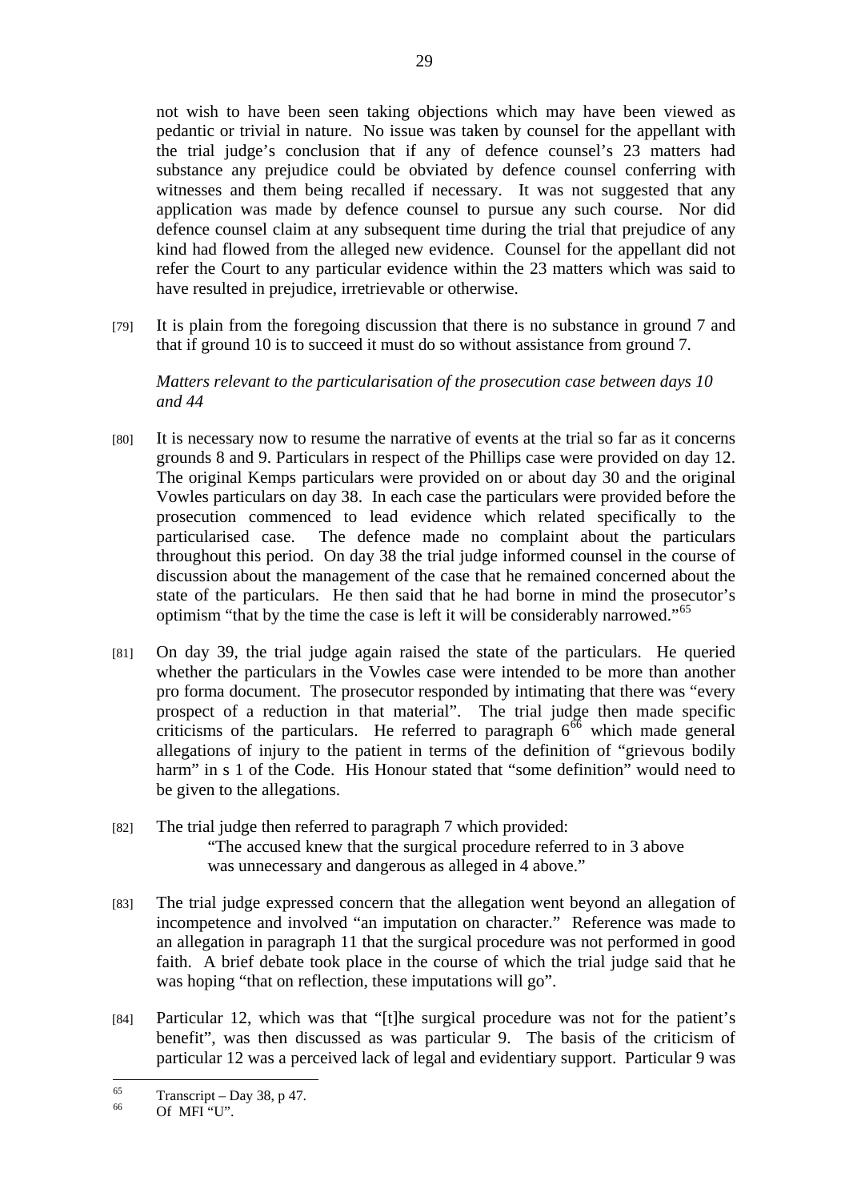not wish to have been seen taking objections which may have been viewed as pedantic or trivial in nature. No issue was taken by counsel for the appellant with the trial judge's conclusion that if any of defence counsel's 23 matters had substance any prejudice could be obviated by defence counsel conferring with witnesses and them being recalled if necessary. It was not suggested that any application was made by defence counsel to pursue any such course. Nor did defence counsel claim at any subsequent time during the trial that prejudice of any kind had flowed from the alleged new evidence. Counsel for the appellant did not refer the Court to any particular evidence within the 23 matters which was said to have resulted in prejudice, irretrievable or otherwise.

[79] It is plain from the foregoing discussion that there is no substance in ground 7 and that if ground 10 is to succeed it must do so without assistance from ground 7.

*Matters relevant to the particularisation of the prosecution case between days 10 and 44*

[80] It is necessary now to resume the narrative of events at the trial so far as it concerns grounds 8 and 9. Particulars in respect of the Phillips case were provided on day 12. The original Kemps particulars were provided on or about day 30 and the original Vowles particulars on day 38. In each case the particulars were provided before the prosecution commenced to lead evidence which related specifically to the particularised case. The defence made no complaint about the particulars throughout this period. On day 38 the trial judge informed counsel in the course of discussion about the management of the case that he remained concerned about the state of the particulars. He then said that he had borne in mind the prosecutor's optimism "that by the time the case is left it will be considerably narrowed."[65]

[81] On day 39, the trial judge again raised the state of the particulars. He queried whether the particulars in the Vowles case were intended to be more than another pro forma document. The prosecutor responded by intimating that there was "every prospect of a reduction in that material". The trial judge then made specific criticisms of the particulars. He referred to paragraph 6[66] which made general allegations of injury to the patient in terms of the definition of "grievous bodily harm" in s 1 of the Code. His Honour stated that "some definition" would need to be given to the allegations.

[82] The trial judge then referred to paragraph 7 which provided:

> "The accused knew that the surgical procedure referred to in 3 above was unnecessary and dangerous as alleged in 4 above."

[83] The trial judge expressed concern that the allegation went beyond an allegation of incompetence and involved "an imputation on character." Reference was made to an allegation in paragraph 11 that the surgical procedure was not performed in good faith. A brief debate took place in the course of which the trial judge said that he was hoping "that on reflection, these imputations will go".

[84] Particular 12, which was that "[t]he surgical procedure was not for the patient's benefit", was then discussed as was particular 9. The basis of the criticism of particular 12 was a perceived lack of legal and evidentiary support. Particular 9 was

---

[65] Transcript – Day 38, p 47.

[66] Of MFI "U".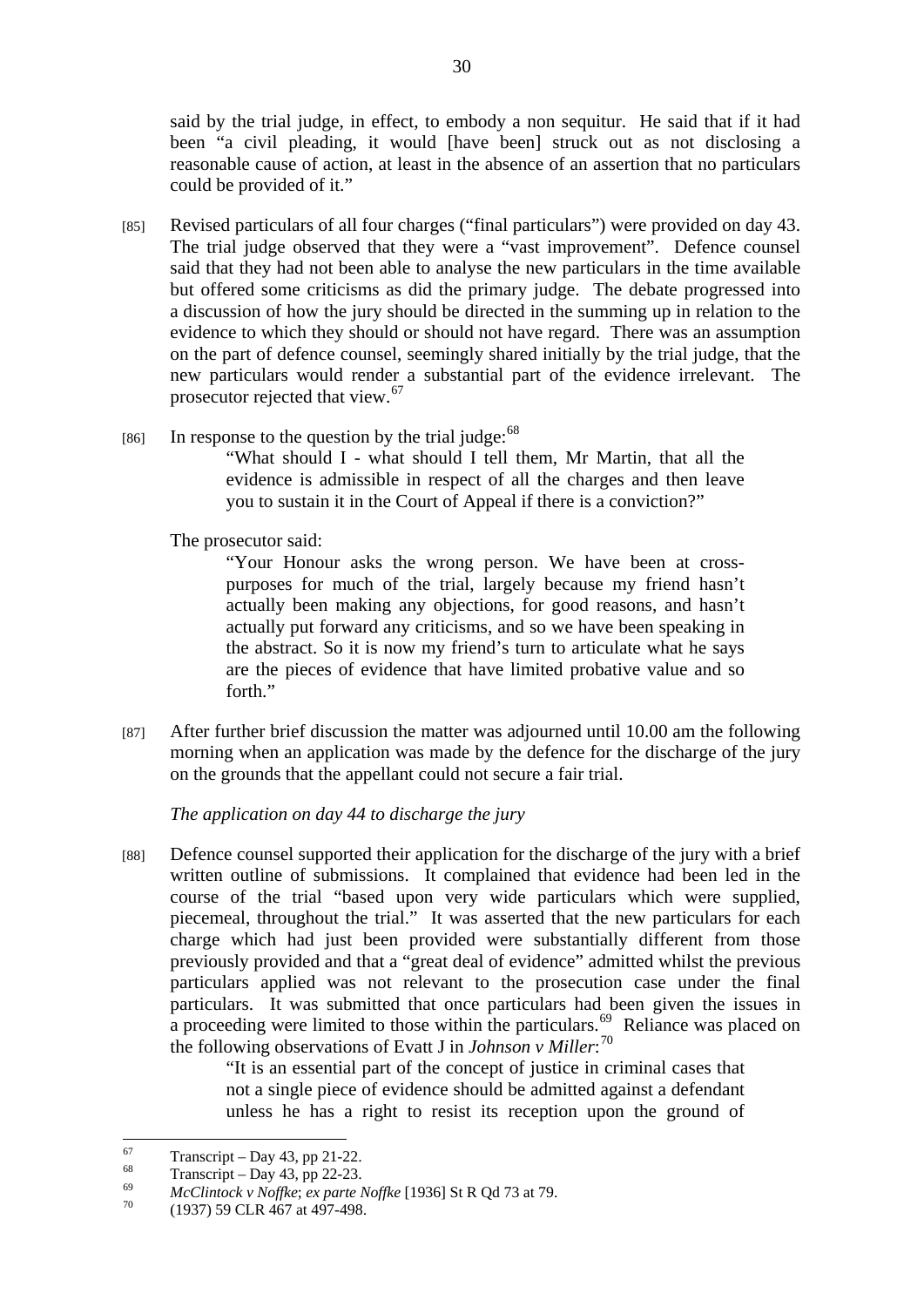said by the trial judge, in effect, to embody a non sequitur. He said that if it had been "a civil pleading, it would [have been] struck out as not disclosing a reasonable cause of action, at least in the absence of an assertion that no particulars could be provided of it."

[85] Revised particulars of all four charges ("final particulars") were provided on day 43. The trial judge observed that they were a "vast improvement". Defence counsel said that they had not been able to analyse the new particulars in the time available but offered some criticisms as did the primary judge. The debate progressed into a discussion of how the jury should be directed in the summing up in relation to the evidence to which they should or should not have regard. There was an assumption on the part of defence counsel, seemingly shared initially by the trial judge, that the new particulars would render a substantial part of the evidence irrelevant. The prosecutor rejected that view.[67]

[86] In response to the question by the trial judge:[68]

> "What should I - what should I tell them, Mr Martin, that all the evidence is admissible in respect of all the charges and then leave you to sustain it in the Court of Appeal if there is a conviction?"

The prosecutor said:

> "Your Honour asks the wrong person. We have been at cross-purposes for much of the trial, largely because my friend hasn't actually been making any objections, for good reasons, and hasn't actually put forward any criticisms, and so we have been speaking in the abstract. So it is now my friend's turn to articulate what he says are the pieces of evidence that have limited probative value and so forth."

[87] After further brief discussion the matter was adjourned until 10.00 am the following morning when an application was made by the defence for the discharge of the jury on the grounds that the appellant could not secure a fair trial.

*The application on day 44 to discharge the jury*

[88] Defence counsel supported their application for the discharge of the jury with a brief written outline of submissions. It complained that evidence had been led in the course of the trial "based upon very wide particulars which were supplied, piecemeal, throughout the trial." It was asserted that the new particulars for each charge which had just been provided were substantially different from those previously provided and that a "great deal of evidence" admitted whilst the previous particulars applied was not relevant to the prosecution case under the final particulars. It was submitted that once particulars had been given the issues in a proceeding were limited to those within the particulars.[69] Reliance was placed on the following observations of Evatt J in *Johnson v Miller*:[70]

> "It is an essential part of the concept of justice in criminal cases that not a single piece of evidence should be admitted against a defendant unless he has a right to resist its reception upon the ground of

---

[67] Transcript – Day 43, pp 21-22.

[68] Transcript – Day 43, pp 22-23.

[69] *McClintock v Noffke*; *ex parte Noffke* [1936] St R Qd 73 at 79.

[70] (1937) 59 CLR 467 at 497-498.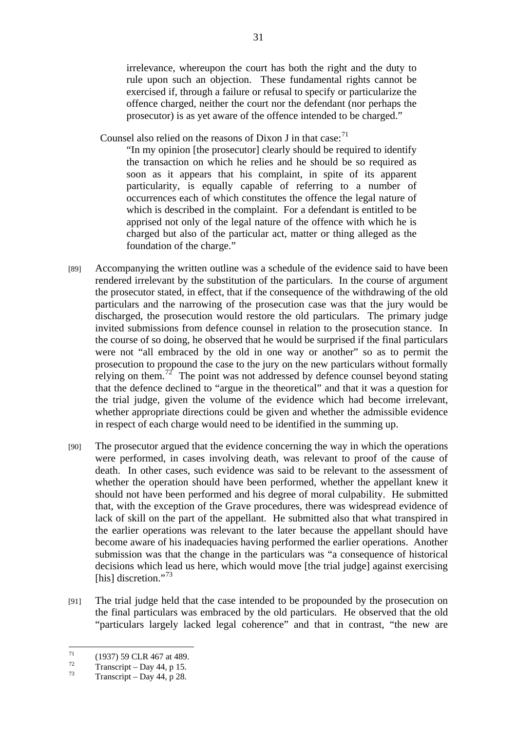> irrelevance, whereupon the court has both the right and the duty to rule upon such an objection. These fundamental rights cannot be exercised if, through a failure or refusal to specify or particularize the offence charged, neither the court nor the defendant (nor perhaps the prosecutor) is as yet aware of the offence intended to be charged."

Counsel also relied on the reasons of Dixon J in that case:[71]

> "In my opinion [the prosecutor] clearly should be required to identify the transaction on which he relies and he should be so required as soon as it appears that his complaint, in spite of its apparent particularity, is equally capable of referring to a number of occurrences each of which constitutes the offence the legal nature of which is described in the complaint. For a defendant is entitled to be apprised not only of the legal nature of the offence with which he is charged but also of the particular act, matter or thing alleged as the foundation of the charge."

[89] Accompanying the written outline was a schedule of the evidence said to have been rendered irrelevant by the substitution of the particulars. In the course of argument the prosecutor stated, in effect, that if the consequence of the withdrawing of the old particulars and the narrowing of the prosecution case was that the jury would be discharged, the prosecution would restore the old particulars. The primary judge invited submissions from defence counsel in relation to the prosecution stance. In the course of so doing, he observed that he would be surprised if the final particulars were not "all embraced by the old in one way or another" so as to permit the prosecution to propound the case to the jury on the new particulars without formally relying on them.[72] The point was not addressed by defence counsel beyond stating that the defence declined to "argue in the theoretical" and that it was a question for the trial judge, given the volume of the evidence which had become irrelevant, whether appropriate directions could be given and whether the admissible evidence in respect of each charge would need to be identified in the summing up.

[90] The prosecutor argued that the evidence concerning the way in which the operations were performed, in cases involving death, was relevant to proof of the cause of death. In other cases, such evidence was said to be relevant to the assessment of whether the operation should have been performed, whether the appellant knew it should not have been performed and his degree of moral culpability. He submitted that, with the exception of the Grave procedures, there was widespread evidence of lack of skill on the part of the appellant. He submitted also that what transpired in the earlier operations was relevant to the later because the appellant should have become aware of his inadequacies having performed the earlier operations. Another submission was that the change in the particulars was "a consequence of historical decisions which lead us here, which would move [the trial judge] against exercising [his] discretion."[73]

[91] The trial judge held that the case intended to be propounded by the prosecution on the final particulars was embraced by the old particulars. He observed that the old "particulars largely lacked legal coherence" and that in contrast, "the new are

---

[71] (1937) 59 CLR 467 at 489.

[72] Transcript – Day 44, p 15.

[73] Transcript – Day 44, p 28.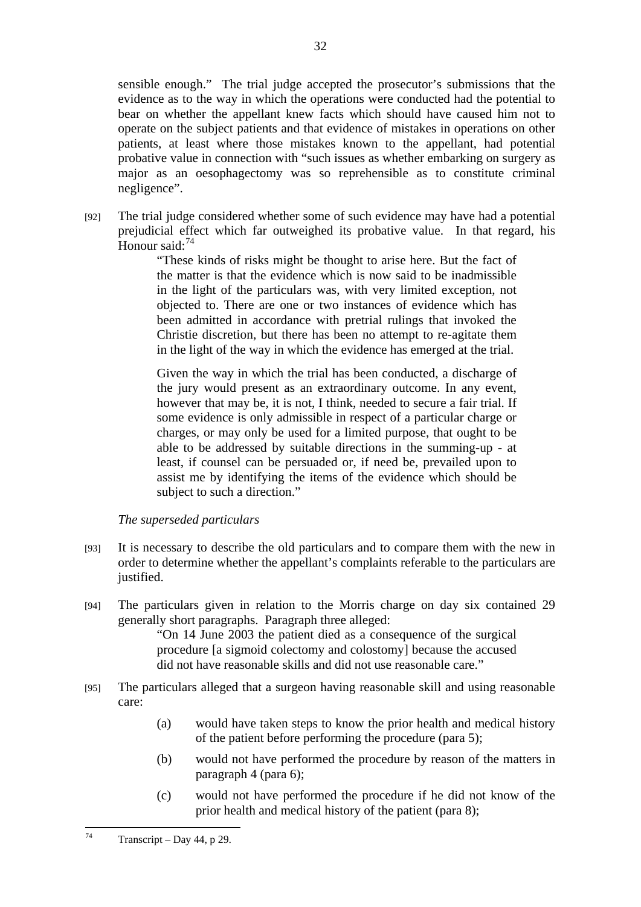sensible enough." The trial judge accepted the prosecutor's submissions that the evidence as to the way in which the operations were conducted had the potential to bear on whether the appellant knew facts which should have caused him not to operate on the subject patients and that evidence of mistakes in operations on other patients, at least where those mistakes known to the appellant, had potential probative value in connection with "such issues as whether embarking on surgery as major as an oesophagectomy was so reprehensible as to constitute criminal negligence".

[92] The trial judge considered whether some of such evidence may have had a potential prejudicial effect which far outweighed its probative value. In that regard, his Honour said:[74]

> "These kinds of risks might be thought to arise here. But the fact of the matter is that the evidence which is now said to be inadmissible in the light of the particulars was, with very limited exception, not objected to. There are one or two instances of evidence which has been admitted in accordance with pretrial rulings that invoked the Christie discretion, but there has been no attempt to re-agitate them in the light of the way in which the evidence has emerged at the trial.
>
> Given the way in which the trial has been conducted, a discharge of the jury would present as an extraordinary outcome. In any event, however that may be, it is not, I think, needed to secure a fair trial. If some evidence is only admissible in respect of a particular charge or charges, or may only be used for a limited purpose, that ought to be able to be addressed by suitable directions in the summing-up - at least, if counsel can be persuaded or, if need be, prevailed upon to assist me by identifying the items of the evidence which should be subject to such a direction."

*The superseded particulars*

[93] It is necessary to describe the old particulars and to compare them with the new in order to determine whether the appellant's complaints referable to the particulars are justified.

[94] The particulars given in relation to the Morris charge on day six contained 29 generally short paragraphs. Paragraph three alleged:

> "On 14 June 2003 the patient died as a consequence of the surgical procedure [a sigmoid colectomy and colostomy] because the accused did not have reasonable skills and did not use reasonable care."

[95] The particulars alleged that a surgeon having reasonable skill and using reasonable care:

(a) would have taken steps to know the prior health and medical history of the patient before performing the procedure (para 5);

(b) would not have performed the procedure by reason of the matters in paragraph 4 (para 6);

(c) would not have performed the procedure if he did not know of the prior health and medical history of the patient (para 8);

---

[74] Transcript – Day 44, p 29.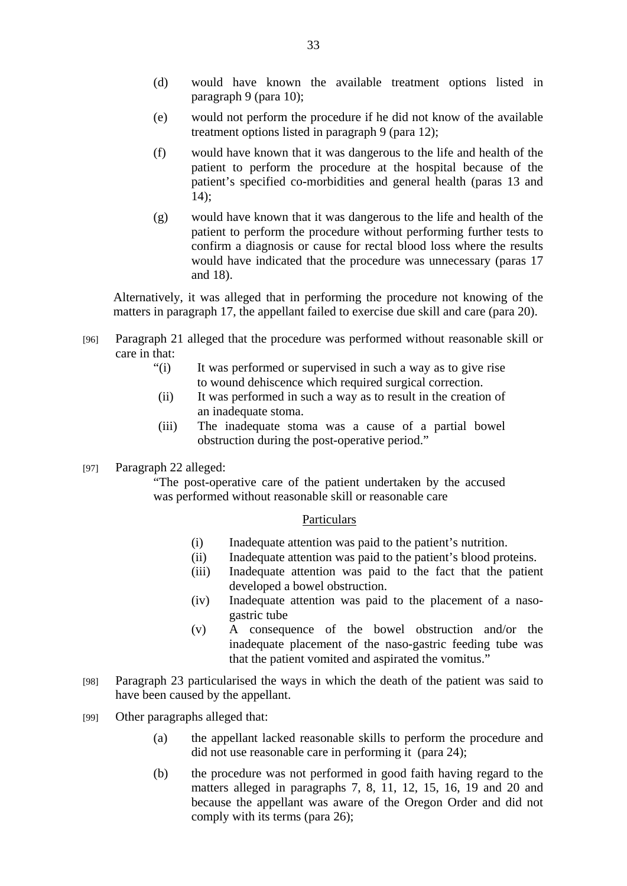(d) would have known the available treatment options listed in paragraph 9 (para 10);

(e) would not perform the procedure if he did not know of the available treatment options listed in paragraph 9 (para 12);

(f) would have known that it was dangerous to the life and health of the patient to perform the procedure at the hospital because of the patient's specified co-morbidities and general health (paras 13 and 14);

(g) would have known that it was dangerous to the life and health of the patient to perform the procedure without performing further tests to confirm a diagnosis or cause for rectal blood loss where the results would have indicated that the procedure was unnecessary (paras 17 and 18).

Alternatively, it was alleged that in performing the procedure not knowing of the matters in paragraph 17, the appellant failed to exercise due skill and care (para 20).

[96] Paragraph 21 alleged that the procedure was performed without reasonable skill or care in that:

> "(i) It was performed or supervised in such a way as to give rise to wound dehiscence which required surgical correction.
> (ii) It was performed in such a way as to result in the creation of an inadequate stoma.
> (iii) The inadequate stoma was a cause of a partial bowel obstruction during the post-operative period."

[97] Paragraph 22 alleged:

> "The post-operative care of the patient undertaken by the accused was performed without reasonable skill or reasonable care
>
> Particulars
>
> (i) Inadequate attention was paid to the patient's nutrition.
> (ii) Inadequate attention was paid to the patient's blood proteins.
> (iii) Inadequate attention was paid to the fact that the patient developed a bowel obstruction.
> (iv) Inadequate attention was paid to the placement of a naso-gastric tube
> (v) A consequence of the bowel obstruction and/or the inadequate placement of the naso-gastric feeding tube was that the patient vomited and aspirated the vomitus."

[98] Paragraph 23 particularised the ways in which the death of the patient was said to have been caused by the appellant.

[99] Other paragraphs alleged that:

(a) the appellant lacked reasonable skills to perform the procedure and did not use reasonable care in performing it (para 24);

(b) the procedure was not performed in good faith having regard to the matters alleged in paragraphs 7, 8, 11, 12, 15, 16, 19 and 20 and because the appellant was aware of the Oregon Order and did not comply with its terms (para 26);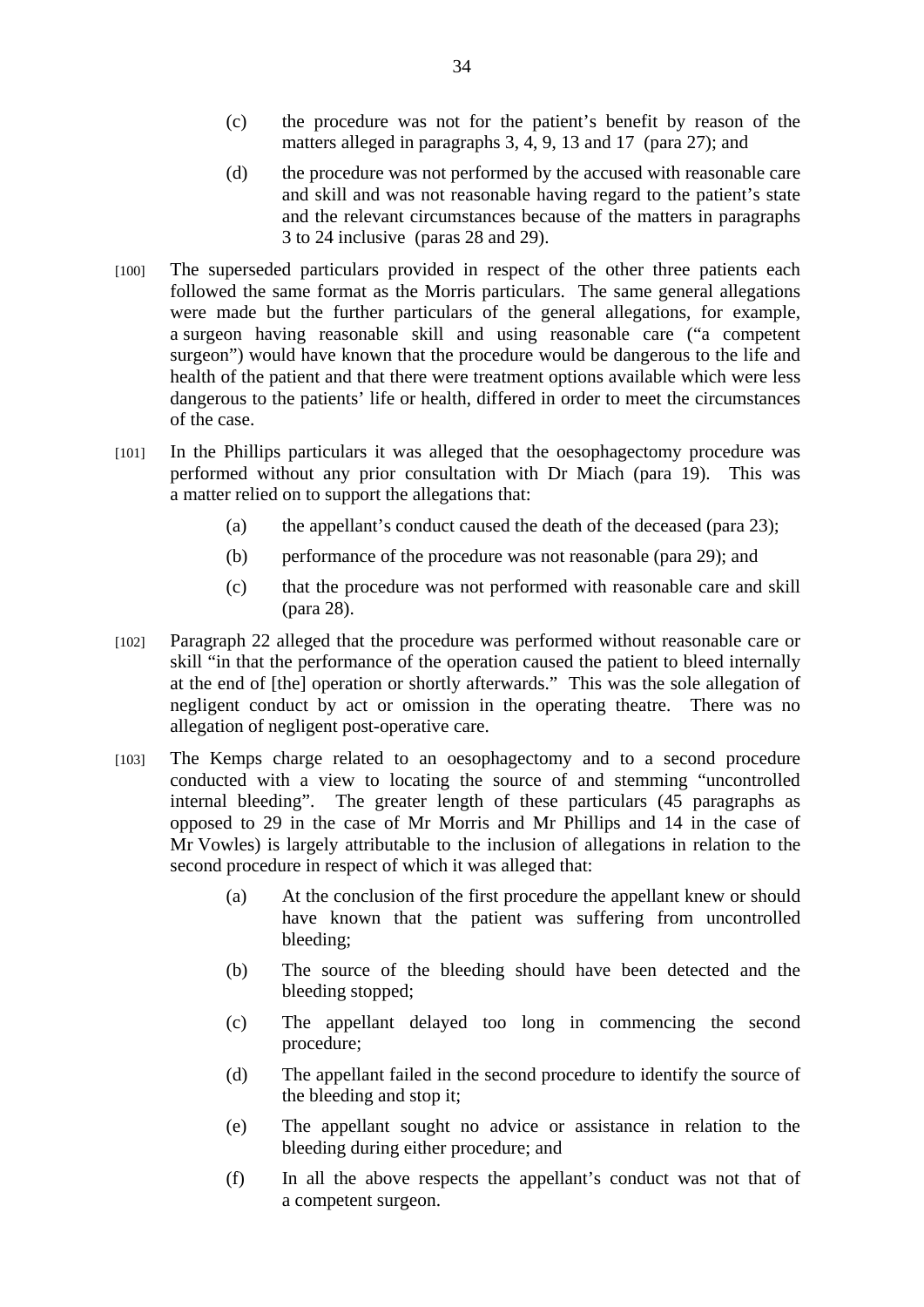(c) the procedure was not for the patient's benefit by reason of the matters alleged in paragraphs 3, 4, 9, 13 and 17 (para 27); and

(d) the procedure was not performed by the accused with reasonable care and skill and was not reasonable having regard to the patient's state and the relevant circumstances because of the matters in paragraphs 3 to 24 inclusive (paras 28 and 29).

[100] The superseded particulars provided in respect of the other three patients each followed the same format as the Morris particulars. The same general allegations were made but the further particulars of the general allegations, for example, a surgeon having reasonable skill and using reasonable care ("a competent surgeon") would have known that the procedure would be dangerous to the life and health of the patient and that there were treatment options available which were less dangerous to the patients' life or health, differed in order to meet the circumstances of the case.

[101] In the Phillips particulars it was alleged that the oesophagectomy procedure was performed without any prior consultation with Dr Miach (para 19). This was a matter relied on to support the allegations that:

(a) the appellant's conduct caused the death of the deceased (para 23);

(b) performance of the procedure was not reasonable (para 29); and

(c) that the procedure was not performed with reasonable care and skill (para 28).

[102] Paragraph 22 alleged that the procedure was performed without reasonable care or skill "in that the performance of the operation caused the patient to bleed internally at the end of [the] operation or shortly afterwards." This was the sole allegation of negligent conduct by act or omission in the operating theatre. There was no allegation of negligent post-operative care.

[103] The Kemps charge related to an oesophagectomy and to a second procedure conducted with a view to locating the source of and stemming "uncontrolled internal bleeding". The greater length of these particulars (45 paragraphs as opposed to 29 in the case of Mr Morris and Mr Phillips and 14 in the case of Mr Vowles) is largely attributable to the inclusion of allegations in relation to the second procedure in respect of which it was alleged that:

(a) At the conclusion of the first procedure the appellant knew or should have known that the patient was suffering from uncontrolled bleeding;

(b) The source of the bleeding should have been detected and the bleeding stopped;

(c) The appellant delayed too long in commencing the second procedure;

(d) The appellant failed in the second procedure to identify the source of the bleeding and stop it;

(e) The appellant sought no advice or assistance in relation to the bleeding during either procedure; and

(f) In all the above respects the appellant's conduct was not that of a competent surgeon.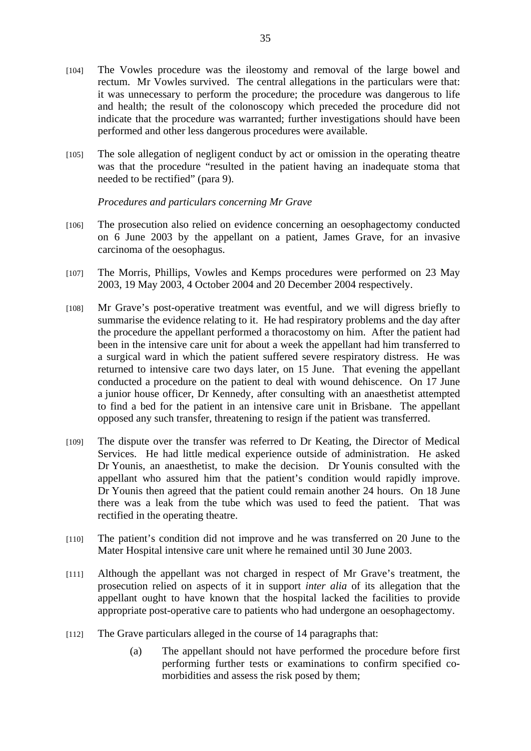[104] The Vowles procedure was the ileostomy and removal of the large bowel and rectum. Mr Vowles survived. The central allegations in the particulars were that: it was unnecessary to perform the procedure; the procedure was dangerous to life and health; the result of the colonoscopy which preceded the procedure did not indicate that the procedure was warranted; further investigations should have been performed and other less dangerous procedures were available.

[105] The sole allegation of negligent conduct by act or omission in the operating theatre was that the procedure "resulted in the patient having an inadequate stoma that needed to be rectified" (para 9).

*Procedures and particulars concerning Mr Grave*

[106] The prosecution also relied on evidence concerning an oesophagectomy conducted on 6 June 2003 by the appellant on a patient, James Grave, for an invasive carcinoma of the oesophagus.

[107] The Morris, Phillips, Vowles and Kemps procedures were performed on 23 May 2003, 19 May 2003, 4 October 2004 and 20 December 2004 respectively.

[108] Mr Grave's post-operative treatment was eventful, and we will digress briefly to summarise the evidence relating to it. He had respiratory problems and the day after the procedure the appellant performed a thoracostomy on him. After the patient had been in the intensive care unit for about a week the appellant had him transferred to a surgical ward in which the patient suffered severe respiratory distress. He was returned to intensive care two days later, on 15 June. That evening the appellant conducted a procedure on the patient to deal with wound dehiscence. On 17 June a junior house officer, Dr Kennedy, after consulting with an anaesthetist attempted to find a bed for the patient in an intensive care unit in Brisbane. The appellant opposed any such transfer, threatening to resign if the patient was transferred.

[109] The dispute over the transfer was referred to Dr Keating, the Director of Medical Services. He had little medical experience outside of administration. He asked Dr Younis, an anaesthetist, to make the decision. Dr Younis consulted with the appellant who assured him that the patient's condition would rapidly improve. Dr Younis then agreed that the patient could remain another 24 hours. On 18 June there was a leak from the tube which was used to feed the patient. That was rectified in the operating theatre.

[110] The patient's condition did not improve and he was transferred on 20 June to the Mater Hospital intensive care unit where he remained until 30 June 2003.

[111] Although the appellant was not charged in respect of Mr Grave's treatment, the prosecution relied on aspects of it in support *inter alia* of its allegation that the appellant ought to have known that the hospital lacked the facilities to provide appropriate post-operative care to patients who had undergone an oesophagectomy.

[112] The Grave particulars alleged in the course of 14 paragraphs that:

(a) The appellant should not have performed the procedure before first performing further tests or examinations to confirm specified co-morbidities and assess the risk posed by them;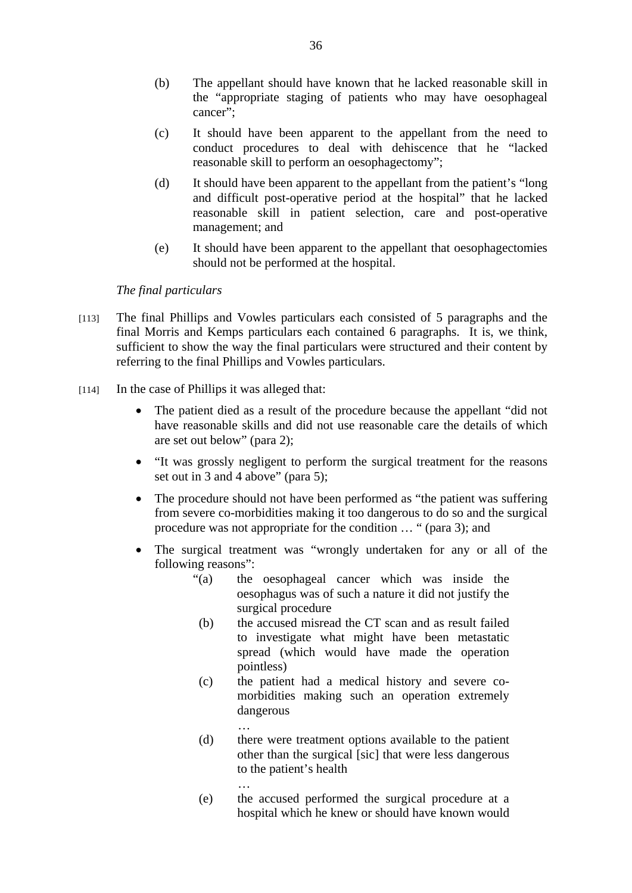(b) The appellant should have known that he lacked reasonable skill in the "appropriate staging of patients who may have oesophageal cancer";

(c) It should have been apparent to the appellant from the need to conduct procedures to deal with dehiscence that he "lacked reasonable skill to perform an oesophagectomy";

(d) It should have been apparent to the appellant from the patient's "long and difficult post-operative period at the hospital" that he lacked reasonable skill in patient selection, care and post-operative management; and

(e) It should have been apparent to the appellant that oesophagectomies should not be performed at the hospital.

*The final particulars*

[113] The final Phillips and Vowles particulars each consisted of 5 paragraphs and the final Morris and Kemps particulars each contained 6 paragraphs. It is, we think, sufficient to show the way the final particulars were structured and their content by referring to the final Phillips and Vowles particulars.

[114] In the case of Phillips it was alleged that:

- The patient died as a result of the procedure because the appellant "did not have reasonable skills and did not use reasonable care the details of which are set out below" (para 2);
- "It was grossly negligent to perform the surgical treatment for the reasons set out in 3 and 4 above" (para 5);
- The procedure should not have been performed as "the patient was suffering from severe co-morbidities making it too dangerous to do so and the surgical procedure was not appropriate for the condition … " (para 3); and
- The surgical treatment was "wrongly undertaken for any or all of the following reasons":

> "(a) the oesophageal cancer which was inside the oesophagus was of such a nature it did not justify the surgical procedure
>
> (b) the accused misread the CT scan and as result failed to investigate what might have been metastatic spread (which would have made the operation pointless)
>
> (c) the patient had a medical history and severe co-morbidities making such an operation extremely dangerous
>
> …
>
> (d) there were treatment options available to the patient other than the surgical [sic] that were less dangerous to the patient's health
>
> …
>
> (e) the accused performed the surgical procedure at a hospital which he knew or should have known would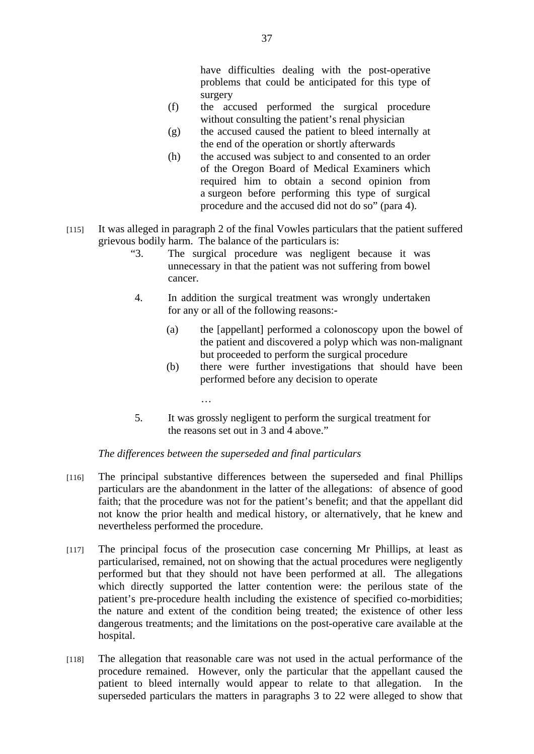have difficulties dealing with the post-operative problems that could be anticipated for this type of surgery

(f) the accused performed the surgical procedure without consulting the patient's renal physician

(g) the accused caused the patient to bleed internally at the end of the operation or shortly afterwards

(h) the accused was subject to and consented to an order of the Oregon Board of Medical Examiners which required him to obtain a second opinion from a surgeon before performing this type of surgical procedure and the accused did not do so" (para 4).

[115] It was alleged in paragraph 2 of the final Vowles particulars that the patient suffered grievous bodily harm. The balance of the particulars is:

> "3. The surgical procedure was negligent because it was unnecessary in that the patient was not suffering from bowel cancer.
>
> 4. In addition the surgical treatment was wrongly undertaken for any or all of the following reasons:-
>
> (a) the [appellant] performed a colonoscopy upon the bowel of the patient and discovered a polyp which was non-malignant but proceeded to perform the surgical procedure
>
> (b) there were further investigations that should have been performed before any decision to operate
>
> …
>
> 5. It was grossly negligent to perform the surgical treatment for the reasons set out in 3 and 4 above."

*The differences between the superseded and final particulars*

[116] The principal substantive differences between the superseded and final Phillips particulars are the abandonment in the latter of the allegations: of absence of good faith; that the procedure was not for the patient's benefit; and that the appellant did not know the prior health and medical history, or alternatively, that he knew and nevertheless performed the procedure.

[117] The principal focus of the prosecution case concerning Mr Phillips, at least as particularised, remained, not on showing that the actual procedures were negligently performed but that they should not have been performed at all. The allegations which directly supported the latter contention were: the perilous state of the patient's pre-procedure health including the existence of specified co-morbidities; the nature and extent of the condition being treated; the existence of other less dangerous treatments; and the limitations on the post-operative care available at the hospital.

[118] The allegation that reasonable care was not used in the actual performance of the procedure remained. However, only the particular that the appellant caused the patient to bleed internally would appear to relate to that allegation. In the superseded particulars the matters in paragraphs 3 to 22 were alleged to show that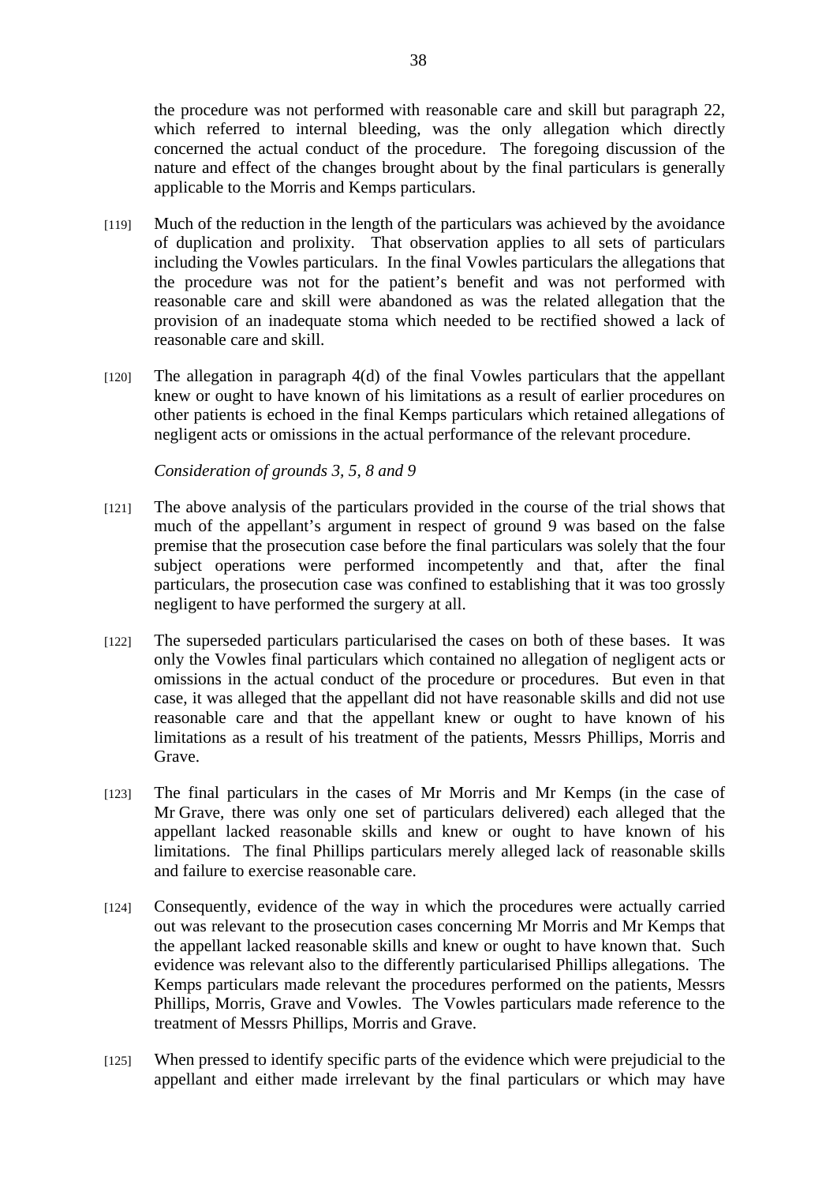the procedure was not performed with reasonable care and skill but paragraph 22, which referred to internal bleeding, was the only allegation which directly concerned the actual conduct of the procedure. The foregoing discussion of the nature and effect of the changes brought about by the final particulars is generally applicable to the Morris and Kemps particulars.

[119] Much of the reduction in the length of the particulars was achieved by the avoidance of duplication and prolixity. That observation applies to all sets of particulars including the Vowles particulars. In the final Vowles particulars the allegations that the procedure was not for the patient's benefit and was not performed with reasonable care and skill were abandoned as was the related allegation that the provision of an inadequate stoma which needed to be rectified showed a lack of reasonable care and skill.

[120] The allegation in paragraph 4(d) of the final Vowles particulars that the appellant knew or ought to have known of his limitations as a result of earlier procedures on other patients is echoed in the final Kemps particulars which retained allegations of negligent acts or omissions in the actual performance of the relevant procedure.

*Consideration of grounds 3, 5, 8 and 9*

[121] The above analysis of the particulars provided in the course of the trial shows that much of the appellant's argument in respect of ground 9 was based on the false premise that the prosecution case before the final particulars was solely that the four subject operations were performed incompetently and that, after the final particulars, the prosecution case was confined to establishing that it was too grossly negligent to have performed the surgery at all.

[122] The superseded particulars particularised the cases on both of these bases. It was only the Vowles final particulars which contained no allegation of negligent acts or omissions in the actual conduct of the procedure or procedures. But even in that case, it was alleged that the appellant did not have reasonable skills and did not use reasonable care and that the appellant knew or ought to have known of his limitations as a result of his treatment of the patients, Messrs Phillips, Morris and Grave.

[123] The final particulars in the cases of Mr Morris and Mr Kemps (in the case of Mr Grave, there was only one set of particulars delivered) each alleged that the appellant lacked reasonable skills and knew or ought to have known of his limitations. The final Phillips particulars merely alleged lack of reasonable skills and failure to exercise reasonable care.

[124] Consequently, evidence of the way in which the procedures were actually carried out was relevant to the prosecution cases concerning Mr Morris and Mr Kemps that the appellant lacked reasonable skills and knew or ought to have known that. Such evidence was relevant also to the differently particularised Phillips allegations. The Kemps particulars made relevant the procedures performed on the patients, Messrs Phillips, Morris, Grave and Vowles. The Vowles particulars made reference to the treatment of Messrs Phillips, Morris and Grave.

[125] When pressed to identify specific parts of the evidence which were prejudicial to the appellant and either made irrelevant by the final particulars or which may have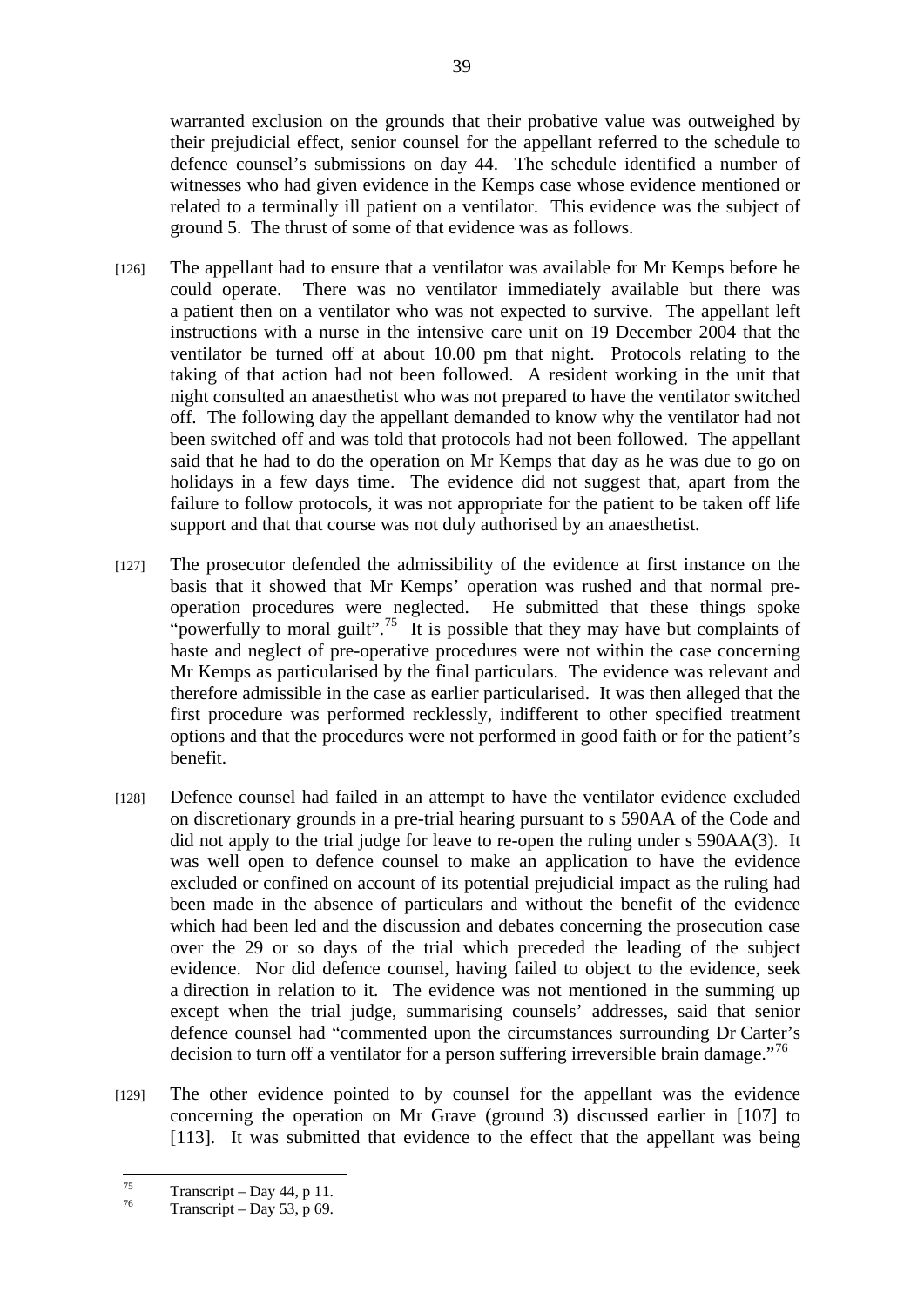warranted exclusion on the grounds that their probative value was outweighed by their prejudicial effect, senior counsel for the appellant referred to the schedule to defence counsel's submissions on day 44. The schedule identified a number of witnesses who had given evidence in the Kemps case whose evidence mentioned or related to a terminally ill patient on a ventilator. This evidence was the subject of ground 5. The thrust of some of that evidence was as follows.

[126] The appellant had to ensure that a ventilator was available for Mr Kemps before he could operate. There was no ventilator immediately available but there was a patient then on a ventilator who was not expected to survive. The appellant left instructions with a nurse in the intensive care unit on 19 December 2004 that the ventilator be turned off at about 10.00 pm that night. Protocols relating to the taking of that action had not been followed. A resident working in the unit that night consulted an anaesthetist who was not prepared to have the ventilator switched off. The following day the appellant demanded to know why the ventilator had not been switched off and was told that protocols had not been followed. The appellant said that he had to do the operation on Mr Kemps that day as he was due to go on holidays in a few days time. The evidence did not suggest that, apart from the failure to follow protocols, it was not appropriate for the patient to be taken off life support and that that course was not duly authorised by an anaesthetist.

[127] The prosecutor defended the admissibility of the evidence at first instance on the basis that it showed that Mr Kemps' operation was rushed and that normal pre-operation procedures were neglected. He submitted that these things spoke "powerfully to moral guilt".[75] It is possible that they may have but complaints of haste and neglect of pre-operative procedures were not within the case concerning Mr Kemps as particularised by the final particulars. The evidence was relevant and therefore admissible in the case as earlier particularised. It was then alleged that the first procedure was performed recklessly, indifferent to other specified treatment options and that the procedures were not performed in good faith or for the patient's benefit.

[128] Defence counsel had failed in an attempt to have the ventilator evidence excluded on discretionary grounds in a pre-trial hearing pursuant to s 590AA of the Code and did not apply to the trial judge for leave to re-open the ruling under s 590AA(3). It was well open to defence counsel to make an application to have the evidence excluded or confined on account of its potential prejudicial impact as the ruling had been made in the absence of particulars and without the benefit of the evidence which had been led and the discussion and debates concerning the prosecution case over the 29 or so days of the trial which preceded the leading of the subject evidence. Nor did defence counsel, having failed to object to the evidence, seek a direction in relation to it. The evidence was not mentioned in the summing up except when the trial judge, summarising counsels' addresses, said that senior defence counsel had "commented upon the circumstances surrounding Dr Carter's decision to turn off a ventilator for a person suffering irreversible brain damage."[76]

[129] The other evidence pointed to by counsel for the appellant was the evidence concerning the operation on Mr Grave (ground 3) discussed earlier in [107] to [113]. It was submitted that evidence to the effect that the appellant was being

---

[75] Transcript – Day 44, p 11.

[76] Transcript – Day 53, p 69.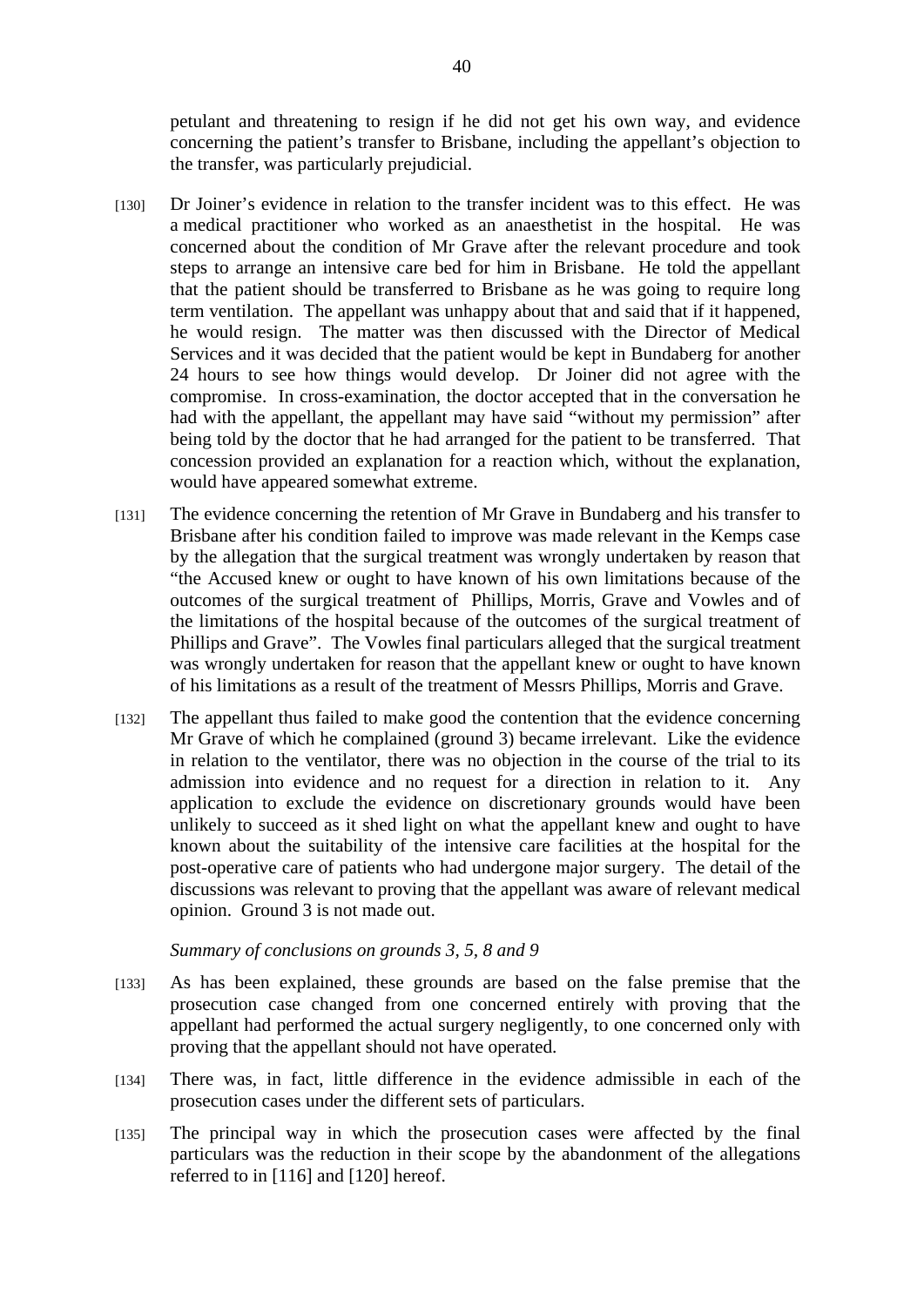petulant and threatening to resign if he did not get his own way, and evidence concerning the patient's transfer to Brisbane, including the appellant's objection to the transfer, was particularly prejudicial.

[130] Dr Joiner's evidence in relation to the transfer incident was to this effect. He was a medical practitioner who worked as an anaesthetist in the hospital. He was concerned about the condition of Mr Grave after the relevant procedure and took steps to arrange an intensive care bed for him in Brisbane. He told the appellant that the patient should be transferred to Brisbane as he was going to require long term ventilation. The appellant was unhappy about that and said that if it happened, he would resign. The matter was then discussed with the Director of Medical Services and it was decided that the patient would be kept in Bundaberg for another 24 hours to see how things would develop. Dr Joiner did not agree with the compromise. In cross-examination, the doctor accepted that in the conversation he had with the appellant, the appellant may have said "without my permission" after being told by the doctor that he had arranged for the patient to be transferred. That concession provided an explanation for a reaction which, without the explanation, would have appeared somewhat extreme.

[131] The evidence concerning the retention of Mr Grave in Bundaberg and his transfer to Brisbane after his condition failed to improve was made relevant in the Kemps case by the allegation that the surgical treatment was wrongly undertaken by reason that "the Accused knew or ought to have known of his own limitations because of the outcomes of the surgical treatment of Phillips, Morris, Grave and Vowles and of the limitations of the hospital because of the outcomes of the surgical treatment of Phillips and Grave". The Vowles final particulars alleged that the surgical treatment was wrongly undertaken for reason that the appellant knew or ought to have known of his limitations as a result of the treatment of Messrs Phillips, Morris and Grave.

[132] The appellant thus failed to make good the contention that the evidence concerning Mr Grave of which he complained (ground 3) became irrelevant. Like the evidence in relation to the ventilator, there was no objection in the course of the trial to its admission into evidence and no request for a direction in relation to it. Any application to exclude the evidence on discretionary grounds would have been unlikely to succeed as it shed light on what the appellant knew and ought to have known about the suitability of the intensive care facilities at the hospital for the post-operative care of patients who had undergone major surgery. The detail of the discussions was relevant to proving that the appellant was aware of relevant medical opinion. Ground 3 is not made out.

*Summary of conclusions on grounds 3, 5, 8 and 9*

[133] As has been explained, these grounds are based on the false premise that the prosecution case changed from one concerned entirely with proving that the appellant had performed the actual surgery negligently, to one concerned only with proving that the appellant should not have operated.

[134] There was, in fact, little difference in the evidence admissible in each of the prosecution cases under the different sets of particulars.

[135] The principal way in which the prosecution cases were affected by the final particulars was the reduction in their scope by the abandonment of the allegations referred to in [116] and [120] hereof.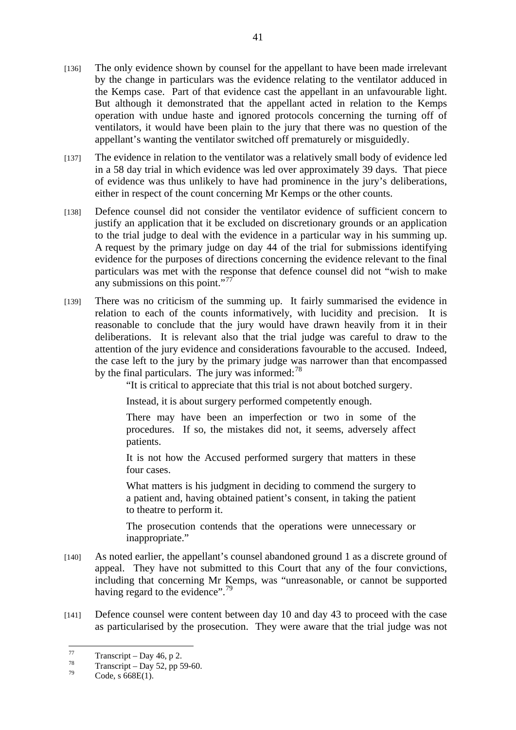[136] The only evidence shown by counsel for the appellant to have been made irrelevant by the change in particulars was the evidence relating to the ventilator adduced in the Kemps case. Part of that evidence cast the appellant in an unfavourable light. But although it demonstrated that the appellant acted in relation to the Kemps operation with undue haste and ignored protocols concerning the turning off of ventilators, it would have been plain to the jury that there was no question of the appellant's wanting the ventilator switched off prematurely or misguidedly.

[137] The evidence in relation to the ventilator was a relatively small body of evidence led in a 58 day trial in which evidence was led over approximately 39 days. That piece of evidence was thus unlikely to have had prominence in the jury's deliberations, either in respect of the count concerning Mr Kemps or the other counts.

[138] Defence counsel did not consider the ventilator evidence of sufficient concern to justify an application that it be excluded on discretionary grounds or an application to the trial judge to deal with the evidence in a particular way in his summing up. A request by the primary judge on day 44 of the trial for submissions identifying evidence for the purposes of directions concerning the evidence relevant to the final particulars was met with the response that defence counsel did not "wish to make any submissions on this point."[77]

[139] There was no criticism of the summing up. It fairly summarised the evidence in relation to each of the counts informatively, with lucidity and precision. It is reasonable to conclude that the jury would have drawn heavily from it in their deliberations. It is relevant also that the trial judge was careful to draw to the attention of the jury evidence and considerations favourable to the accused. Indeed, the case left to the jury by the primary judge was narrower than that encompassed by the final particulars. The jury was informed:[78]

> "It is critical to appreciate that this trial is not about botched surgery.
>
> Instead, it is about surgery performed competently enough.
>
> There may have been an imperfection or two in some of the procedures. If so, the mistakes did not, it seems, adversely affect patients.
>
> It is not how the Accused performed surgery that matters in these four cases.
>
> What matters is his judgment in deciding to commend the surgery to a patient and, having obtained patient's consent, in taking the patient to theatre to perform it.
>
> The prosecution contends that the operations were unnecessary or inappropriate."

[140] As noted earlier, the appellant's counsel abandoned ground 1 as a discrete ground of appeal. They have not submitted to this Court that any of the four convictions, including that concerning Mr Kemps, was "unreasonable, or cannot be supported having regard to the evidence".[79]

[141] Defence counsel were content between day 10 and day 43 to proceed with the case as particularised by the prosecution. They were aware that the trial judge was not

---

[77] Transcript – Day 46, p 2.

[78] Transcript – Day 52, pp 59-60.

[79] Code, s 668E(1).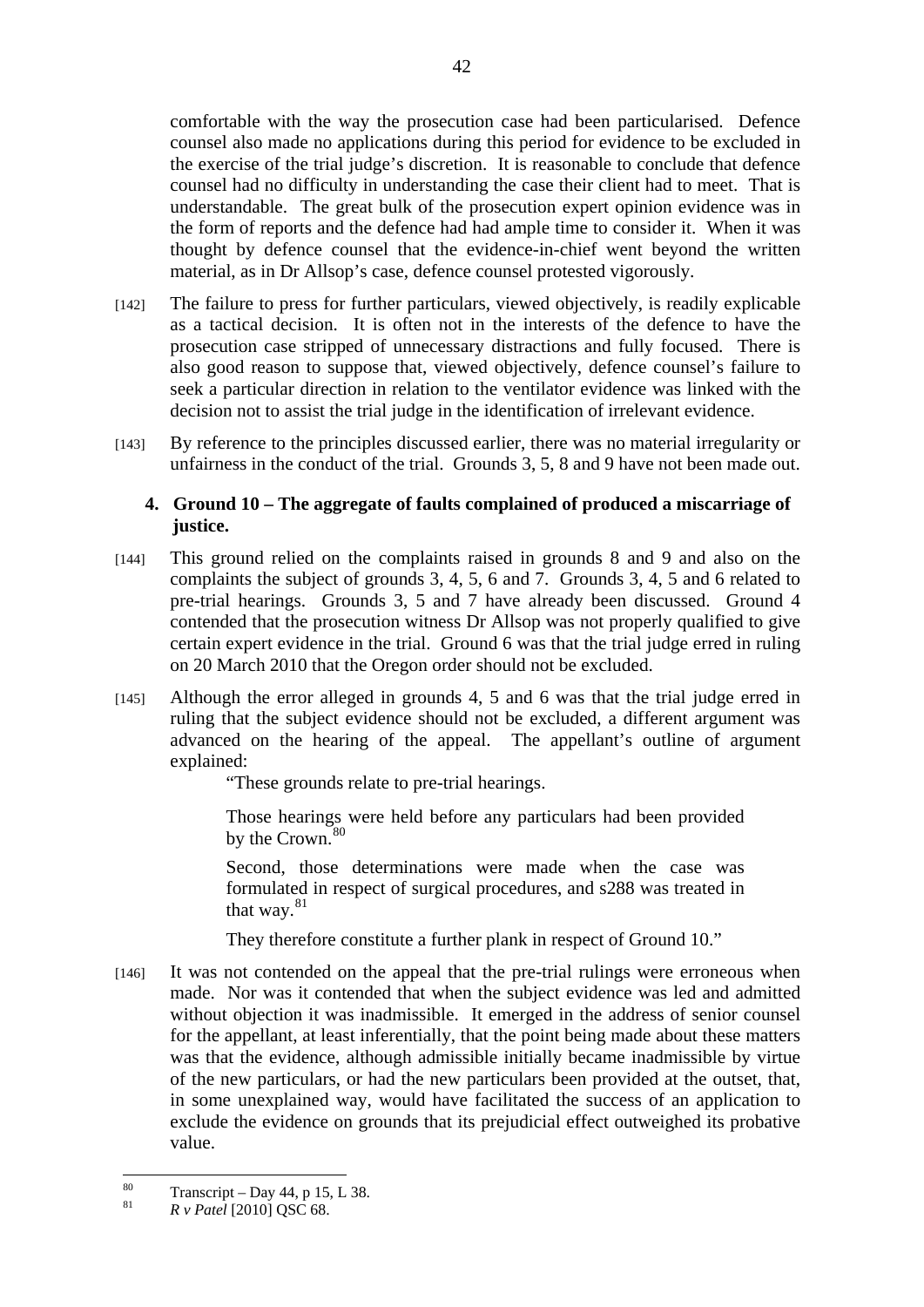comfortable with the way the prosecution case had been particularised. Defence counsel also made no applications during this period for evidence to be excluded in the exercise of the trial judge's discretion. It is reasonable to conclude that defence counsel had no difficulty in understanding the case their client had to meet. That is understandable. The great bulk of the prosecution expert opinion evidence was in the form of reports and the defence had had ample time to consider it. When it was thought by defence counsel that the evidence-in-chief went beyond the written material, as in Dr Allsop's case, defence counsel protested vigorously.

[142] The failure to press for further particulars, viewed objectively, is readily explicable as a tactical decision. It is often not in the interests of the defence to have the prosecution case stripped of unnecessary distractions and fully focused. There is also good reason to suppose that, viewed objectively, defence counsel's failure to seek a particular direction in relation to the ventilator evidence was linked with the decision not to assist the trial judge in the identification of irrelevant evidence.

[143] By reference to the principles discussed earlier, there was no material irregularity or unfairness in the conduct of the trial. Grounds 3, 5, 8 and 9 have not been made out.

### 4. Ground 10 – The aggregate of faults complained of produced a miscarriage of justice.

[144] This ground relied on the complaints raised in grounds 8 and 9 and also on the complaints the subject of grounds 3, 4, 5, 6 and 7. Grounds 3, 4, 5 and 6 related to pre-trial hearings. Grounds 3, 5 and 7 have already been discussed. Ground 4 contended that the prosecution witness Dr Allsop was not properly qualified to give certain expert evidence in the trial. Ground 6 was that the trial judge erred in ruling on 20 March 2010 that the Oregon order should not be excluded.

[145] Although the error alleged in grounds 4, 5 and 6 was that the trial judge erred in ruling that the subject evidence should not be excluded, a different argument was advanced on the hearing of the appeal. The appellant's outline of argument explained:

> "These grounds relate to pre-trial hearings.
>
> Those hearings were held before any particulars had been provided by the Crown.[80]
>
> Second, those determinations were made when the case was formulated in respect of surgical procedures, and s288 was treated in that way.[81]
>
> They therefore constitute a further plank in respect of Ground 10."

[146] It was not contended on the appeal that the pre-trial rulings were erroneous when made. Nor was it contended that when the subject evidence was led and admitted without objection it was inadmissible. It emerged in the address of senior counsel for the appellant, at least inferentially, that the point being made about these matters was that the evidence, although admissible initially became inadmissible by virtue of the new particulars, or had the new particulars been provided at the outset, that, in some unexplained way, would have facilitated the success of an application to exclude the evidence on grounds that its prejudicial effect outweighed its probative value.

---

[80] Transcript – Day 44, p 15, L 38.

[81] *R v Patel* [2010] QSC 68.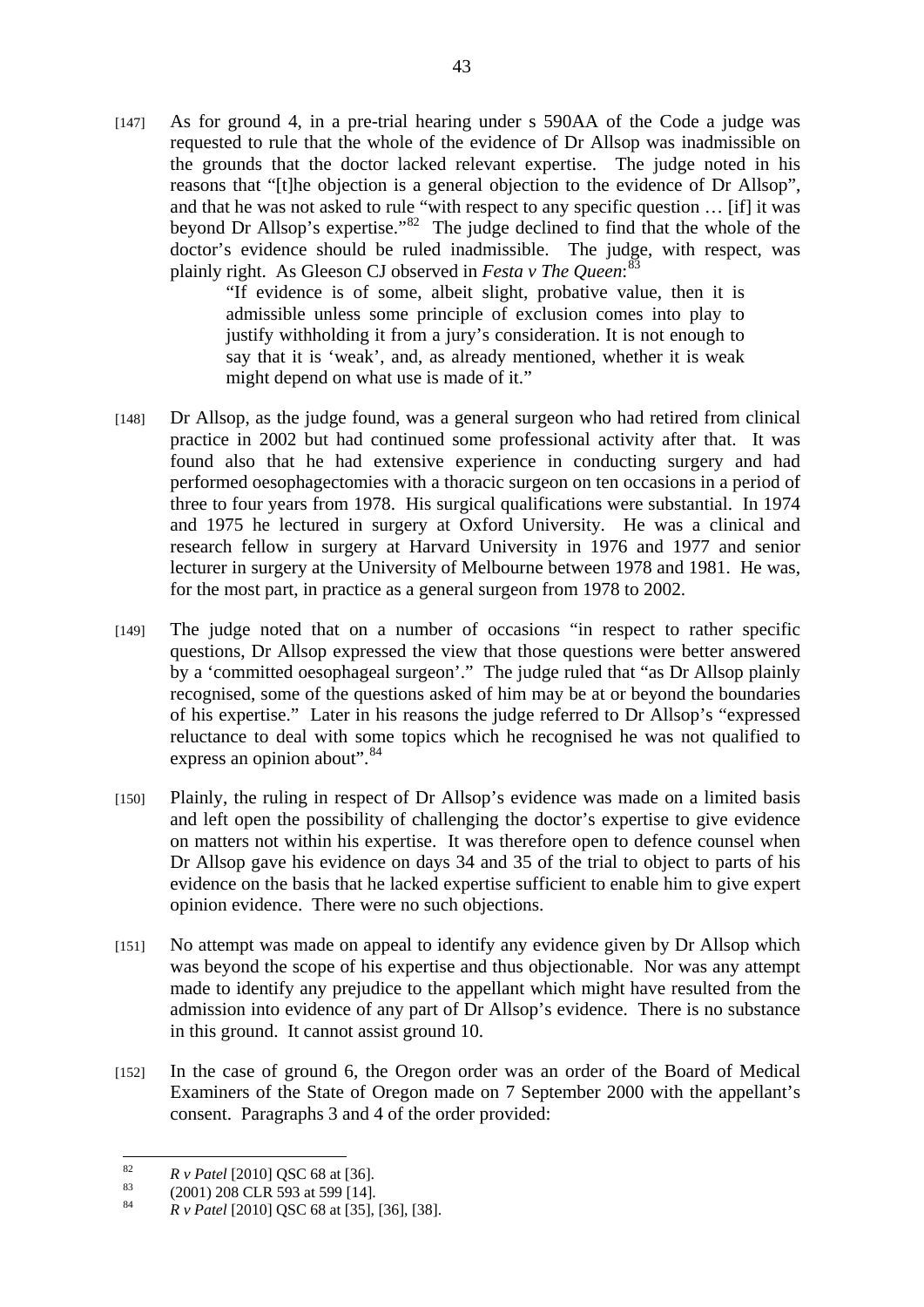[147] As for ground 4, in a pre-trial hearing under s 590AA of the Code a judge was requested to rule that the whole of the evidence of Dr Allsop was inadmissible on the grounds that the doctor lacked relevant expertise. The judge noted in his reasons that "[t]he objection is a general objection to the evidence of Dr Allsop", and that he was not asked to rule "with respect to any specific question … [if] it was beyond Dr Allsop's expertise."[82] The judge declined to find that the whole of the doctor's evidence should be ruled inadmissible. The judge, with respect, was plainly right. As Gleeson CJ observed in *Festa v The Queen*:[83]

> "If evidence is of some, albeit slight, probative value, then it is admissible unless some principle of exclusion comes into play to justify withholding it from a jury's consideration. It is not enough to say that it is 'weak', and, as already mentioned, whether it is weak might depend on what use is made of it."

[148] Dr Allsop, as the judge found, was a general surgeon who had retired from clinical practice in 2002 but had continued some professional activity after that. It was found also that he had extensive experience in conducting surgery and had performed oesophagectomies with a thoracic surgeon on ten occasions in a period of three to four years from 1978. His surgical qualifications were substantial. In 1974 and 1975 he lectured in surgery at Oxford University. He was a clinical and research fellow in surgery at Harvard University in 1976 and 1977 and senior lecturer in surgery at the University of Melbourne between 1978 and 1981. He was, for the most part, in practice as a general surgeon from 1978 to 2002.

[149] The judge noted that on a number of occasions "in respect to rather specific questions, Dr Allsop expressed the view that those questions were better answered by a 'committed oesophageal surgeon'." The judge ruled that "as Dr Allsop plainly recognised, some of the questions asked of him may be at or beyond the boundaries of his expertise." Later in his reasons the judge referred to Dr Allsop's "expressed reluctance to deal with some topics which he recognised he was not qualified to express an opinion about".[84]

[150] Plainly, the ruling in respect of Dr Allsop's evidence was made on a limited basis and left open the possibility of challenging the doctor's expertise to give evidence on matters not within his expertise. It was therefore open to defence counsel when Dr Allsop gave his evidence on days 34 and 35 of the trial to object to parts of his evidence on the basis that he lacked expertise sufficient to enable him to give expert opinion evidence. There were no such objections.

[151] No attempt was made on appeal to identify any evidence given by Dr Allsop which was beyond the scope of his expertise and thus objectionable. Nor was any attempt made to identify any prejudice to the appellant which might have resulted from the admission into evidence of any part of Dr Allsop's evidence. There is no substance in this ground. It cannot assist ground 10.

[152] In the case of ground 6, the Oregon order was an order of the Board of Medical Examiners of the State of Oregon made on 7 September 2000 with the appellant's consent. Paragraphs 3 and 4 of the order provided:

---

[82] *R v Patel* [2010] QSC 68 at [36].

[83] (2001) 208 CLR 593 at 599 [14].

[84] *R v Patel* [2010] QSC 68 at [35], [36], [38].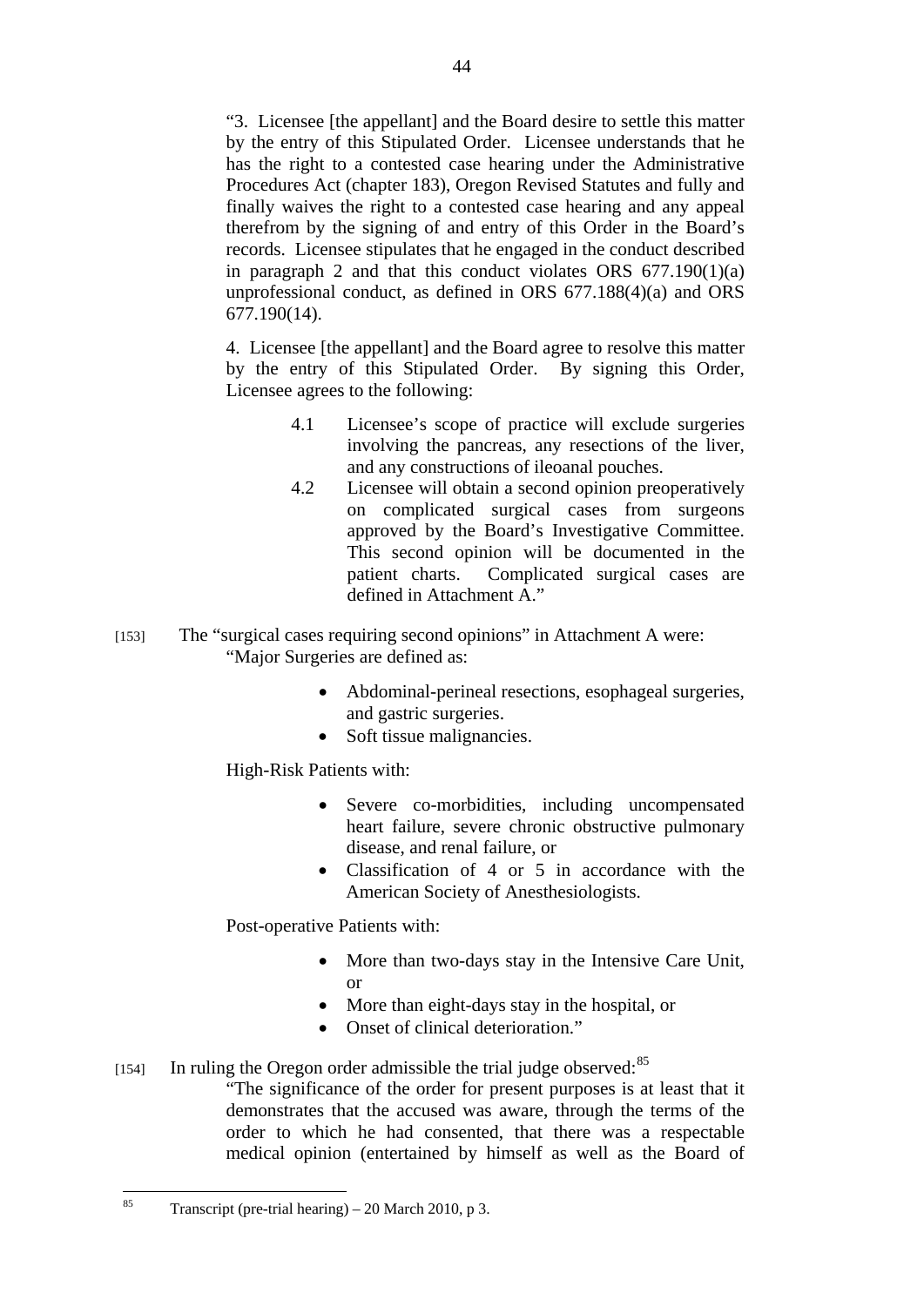> "3. Licensee [the appellant] and the Board desire to settle this matter by the entry of this Stipulated Order. Licensee understands that he has the right to a contested case hearing under the Administrative Procedures Act (chapter 183), Oregon Revised Statutes and fully and finally waives the right to a contested case hearing and any appeal therefrom by the signing of and entry of this Order in the Board's records. Licensee stipulates that he engaged in the conduct described in paragraph 2 and that this conduct violates ORS 677.190(1)(a) unprofessional conduct, as defined in ORS 677.188(4)(a) and ORS 677.190(14).
>
> 4. Licensee [the appellant] and the Board agree to resolve this matter by the entry of this Stipulated Order. By signing this Order, Licensee agrees to the following:
>
> 4.1 Licensee's scope of practice will exclude surgeries involving the pancreas, any resections of the liver, and any constructions of ileoanal pouches.
>
> 4.2 Licensee will obtain a second opinion preoperatively on complicated surgical cases from surgeons approved by the Board's Investigative Committee. This second opinion will be documented in the patient charts. Complicated surgical cases are defined in Attachment A."

[153] The "surgical cases requiring second opinions" in Attachment A were:

> "Major Surgeries are defined as:
>
> - Abdominal-perineal resections, esophageal surgeries, and gastric surgeries.
> - Soft tissue malignancies.
>
> High-Risk Patients with:
>
> - Severe co-morbidities, including uncompensated heart failure, severe chronic obstructive pulmonary disease, and renal failure, or
> - Classification of 4 or 5 in accordance with the American Society of Anesthesiologists.
>
> Post-operative Patients with:
>
> - More than two-days stay in the Intensive Care Unit, or
> - More than eight-days stay in the hospital, or
> - Onset of clinical deterioration."

[154] In ruling the Oregon order admissible the trial judge observed:[85]

> "The significance of the order for present purposes is at least that it demonstrates that the accused was aware, through the terms of the order to which he had consented, that there was a respectable medical opinion (entertained by himself as well as the Board of

---

[85] Transcript (pre-trial hearing) – 20 March 2010, p 3.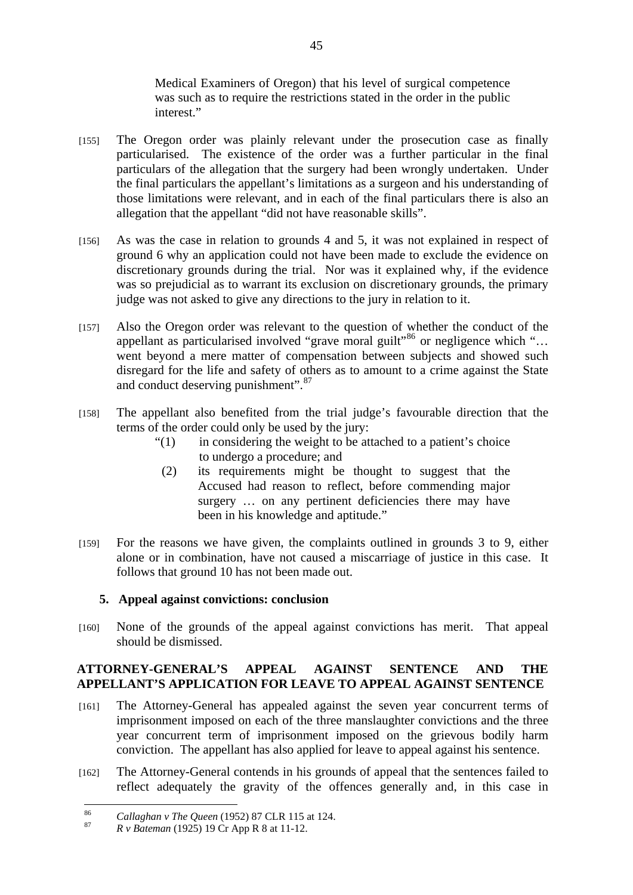Medical Examiners of Oregon) that his level of surgical competence was such as to require the restrictions stated in the order in the public interest."

[155] The Oregon order was plainly relevant under the prosecution case as finally particularised. The existence of the order was a further particular in the final particulars of the allegation that the surgery had been wrongly undertaken. Under the final particulars the appellant's limitations as a surgeon and his understanding of those limitations were relevant, and in each of the final particulars there is also an allegation that the appellant "did not have reasonable skills".

[156] As was the case in relation to grounds 4 and 5, it was not explained in respect of ground 6 why an application could not have been made to exclude the evidence on discretionary grounds during the trial. Nor was it explained why, if the evidence was so prejudicial as to warrant its exclusion on discretionary grounds, the primary judge was not asked to give any directions to the jury in relation to it.

[157] Also the Oregon order was relevant to the question of whether the conduct of the appellant as particularised involved "grave moral guilt"[86] or negligence which "… went beyond a mere matter of compensation between subjects and showed such disregard for the life and safety of others as to amount to a crime against the State and conduct deserving punishment".[87]

[158] The appellant also benefited from the trial judge's favourable direction that the terms of the order could only be used by the jury:

> "(1) in considering the weight to be attached to a patient's choice to undergo a procedure; and
>
> (2) its requirements might be thought to suggest that the Accused had reason to reflect, before commending major surgery … on any pertinent deficiencies there may have been in his knowledge and aptitude."

[159] For the reasons we have given, the complaints outlined in grounds 3 to 9, either alone or in combination, have not caused a miscarriage of justice in this case. It follows that ground 10 has not been made out.

### 5. Appeal against convictions: conclusion

[160] None of the grounds of the appeal against convictions has merit. That appeal should be dismissed.

## ATTORNEY-GENERAL'S APPEAL AGAINST SENTENCE AND THE APPELLANT'S APPLICATION FOR LEAVE TO APPEAL AGAINST SENTENCE

[161] The Attorney-General has appealed against the seven year concurrent terms of imprisonment imposed on each of the three manslaughter convictions and the three year concurrent term of imprisonment imposed on the grievous bodily harm conviction. The appellant has also applied for leave to appeal against his sentence.

[162] The Attorney-General contends in his grounds of appeal that the sentences failed to reflect adequately the gravity of the offences generally and, in this case in

---

[86] *Callaghan v The Queen* (1952) 87 CLR 115 at 124.

[87] *R v Bateman* (1925) 19 Cr App R 8 at 11-12.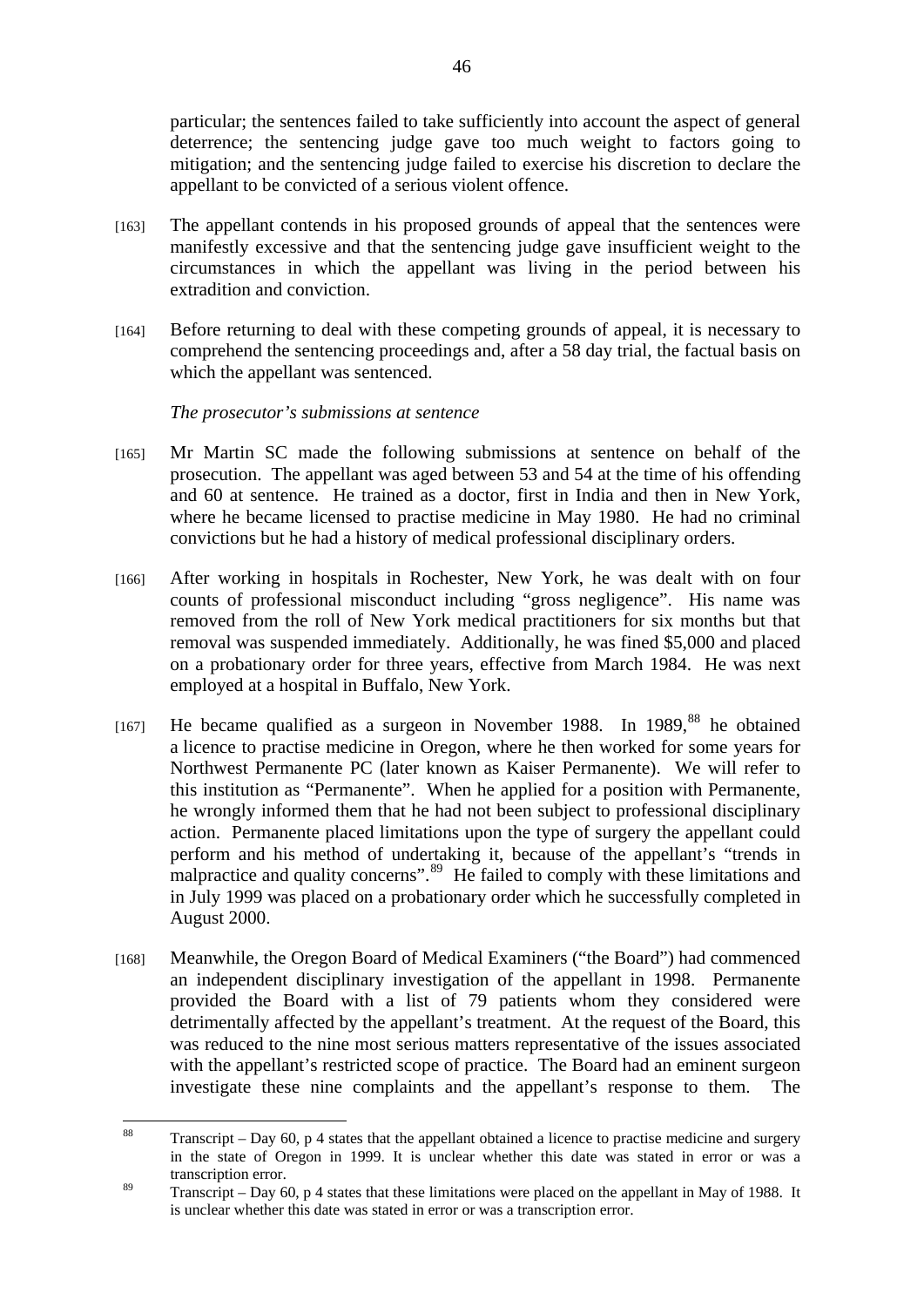particular; the sentences failed to take sufficiently into account the aspect of general deterrence; the sentencing judge gave too much weight to factors going to mitigation; and the sentencing judge failed to exercise his discretion to declare the appellant to be convicted of a serious violent offence.

[163] The appellant contends in his proposed grounds of appeal that the sentences were manifestly excessive and that the sentencing judge gave insufficient weight to the circumstances in which the appellant was living in the period between his extradition and conviction.

[164] Before returning to deal with these competing grounds of appeal, it is necessary to comprehend the sentencing proceedings and, after a 58 day trial, the factual basis on which the appellant was sentenced.

*The prosecutor's submissions at sentence*

[165] Mr Martin SC made the following submissions at sentence on behalf of the prosecution. The appellant was aged between 53 and 54 at the time of his offending and 60 at sentence. He trained as a doctor, first in India and then in New York, where he became licensed to practise medicine in May 1980. He had no criminal convictions but he had a history of medical professional disciplinary orders.

[166] After working in hospitals in Rochester, New York, he was dealt with on four counts of professional misconduct including "gross negligence". His name was removed from the roll of New York medical practitioners for six months but that removal was suspended immediately. Additionally, he was fined $5,000 and placed on a probationary order for three years, effective from March 1984. He was next employed at a hospital in Buffalo, New York.

[167] He became qualified as a surgeon in November 1988. In 1989,[88] he obtained a licence to practise medicine in Oregon, where he then worked for some years for Northwest Permanente PC (later known as Kaiser Permanente). We will refer to this institution as "Permanente". When he applied for a position with Permanente, he wrongly informed them that he had not been subject to professional disciplinary action. Permanente placed limitations upon the type of surgery the appellant could perform and his method of undertaking it, because of the appellant's "trends in malpractice and quality concerns".[89] He failed to comply with these limitations and in July 1999 was placed on a probationary order which he successfully completed in August 2000.

[168] Meanwhile, the Oregon Board of Medical Examiners ("the Board") had commenced an independent disciplinary investigation of the appellant in 1998. Permanente provided the Board with a list of 79 patients whom they considered were detrimentally affected by the appellant's treatment. At the request of the Board, this was reduced to the nine most serious matters representative of the issues associated with the appellant's restricted scope of practice. The Board had an eminent surgeon investigate these nine complaints and the appellant's response to them. The

---

[88] Transcript – Day 60, p 4 states that the appellant obtained a licence to practise medicine and surgery in the state of Oregon in 1999. It is unclear whether this date was stated in error or was a transcription error.

[89] Transcript – Day 60, p 4 states that these limitations were placed on the appellant in May of 1988. It is unclear whether this date was stated in error or was a transcription error.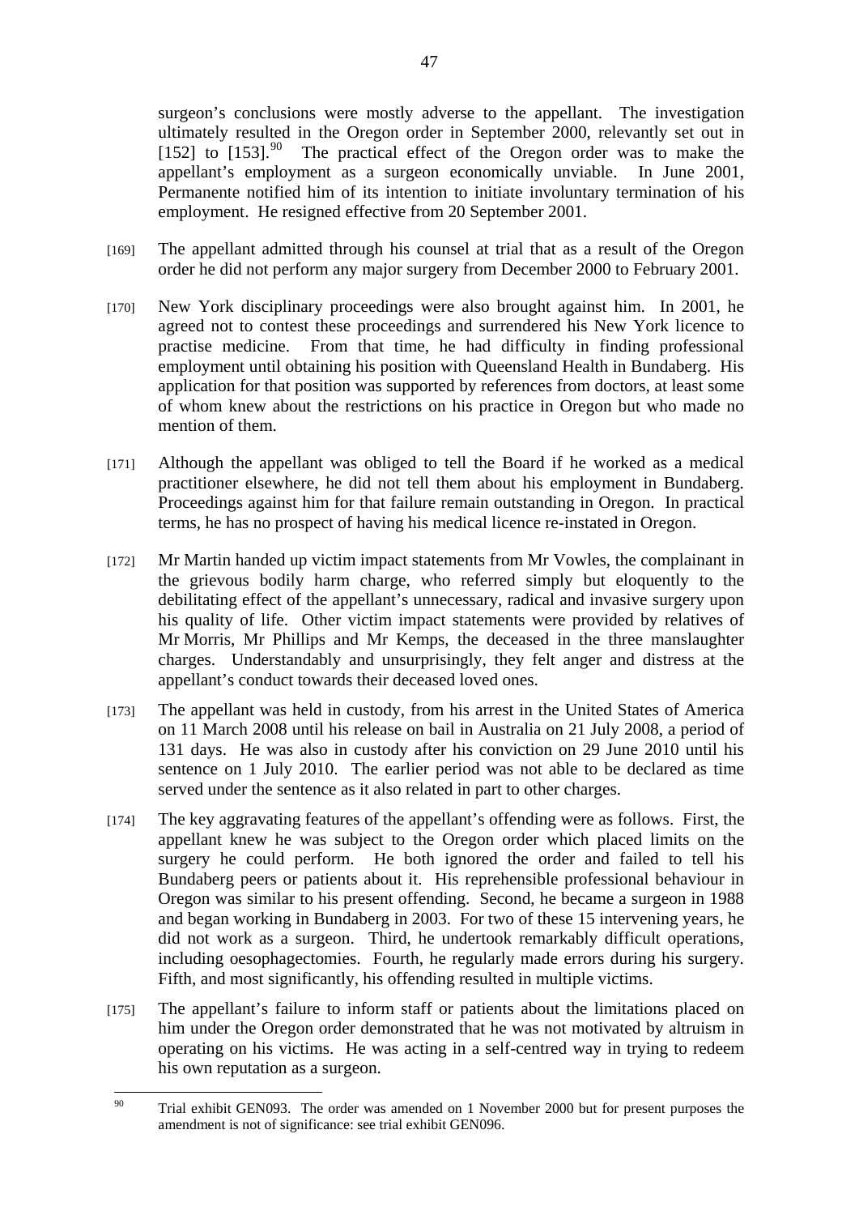surgeon's conclusions were mostly adverse to the appellant. The investigation ultimately resulted in the Oregon order in September 2000, relevantly set out in [152] to [153].[90] The practical effect of the Oregon order was to make the appellant's employment as a surgeon economically unviable. In June 2001, Permanente notified him of its intention to initiate involuntary termination of his employment. He resigned effective from 20 September 2001.

[169] The appellant admitted through his counsel at trial that as a result of the Oregon order he did not perform any major surgery from December 2000 to February 2001.

[170] New York disciplinary proceedings were also brought against him. In 2001, he agreed not to contest these proceedings and surrendered his New York licence to practise medicine. From that time, he had difficulty in finding professional employment until obtaining his position with Queensland Health in Bundaberg. His application for that position was supported by references from doctors, at least some of whom knew about the restrictions on his practice in Oregon but who made no mention of them.

[171] Although the appellant was obliged to tell the Board if he worked as a medical practitioner elsewhere, he did not tell them about his employment in Bundaberg. Proceedings against him for that failure remain outstanding in Oregon. In practical terms, he has no prospect of having his medical licence re-instated in Oregon.

[172] Mr Martin handed up victim impact statements from Mr Vowles, the complainant in the grievous bodily harm charge, who referred simply but eloquently to the debilitating effect of the appellant's unnecessary, radical and invasive surgery upon his quality of life. Other victim impact statements were provided by relatives of Mr Morris, Mr Phillips and Mr Kemps, the deceased in the three manslaughter charges. Understandably and unsurprisingly, they felt anger and distress at the appellant's conduct towards their deceased loved ones.

[173] The appellant was held in custody, from his arrest in the United States of America on 11 March 2008 until his release on bail in Australia on 21 July 2008, a period of 131 days. He was also in custody after his conviction on 29 June 2010 until his sentence on 1 July 2010. The earlier period was not able to be declared as time served under the sentence as it also related in part to other charges.

[174] The key aggravating features of the appellant's offending were as follows. First, the appellant knew he was subject to the Oregon order which placed limits on the surgery he could perform. He both ignored the order and failed to tell his Bundaberg peers or patients about it. His reprehensible professional behaviour in Oregon was similar to his present offending. Second, he became a surgeon in 1988 and began working in Bundaberg in 2003. For two of these 15 intervening years, he did not work as a surgeon. Third, he undertook remarkably difficult operations, including oesophagectomies. Fourth, he regularly made errors during his surgery. Fifth, and most significantly, his offending resulted in multiple victims.

[175] The appellant's failure to inform staff or patients about the limitations placed on him under the Oregon order demonstrated that he was not motivated by altruism in operating on his victims. He was acting in a self-centred way in trying to redeem his own reputation as a surgeon.

---

[90] Trial exhibit GEN093. The order was amended on 1 November 2000 but for present purposes the amendment is not of significance: see trial exhibit GEN096.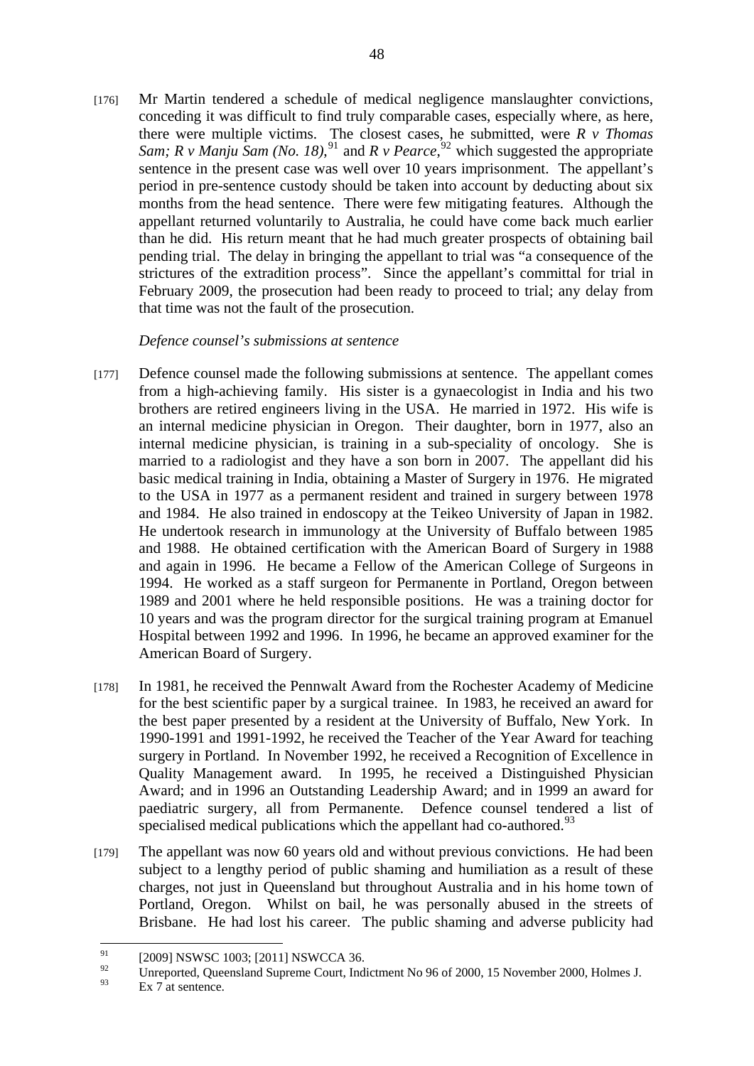[176] Mr Martin tendered a schedule of medical negligence manslaughter convictions, conceding it was difficult to find truly comparable cases, especially where, as here, there were multiple victims. The closest cases, he submitted, were *R v Thomas Sam; R v Manju Sam (No. 18)*,[91] and *R v Pearce*,[92] which suggested the appropriate sentence in the present case was well over 10 years imprisonment. The appellant's period in pre-sentence custody should be taken into account by deducting about six months from the head sentence. There were few mitigating features. Although the appellant returned voluntarily to Australia, he could have come back much earlier than he did. His return meant that he had much greater prospects of obtaining bail pending trial. The delay in bringing the appellant to trial was "a consequence of the strictures of the extradition process". Since the appellant's committal for trial in February 2009, the prosecution had been ready to proceed to trial; any delay from that time was not the fault of the prosecution.

*Defence counsel's submissions at sentence*

[177] Defence counsel made the following submissions at sentence. The appellant comes from a high-achieving family. His sister is a gynaecologist in India and his two brothers are retired engineers living in the USA. He married in 1972. His wife is an internal medicine physician in Oregon. Their daughter, born in 1977, also an internal medicine physician, is training in a sub-speciality of oncology. She is married to a radiologist and they have a son born in 2007. The appellant did his basic medical training in India, obtaining a Master of Surgery in 1976. He migrated to the USA in 1977 as a permanent resident and trained in surgery between 1978 and 1984. He also trained in endoscopy at the Teikeo University of Japan in 1982. He undertook research in immunology at the University of Buffalo between 1985 and 1988. He obtained certification with the American Board of Surgery in 1988 and again in 1996. He became a Fellow of the American College of Surgeons in 1994. He worked as a staff surgeon for Permanente in Portland, Oregon between 1989 and 2001 where he held responsible positions. He was a training doctor for 10 years and was the program director for the surgical training program at Emanuel Hospital between 1992 and 1996. In 1996, he became an approved examiner for the American Board of Surgery.

[178] In 1981, he received the Pennwalt Award from the Rochester Academy of Medicine for the best scientific paper by a surgical trainee. In 1983, he received an award for the best paper presented by a resident at the University of Buffalo, New York. In 1990-1991 and 1991-1992, he received the Teacher of the Year Award for teaching surgery in Portland. In November 1992, he received a Recognition of Excellence in Quality Management award. In 1995, he received a Distinguished Physician Award; and in 1996 an Outstanding Leadership Award; and in 1999 an award for paediatric surgery, all from Permanente. Defence counsel tendered a list of specialised medical publications which the appellant had co-authored.[93]

[179] The appellant was now 60 years old and without previous convictions. He had been subject to a lengthy period of public shaming and humiliation as a result of these charges, not just in Queensland but throughout Australia and in his home town of Portland, Oregon. Whilst on bail, he was personally abused in the streets of Brisbane. He had lost his career. The public shaming and adverse publicity had

---

[91] [2009] NSWSC 1003; [2011] NSWCCA 36.

[92] Unreported, Queensland Supreme Court, Indictment No 96 of 2000, 15 November 2000, Holmes J.

[93] Ex 7 at sentence.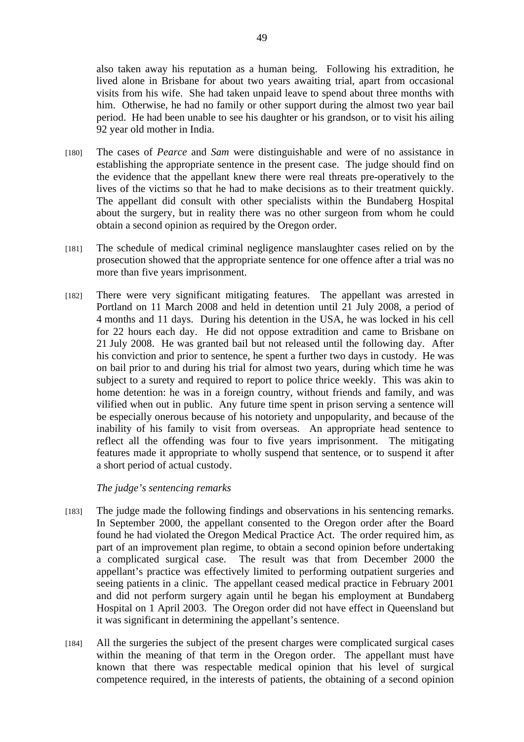also taken away his reputation as a human being. Following his extradition, he lived alone in Brisbane for about two years awaiting trial, apart from occasional visits from his wife. She had taken unpaid leave to spend about three months with him. Otherwise, he had no family or other support during the almost two year bail period. He had been unable to see his daughter or his grandson, or to visit his ailing 92 year old mother in India.

[180] The cases of *Pearce* and *Sam* were distinguishable and were of no assistance in establishing the appropriate sentence in the present case. The judge should find on the evidence that the appellant knew there were real threats pre-operatively to the lives of the victims so that he had to make decisions as to their treatment quickly. The appellant did consult with other specialists within the Bundaberg Hospital about the surgery, but in reality there was no other surgeon from whom he could obtain a second opinion as required by the Oregon order.

[181] The schedule of medical criminal negligence manslaughter cases relied on by the prosecution showed that the appropriate sentence for one offence after a trial was no more than five years imprisonment.

[182] There were very significant mitigating features. The appellant was arrested in Portland on 11 March 2008 and held in detention until 21 July 2008, a period of 4 months and 11 days. During his detention in the USA, he was locked in his cell for 22 hours each day. He did not oppose extradition and came to Brisbane on 21 July 2008. He was granted bail but not released until the following day. After his conviction and prior to sentence, he spent a further two days in custody. He was on bail prior to and during his trial for almost two years, during which time he was subject to a surety and required to report to police thrice weekly. This was akin to home detention: he was in a foreign country, without friends and family, and was vilified when out in public. Any future time spent in prison serving a sentence will be especially onerous because of his notoriety and unpopularity, and because of the inability of his family to visit from overseas. An appropriate head sentence to reflect all the offending was four to five years imprisonment. The mitigating features made it appropriate to wholly suspend that sentence, or to suspend it after a short period of actual custody.

*The judge's sentencing remarks*

[183] The judge made the following findings and observations in his sentencing remarks. In September 2000, the appellant consented to the Oregon order after the Board found he had violated the Oregon Medical Practice Act. The order required him, as part of an improvement plan regime, to obtain a second opinion before undertaking a complicated surgical case. The result was that from December 2000 the appellant's practice was effectively limited to performing outpatient surgeries and seeing patients in a clinic. The appellant ceased medical practice in February 2001 and did not perform surgery again until he began his employment at Bundaberg Hospital on 1 April 2003. The Oregon order did not have effect in Queensland but it was significant in determining the appellant's sentence.

[184] All the surgeries the subject of the present charges were complicated surgical cases within the meaning of that term in the Oregon order. The appellant must have known that there was respectable medical opinion that his level of surgical competence required, in the interests of patients, the obtaining of a second opinion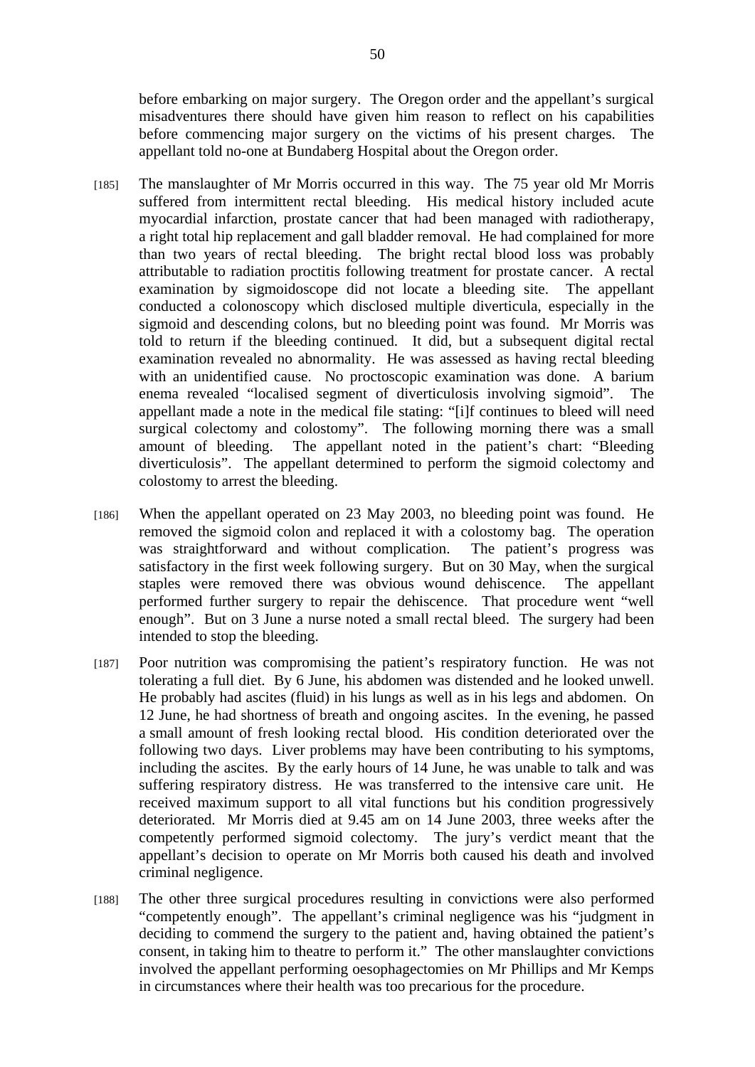before embarking on major surgery. The Oregon order and the appellant's surgical misadventures there should have given him reason to reflect on his capabilities before commencing major surgery on the victims of his present charges. The appellant told no-one at Bundaberg Hospital about the Oregon order.

[185] The manslaughter of Mr Morris occurred in this way. The 75 year old Mr Morris suffered from intermittent rectal bleeding. His medical history included acute myocardial infarction, prostate cancer that had been managed with radiotherapy, a right total hip replacement and gall bladder removal. He had complained for more than two years of rectal bleeding. The bright rectal blood loss was probably attributable to radiation proctitis following treatment for prostate cancer. A rectal examination by sigmoidoscope did not locate a bleeding site. The appellant conducted a colonoscopy which disclosed multiple diverticula, especially in the sigmoid and descending colons, but no bleeding point was found. Mr Morris was told to return if the bleeding continued. It did, but a subsequent digital rectal examination revealed no abnormality. He was assessed as having rectal bleeding with an unidentified cause. No proctoscopic examination was done. A barium enema revealed "localised segment of diverticulosis involving sigmoid". The appellant made a note in the medical file stating: "[i]f continues to bleed will need surgical colectomy and colostomy". The following morning there was a small amount of bleeding. The appellant noted in the patient's chart: "Bleeding diverticulosis". The appellant determined to perform the sigmoid colectomy and colostomy to arrest the bleeding.

[186] When the appellant operated on 23 May 2003, no bleeding point was found. He removed the sigmoid colon and replaced it with a colostomy bag. The operation was straightforward and without complication. The patient's progress was satisfactory in the first week following surgery. But on 30 May, when the surgical staples were removed there was obvious wound dehiscence. The appellant performed further surgery to repair the dehiscence. That procedure went "well enough". But on 3 June a nurse noted a small rectal bleed. The surgery had been intended to stop the bleeding.

[187] Poor nutrition was compromising the patient's respiratory function. He was not tolerating a full diet. By 6 June, his abdomen was distended and he looked unwell. He probably had ascites (fluid) in his lungs as well as in his legs and abdomen. On 12 June, he had shortness of breath and ongoing ascites. In the evening, he passed a small amount of fresh looking rectal blood. His condition deteriorated over the following two days. Liver problems may have been contributing to his symptoms, including the ascites. By the early hours of 14 June, he was unable to talk and was suffering respiratory distress. He was transferred to the intensive care unit. He received maximum support to all vital functions but his condition progressively deteriorated. Mr Morris died at 9.45 am on 14 June 2003, three weeks after the competently performed sigmoid colectomy. The jury's verdict meant that the appellant's decision to operate on Mr Morris both caused his death and involved criminal negligence.

[188] The other three surgical procedures resulting in convictions were also performed "competently enough". The appellant's criminal negligence was his "judgment in deciding to commend the surgery to the patient and, having obtained the patient's consent, in taking him to theatre to perform it." The other manslaughter convictions involved the appellant performing oesophagectomies on Mr Phillips and Mr Kemps in circumstances where their health was too precarious for the procedure.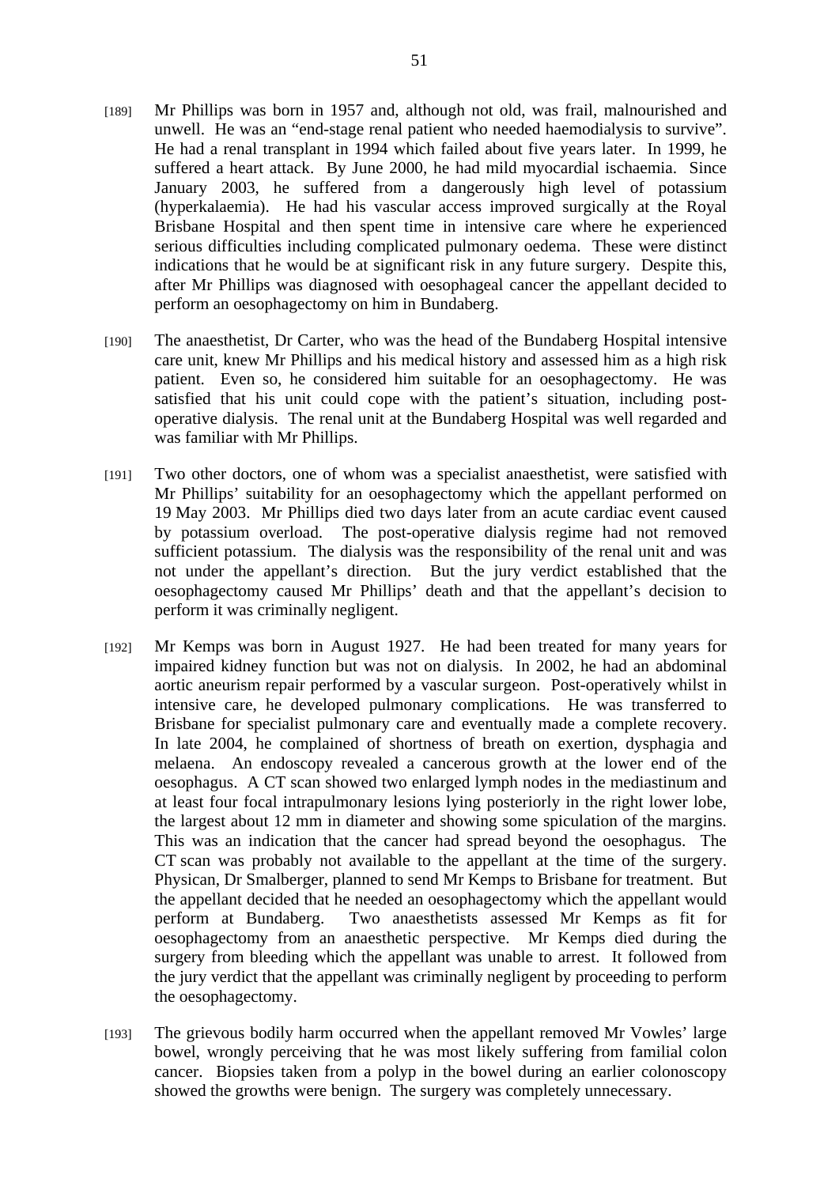[189] Mr Phillips was born in 1957 and, although not old, was frail, malnourished and unwell. He was an "end-stage renal patient who needed haemodialysis to survive". He had a renal transplant in 1994 which failed about five years later. In 1999, he suffered a heart attack. By June 2000, he had mild myocardial ischaemia. Since January 2003, he suffered from a dangerously high level of potassium (hyperkalaemia). He had his vascular access improved surgically at the Royal Brisbane Hospital and then spent time in intensive care where he experienced serious difficulties including complicated pulmonary oedema. These were distinct indications that he would be at significant risk in any future surgery. Despite this, after Mr Phillips was diagnosed with oesophageal cancer the appellant decided to perform an oesophagectomy on him in Bundaberg.

[190] The anaesthetist, Dr Carter, who was the head of the Bundaberg Hospital intensive care unit, knew Mr Phillips and his medical history and assessed him as a high risk patient. Even so, he considered him suitable for an oesophagectomy. He was satisfied that his unit could cope with the patient's situation, including post-operative dialysis. The renal unit at the Bundaberg Hospital was well regarded and was familiar with Mr Phillips.

[191] Two other doctors, one of whom was a specialist anaesthetist, were satisfied with Mr Phillips' suitability for an oesophagectomy which the appellant performed on 19 May 2003. Mr Phillips died two days later from an acute cardiac event caused by potassium overload. The post-operative dialysis regime had not removed sufficient potassium. The dialysis was the responsibility of the renal unit and was not under the appellant's direction. But the jury verdict established that the oesophagectomy caused Mr Phillips' death and that the appellant's decision to perform it was criminally negligent.

[192] Mr Kemps was born in August 1927. He had been treated for many years for impaired kidney function but was not on dialysis. In 2002, he had an abdominal aortic aneurism repair performed by a vascular surgeon. Post-operatively whilst in intensive care, he developed pulmonary complications. He was transferred to Brisbane for specialist pulmonary care and eventually made a complete recovery. In late 2004, he complained of shortness of breath on exertion, dysphagia and melaena. An endoscopy revealed a cancerous growth at the lower end of the oesophagus. A CT scan showed two enlarged lymph nodes in the mediastinum and at least four focal intrapulmonary lesions lying posteriorly in the right lower lobe, the largest about 12 mm in diameter and showing some spiculation of the margins. This was an indication that the cancer had spread beyond the oesophagus. The CT scan was probably not available to the appellant at the time of the surgery. Physican, Dr Smalberger, planned to send Mr Kemps to Brisbane for treatment. But the appellant decided that he needed an oesophagectomy which the appellant would perform at Bundaberg. Two anaesthetists assessed Mr Kemps as fit for oesophagectomy from an anaesthetic perspective. Mr Kemps died during the surgery from bleeding which the appellant was unable to arrest. It followed from the jury verdict that the appellant was criminally negligent by proceeding to perform the oesophagectomy.

[193] The grievous bodily harm occurred when the appellant removed Mr Vowles' large bowel, wrongly perceiving that he was most likely suffering from familial colon cancer. Biopsies taken from a polyp in the bowel during an earlier colonoscopy showed the growths were benign. The surgery was completely unnecessary.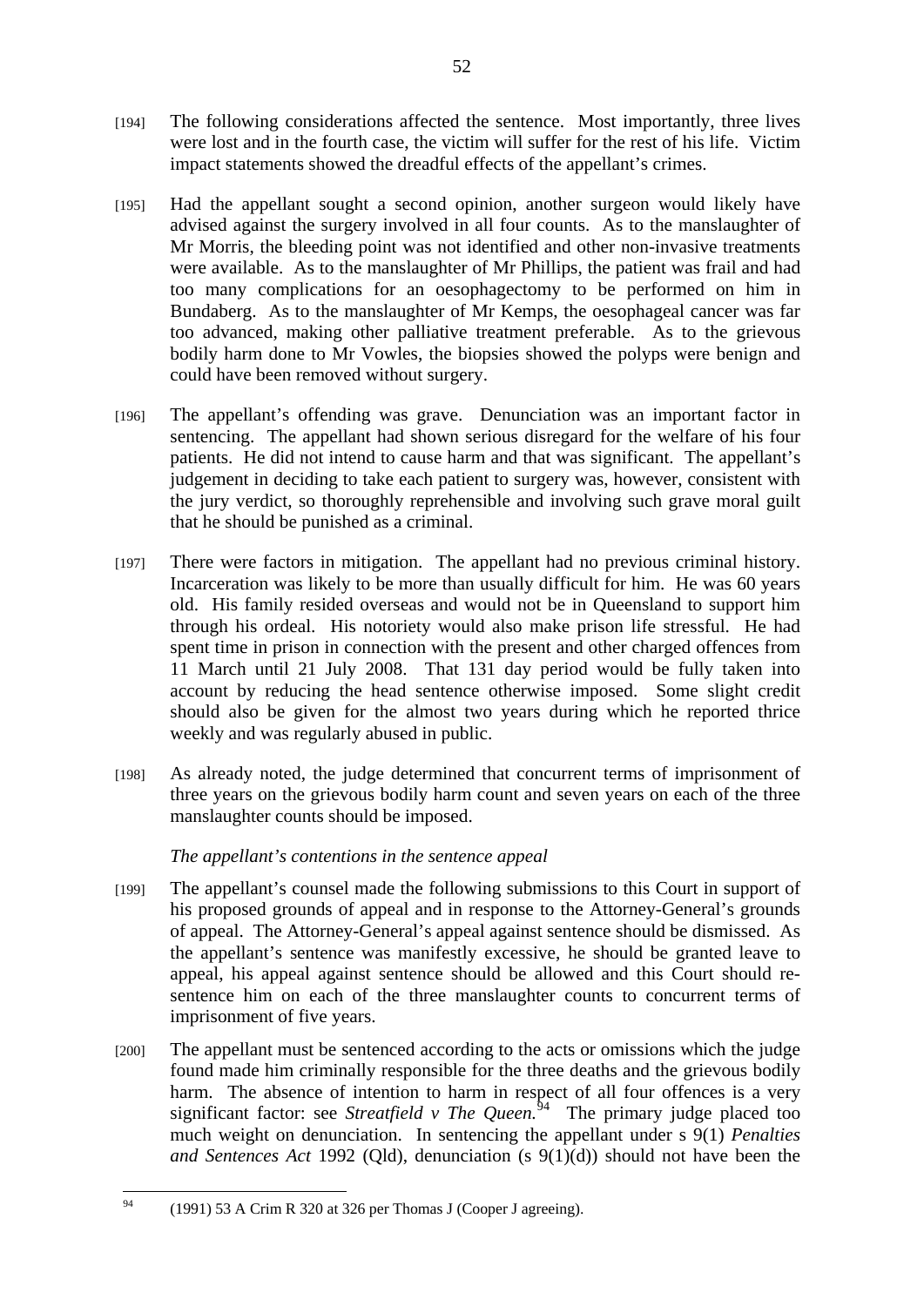[194] The following considerations affected the sentence. Most importantly, three lives were lost and in the fourth case, the victim will suffer for the rest of his life. Victim impact statements showed the dreadful effects of the appellant's crimes.

[195] Had the appellant sought a second opinion, another surgeon would likely have advised against the surgery involved in all four counts. As to the manslaughter of Mr Morris, the bleeding point was not identified and other non-invasive treatments were available. As to the manslaughter of Mr Phillips, the patient was frail and had too many complications for an oesophagectomy to be performed on him in Bundaberg. As to the manslaughter of Mr Kemps, the oesophageal cancer was far too advanced, making other palliative treatment preferable. As to the grievous bodily harm done to Mr Vowles, the biopsies showed the polyps were benign and could have been removed without surgery.

[196] The appellant's offending was grave. Denunciation was an important factor in sentencing. The appellant had shown serious disregard for the welfare of his four patients. He did not intend to cause harm and that was significant. The appellant's judgement in deciding to take each patient to surgery was, however, consistent with the jury verdict, so thoroughly reprehensible and involving such grave moral guilt that he should be punished as a criminal.

[197] There were factors in mitigation. The appellant had no previous criminal history. Incarceration was likely to be more than usually difficult for him. He was 60 years old. His family resided overseas and would not be in Queensland to support him through his ordeal. His notoriety would also make prison life stressful. He had spent time in prison in connection with the present and other charged offences from 11 March until 21 July 2008. That 131 day period would be fully taken into account by reducing the head sentence otherwise imposed. Some slight credit should also be given for the almost two years during which he reported thrice weekly and was regularly abused in public.

[198] As already noted, the judge determined that concurrent terms of imprisonment of three years on the grievous bodily harm count and seven years on each of the three manslaughter counts should be imposed.

*The appellant's contentions in the sentence appeal*

[199] The appellant's counsel made the following submissions to this Court in support of his proposed grounds of appeal and in response to the Attorney-General's grounds of appeal. The Attorney-General's appeal against sentence should be dismissed. As the appellant's sentence was manifestly excessive, he should be granted leave to appeal, his appeal against sentence should be allowed and this Court should re-sentence him on each of the three manslaughter counts to concurrent terms of imprisonment of five years.

[200] The appellant must be sentenced according to the acts or omissions which the judge found made him criminally responsible for the three deaths and the grievous bodily harm. The absence of intention to harm in respect of all four offences is a very significant factor: see *Streatfield v The Queen.*[94] The primary judge placed too much weight on denunciation. In sentencing the appellant under s 9(1) *Penalties and Sentences Act* 1992 (Qld), denunciation (s 9(1)(d)) should not have been the

[94] (1991) 53 A Crim R 320 at 326 per Thomas J (Cooper J agreeing).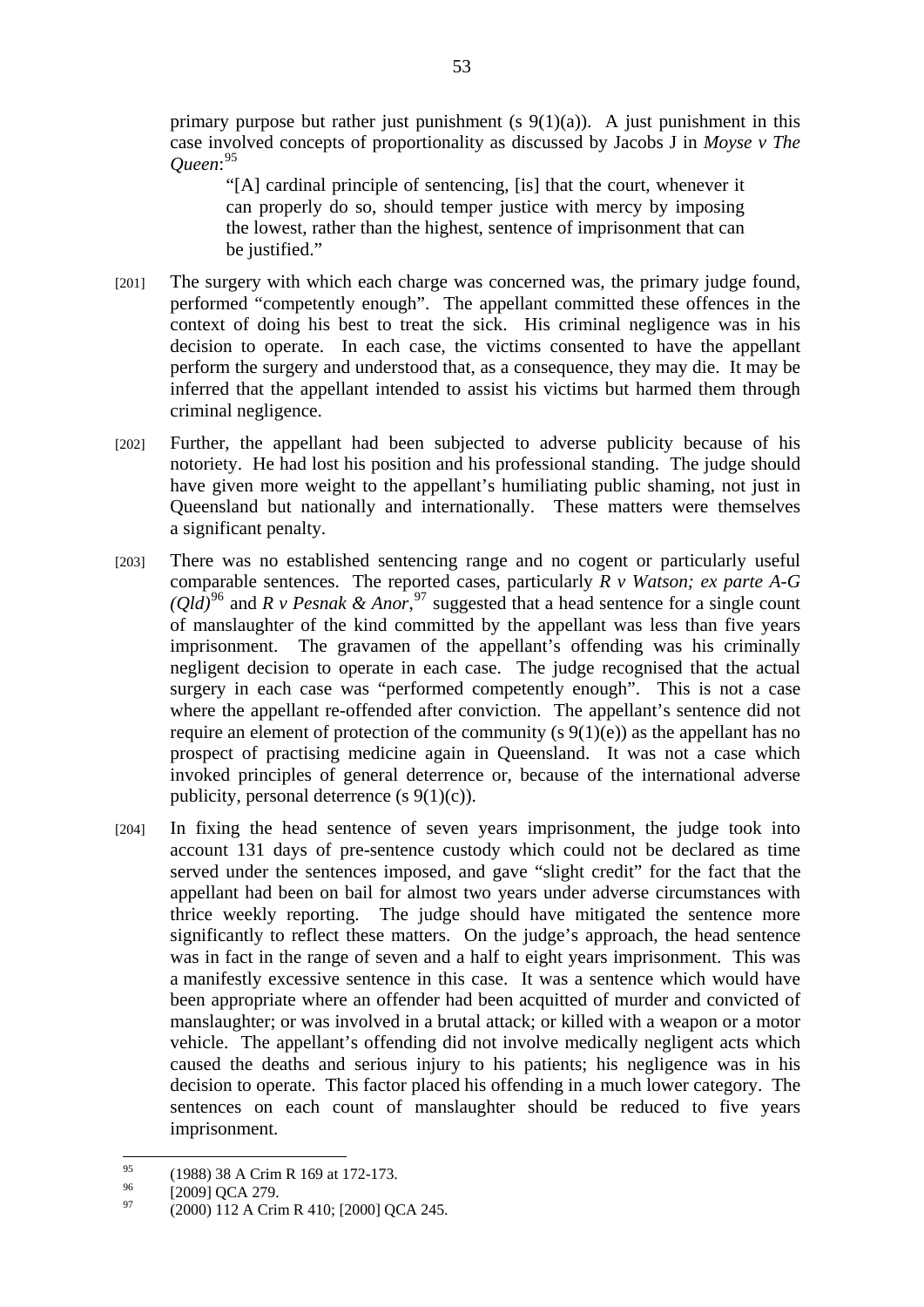primary purpose but rather just punishment (s 9(1)(a)). A just punishment in this case involved concepts of proportionality as discussed by Jacobs J in *Moyse v The Queen*:[95]

> "[A] cardinal principle of sentencing, [is] that the court, whenever it can properly do so, should temper justice with mercy by imposing the lowest, rather than the highest, sentence of imprisonment that can be justified."

[201] The surgery with which each charge was concerned was, the primary judge found, performed "competently enough". The appellant committed these offences in the context of doing his best to treat the sick. His criminal negligence was in his decision to operate. In each case, the victims consented to have the appellant perform the surgery and understood that, as a consequence, they may die. It may be inferred that the appellant intended to assist his victims but harmed them through criminal negligence.

[202] Further, the appellant had been subjected to adverse publicity because of his notoriety. He had lost his position and his professional standing. The judge should have given more weight to the appellant's humiliating public shaming, not just in Queensland but nationally and internationally. These matters were themselves a significant penalty.

[203] There was no established sentencing range and no cogent or particularly useful comparable sentences. The reported cases, particularly *R v Watson; ex parte A-G (Qld)*[96] and *R v Pesnak & Anor*,[97] suggested that a head sentence for a single count of manslaughter of the kind committed by the appellant was less than five years imprisonment. The gravamen of the appellant's offending was his criminally negligent decision to operate in each case. The judge recognised that the actual surgery in each case was "performed competently enough". This is not a case where the appellant re-offended after conviction. The appellant's sentence did not require an element of protection of the community (s 9(1)(e)) as the appellant has no prospect of practising medicine again in Queensland. It was not a case which invoked principles of general deterrence or, because of the international adverse publicity, personal deterrence (s 9(1)(c)).

[204] In fixing the head sentence of seven years imprisonment, the judge took into account 131 days of pre-sentence custody which could not be declared as time served under the sentences imposed, and gave "slight credit" for the fact that the appellant had been on bail for almost two years under adverse circumstances with thrice weekly reporting. The judge should have mitigated the sentence more significantly to reflect these matters. On the judge's approach, the head sentence was in fact in the range of seven and a half to eight years imprisonment. This was a manifestly excessive sentence in this case. It was a sentence which would have been appropriate where an offender had been acquitted of murder and convicted of manslaughter; or was involved in a brutal attack; or killed with a weapon or a motor vehicle. The appellant's offending did not involve medically negligent acts which caused the deaths and serious injury to his patients; his negligence was in his decision to operate. This factor placed his offending in a much lower category. The sentences on each count of manslaughter should be reduced to five years imprisonment.

---

[95] (1988) 38 A Crim R 169 at 172-173.

[96] [2009] QCA 279.

[97] (2000) 112 A Crim R 410; [2000] QCA 245.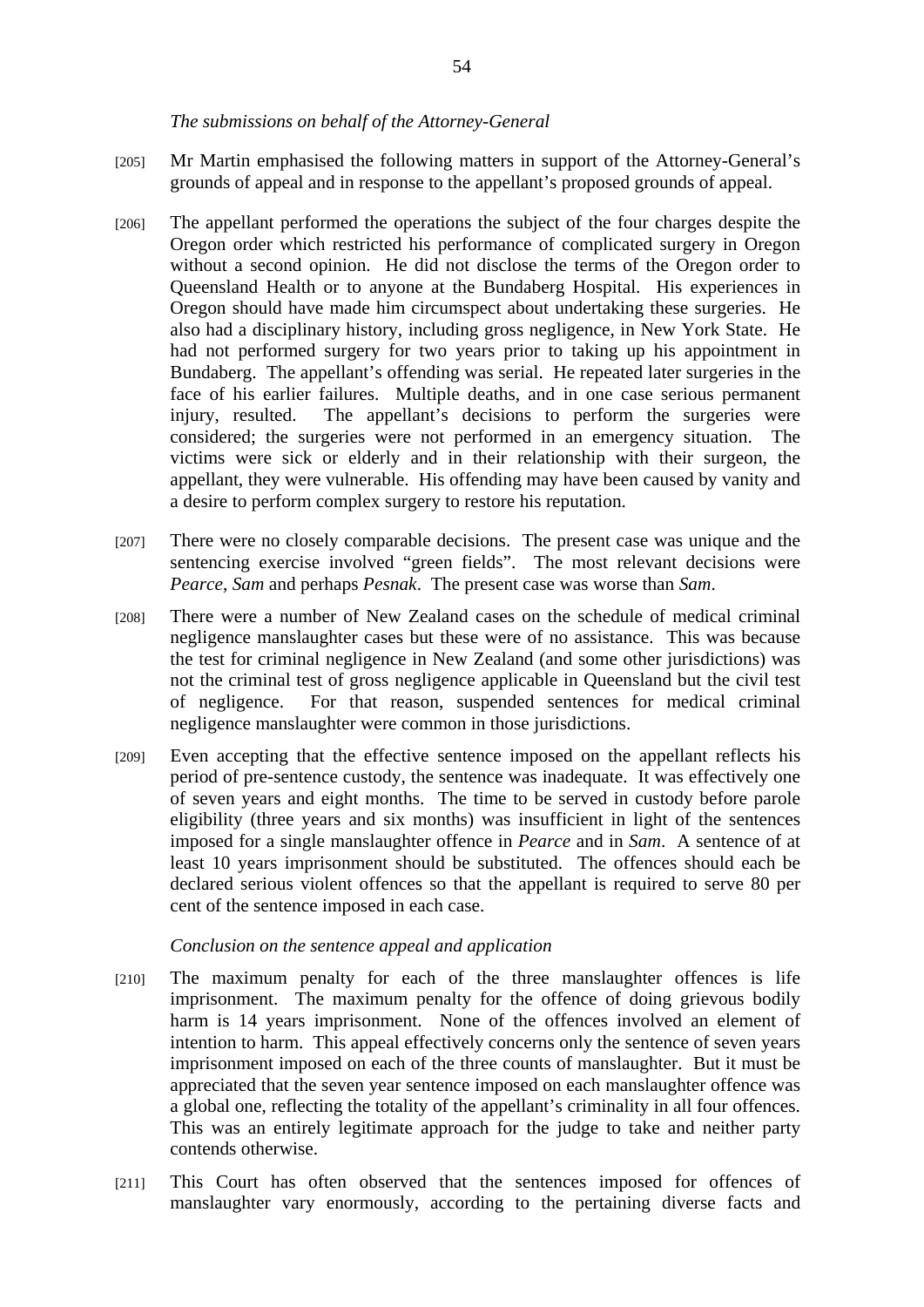*The submissions on behalf of the Attorney-General*

[205] Mr Martin emphasised the following matters in support of the Attorney-General's grounds of appeal and in response to the appellant's proposed grounds of appeal.

[206] The appellant performed the operations the subject of the four charges despite the Oregon order which restricted his performance of complicated surgery in Oregon without a second opinion. He did not disclose the terms of the Oregon order to Queensland Health or to anyone at the Bundaberg Hospital. His experiences in Oregon should have made him circumspect about undertaking these surgeries. He also had a disciplinary history, including gross negligence, in New York State. He had not performed surgery for two years prior to taking up his appointment in Bundaberg. The appellant's offending was serial. He repeated later surgeries in the face of his earlier failures. Multiple deaths, and in one case serious permanent injury, resulted. The appellant's decisions to perform the surgeries were considered; the surgeries were not performed in an emergency situation. The victims were sick or elderly and in their relationship with their surgeon, the appellant, they were vulnerable. His offending may have been caused by vanity and a desire to perform complex surgery to restore his reputation.

[207] There were no closely comparable decisions. The present case was unique and the sentencing exercise involved "green fields". The most relevant decisions were *Pearce*, *Sam* and perhaps *Pesnak*. The present case was worse than *Sam*.

[208] There were a number of New Zealand cases on the schedule of medical criminal negligence manslaughter cases but these were of no assistance. This was because the test for criminal negligence in New Zealand (and some other jurisdictions) was not the criminal test of gross negligence applicable in Queensland but the civil test of negligence. For that reason, suspended sentences for medical criminal negligence manslaughter were common in those jurisdictions.

[209] Even accepting that the effective sentence imposed on the appellant reflects his period of pre-sentence custody, the sentence was inadequate. It was effectively one of seven years and eight months. The time to be served in custody before parole eligibility (three years and six months) was insufficient in light of the sentences imposed for a single manslaughter offence in *Pearce* and in *Sam*. A sentence of at least 10 years imprisonment should be substituted. The offences should each be declared serious violent offences so that the appellant is required to serve 80 per cent of the sentence imposed in each case.

*Conclusion on the sentence appeal and application*

[210] The maximum penalty for each of the three manslaughter offences is life imprisonment. The maximum penalty for the offence of doing grievous bodily harm is 14 years imprisonment. None of the offences involved an element of intention to harm. This appeal effectively concerns only the sentence of seven years imprisonment imposed on each of the three counts of manslaughter. But it must be appreciated that the seven year sentence imposed on each manslaughter offence was a global one, reflecting the totality of the appellant's criminality in all four offences. This was an entirely legitimate approach for the judge to take and neither party contends otherwise.

[211] This Court has often observed that the sentences imposed for offences of manslaughter vary enormously, according to the pertaining diverse facts and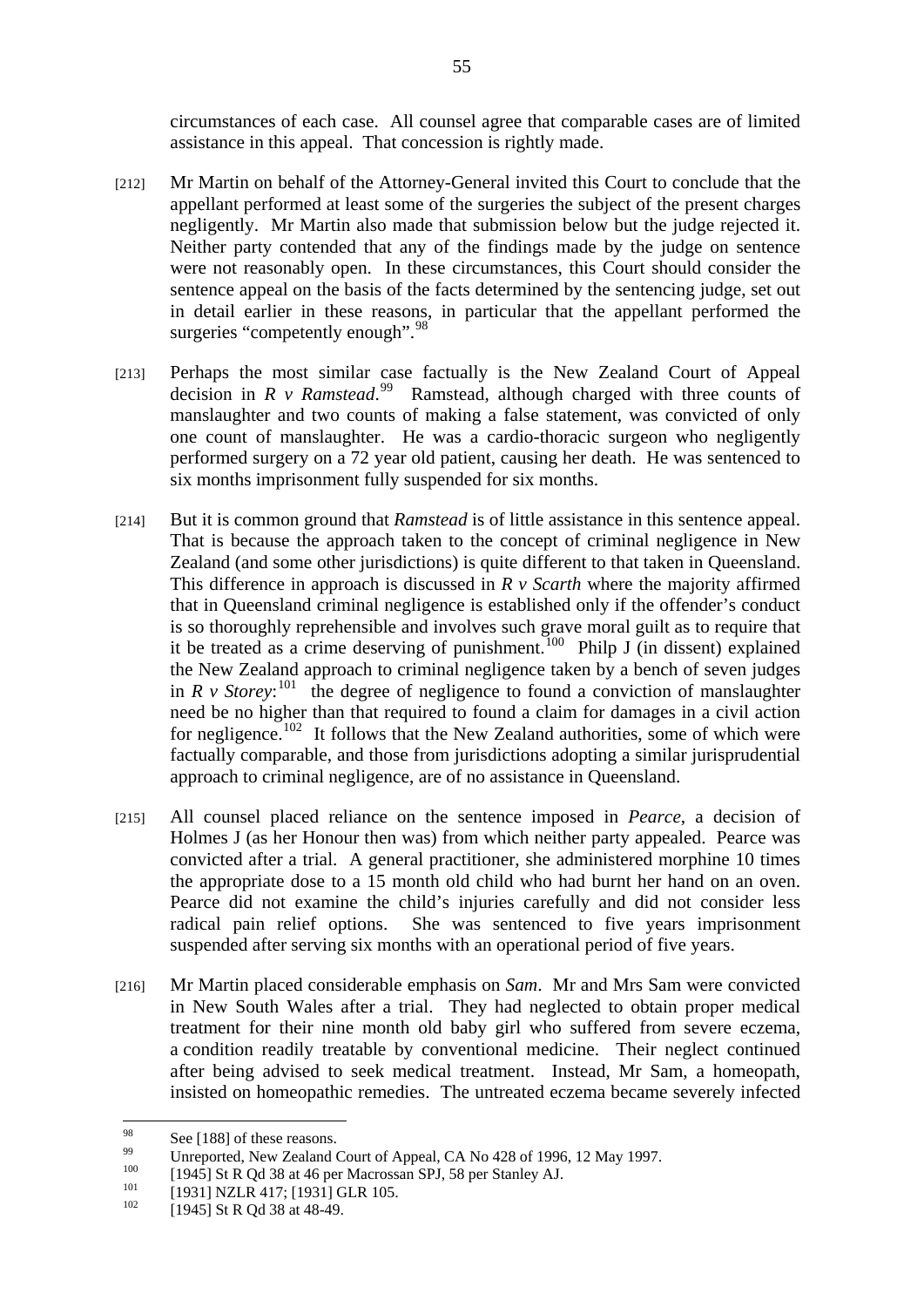circumstances of each case. All counsel agree that comparable cases are of limited assistance in this appeal. That concession is rightly made.

[212] Mr Martin on behalf of the Attorney-General invited this Court to conclude that the appellant performed at least some of the surgeries the subject of the present charges negligently. Mr Martin also made that submission below but the judge rejected it. Neither party contended that any of the findings made by the judge on sentence were not reasonably open. In these circumstances, this Court should consider the sentence appeal on the basis of the facts determined by the sentencing judge, set out in detail earlier in these reasons, in particular that the appellant performed the surgeries "competently enough".[98]

[213] Perhaps the most similar case factually is the New Zealand Court of Appeal decision in *R v Ramstead*.[99] Ramstead, although charged with three counts of manslaughter and two counts of making a false statement, was convicted of only one count of manslaughter. He was a cardio-thoracic surgeon who negligently performed surgery on a 72 year old patient, causing her death. He was sentenced to six months imprisonment fully suspended for six months.

[214] But it is common ground that *Ramstead* is of little assistance in this sentence appeal. That is because the approach taken to the concept of criminal negligence in New Zealand (and some other jurisdictions) is quite different to that taken in Queensland. This difference in approach is discussed in *R v Scarth* where the majority affirmed that in Queensland criminal negligence is established only if the offender's conduct is so thoroughly reprehensible and involves such grave moral guilt as to require that it be treated as a crime deserving of punishment.[100] Philp J (in dissent) explained the New Zealand approach to criminal negligence taken by a bench of seven judges in *R v Storey*:[101] the degree of negligence to found a conviction of manslaughter need be no higher than that required to found a claim for damages in a civil action for negligence.[102] It follows that the New Zealand authorities, some of which were factually comparable, and those from jurisdictions adopting a similar jurisprudential approach to criminal negligence, are of no assistance in Queensland.

[215] All counsel placed reliance on the sentence imposed in *Pearce*, a decision of Holmes J (as her Honour then was) from which neither party appealed. Pearce was convicted after a trial. A general practitioner, she administered morphine 10 times the appropriate dose to a 15 month old child who had burnt her hand on an oven. Pearce did not examine the child's injuries carefully and did not consider less radical pain relief options. She was sentenced to five years imprisonment suspended after serving six months with an operational period of five years.

[216] Mr Martin placed considerable emphasis on *Sam*. Mr and Mrs Sam were convicted in New South Wales after a trial. They had neglected to obtain proper medical treatment for their nine month old baby girl who suffered from severe eczema, a condition readily treatable by conventional medicine. Their neglect continued after being advised to seek medical treatment. Instead, Mr Sam, a homeopath, insisted on homeopathic remedies. The untreated eczema became severely infected

---

[98] See [188] of these reasons.

[99] Unreported, New Zealand Court of Appeal, CA No 428 of 1996, 12 May 1997.

[100] [1945] St R Qd 38 at 46 per Macrossan SPJ, 58 per Stanley AJ.

[101] [1931] NZLR 417; [1931] GLR 105.

[102] [1945] St R Qd 38 at 48-49.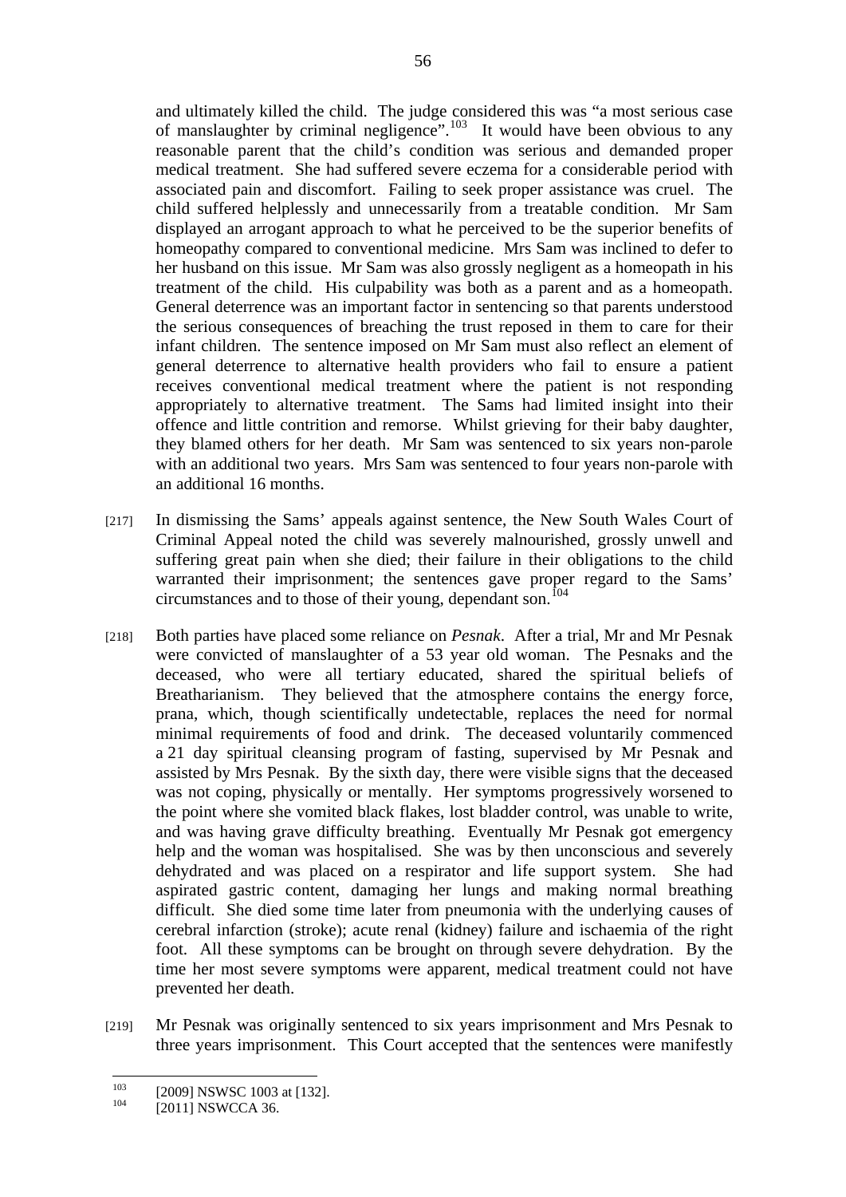and ultimately killed the child. The judge considered this was "a most serious case of manslaughter by criminal negligence".[103] It would have been obvious to any reasonable parent that the child's condition was serious and demanded proper medical treatment. She had suffered severe eczema for a considerable period with associated pain and discomfort. Failing to seek proper assistance was cruel. The child suffered helplessly and unnecessarily from a treatable condition. Mr Sam displayed an arrogant approach to what he perceived to be the superior benefits of homeopathy compared to conventional medicine. Mrs Sam was inclined to defer to her husband on this issue. Mr Sam was also grossly negligent as a homeopath in his treatment of the child. His culpability was both as a parent and as a homeopath. General deterrence was an important factor in sentencing so that parents understood the serious consequences of breaching the trust reposed in them to care for their infant children. The sentence imposed on Mr Sam must also reflect an element of general deterrence to alternative health providers who fail to ensure a patient receives conventional medical treatment where the patient is not responding appropriately to alternative treatment. The Sams had limited insight into their offence and little contrition and remorse. Whilst grieving for their baby daughter, they blamed others for her death. Mr Sam was sentenced to six years non-parole with an additional two years. Mrs Sam was sentenced to four years non-parole with an additional 16 months.

[217] In dismissing the Sams' appeals against sentence, the New South Wales Court of Criminal Appeal noted the child was severely malnourished, grossly unwell and suffering great pain when she died; their failure in their obligations to the child warranted their imprisonment; the sentences gave proper regard to the Sams' circumstances and to those of their young, dependant son.[104]

[218] Both parties have placed some reliance on *Pesnak*. After a trial, Mr and Mr Pesnak were convicted of manslaughter of a 53 year old woman. The Pesnaks and the deceased, who were all tertiary educated, shared the spiritual beliefs of Breatharianism. They believed that the atmosphere contains the energy force, prana, which, though scientifically undetectable, replaces the need for normal minimal requirements of food and drink. The deceased voluntarily commenced a 21 day spiritual cleansing program of fasting, supervised by Mr Pesnak and assisted by Mrs Pesnak. By the sixth day, there were visible signs that the deceased was not coping, physically or mentally. Her symptoms progressively worsened to the point where she vomited black flakes, lost bladder control, was unable to write, and was having grave difficulty breathing. Eventually Mr Pesnak got emergency help and the woman was hospitalised. She was by then unconscious and severely dehydrated and was placed on a respirator and life support system. She had aspirated gastric content, damaging her lungs and making normal breathing difficult. She died some time later from pneumonia with the underlying causes of cerebral infarction (stroke); acute renal (kidney) failure and ischaemia of the right foot. All these symptoms can be brought on through severe dehydration. By the time her most severe symptoms were apparent, medical treatment could not have prevented her death.

[219] Mr Pesnak was originally sentenced to six years imprisonment and Mrs Pesnak to three years imprisonment. This Court accepted that the sentences were manifestly

---

[103] [2009] NSWSC 1003 at [132].

[104] [2011] NSWCCA 36.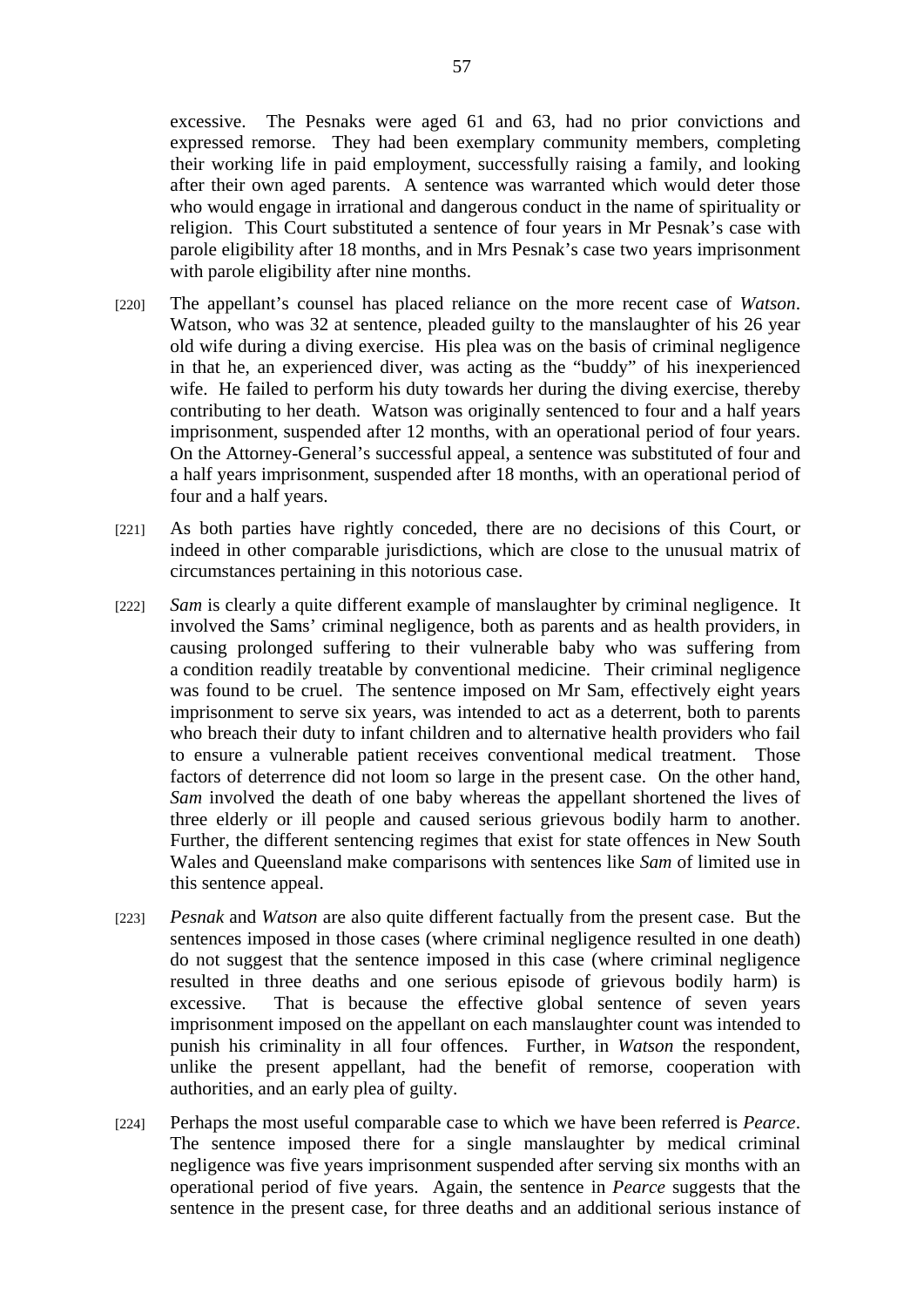excessive. The Pesnaks were aged 61 and 63, had no prior convictions and expressed remorse. They had been exemplary community members, completing their working life in paid employment, successfully raising a family, and looking after their own aged parents. A sentence was warranted which would deter those who would engage in irrational and dangerous conduct in the name of spirituality or religion. This Court substituted a sentence of four years in Mr Pesnak's case with parole eligibility after 18 months, and in Mrs Pesnak's case two years imprisonment with parole eligibility after nine months.

[220] The appellant's counsel has placed reliance on the more recent case of *Watson*. Watson, who was 32 at sentence, pleaded guilty to the manslaughter of his 26 year old wife during a diving exercise. His plea was on the basis of criminal negligence in that he, an experienced diver, was acting as the "buddy" of his inexperienced wife. He failed to perform his duty towards her during the diving exercise, thereby contributing to her death. Watson was originally sentenced to four and a half years imprisonment, suspended after 12 months, with an operational period of four years. On the Attorney-General's successful appeal, a sentence was substituted of four and a half years imprisonment, suspended after 18 months, with an operational period of four and a half years.

[221] As both parties have rightly conceded, there are no decisions of this Court, or indeed in other comparable jurisdictions, which are close to the unusual matrix of circumstances pertaining in this notorious case.

[222] *Sam* is clearly a quite different example of manslaughter by criminal negligence. It involved the Sams' criminal negligence, both as parents and as health providers, in causing prolonged suffering to their vulnerable baby who was suffering from a condition readily treatable by conventional medicine. Their criminal negligence was found to be cruel. The sentence imposed on Mr Sam, effectively eight years imprisonment to serve six years, was intended to act as a deterrent, both to parents who breach their duty to infant children and to alternative health providers who fail to ensure a vulnerable patient receives conventional medical treatment. Those factors of deterrence did not loom so large in the present case. On the other hand, *Sam* involved the death of one baby whereas the appellant shortened the lives of three elderly or ill people and caused serious grievous bodily harm to another. Further, the different sentencing regimes that exist for state offences in New South Wales and Queensland make comparisons with sentences like *Sam* of limited use in this sentence appeal.

[223] *Pesnak* and *Watson* are also quite different factually from the present case. But the sentences imposed in those cases (where criminal negligence resulted in one death) do not suggest that the sentence imposed in this case (where criminal negligence resulted in three deaths and one serious episode of grievous bodily harm) is excessive. That is because the effective global sentence of seven years imprisonment imposed on the appellant on each manslaughter count was intended to punish his criminality in all four offences. Further, in *Watson* the respondent, unlike the present appellant, had the benefit of remorse, cooperation with authorities, and an early plea of guilty.

[224] Perhaps the most useful comparable case to which we have been referred is *Pearce*. The sentence imposed there for a single manslaughter by medical criminal negligence was five years imprisonment suspended after serving six months with an operational period of five years. Again, the sentence in *Pearce* suggests that the sentence in the present case, for three deaths and an additional serious instance of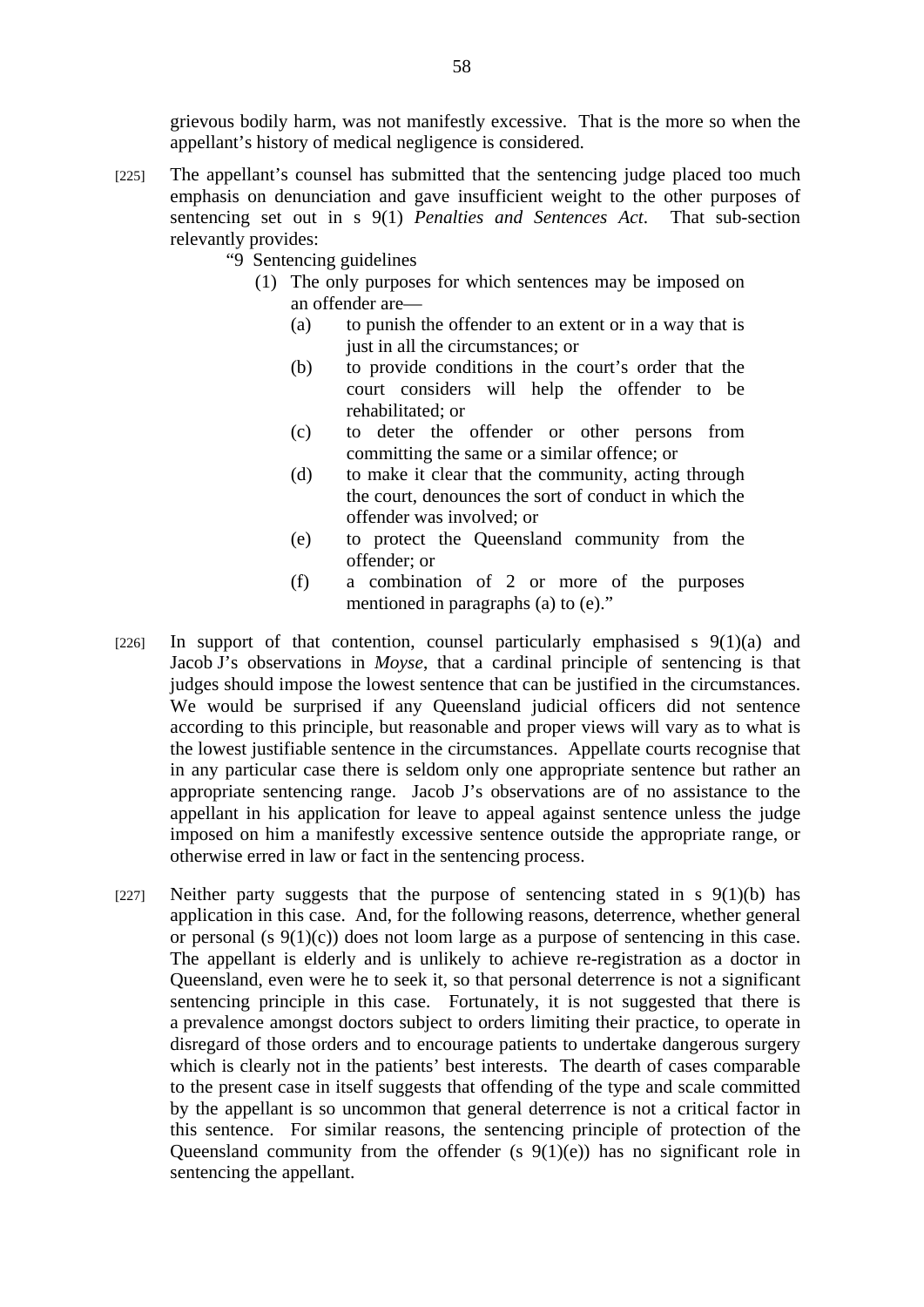grievous bodily harm, was not manifestly excessive. That is the more so when the appellant's history of medical negligence is considered.

[225] The appellant's counsel has submitted that the sentencing judge placed too much emphasis on denunciation and gave insufficient weight to the other purposes of sentencing set out in s 9(1) *Penalties and Sentences Act*. That sub-section relevantly provides:

> "9 Sentencing guidelines
>
> (1) The only purposes for which sentences may be imposed on an offender are—
>
> (a) to punish the offender to an extent or in a way that is just in all the circumstances; or
>
> (b) to provide conditions in the court's order that the court considers will help the offender to be rehabilitated; or
>
> (c) to deter the offender or other persons from committing the same or a similar offence; or
>
> (d) to make it clear that the community, acting through the court, denounces the sort of conduct in which the offender was involved; or
>
> (e) to protect the Queensland community from the offender; or
>
> (f) a combination of 2 or more of the purposes mentioned in paragraphs (a) to (e)."

[226] In support of that contention, counsel particularly emphasised s 9(1)(a) and Jacob J's observations in *Moyse*, that a cardinal principle of sentencing is that judges should impose the lowest sentence that can be justified in the circumstances. We would be surprised if any Queensland judicial officers did not sentence according to this principle, but reasonable and proper views will vary as to what is the lowest justifiable sentence in the circumstances. Appellate courts recognise that in any particular case there is seldom only one appropriate sentence but rather an appropriate sentencing range. Jacob J's observations are of no assistance to the appellant in his application for leave to appeal against sentence unless the judge imposed on him a manifestly excessive sentence outside the appropriate range, or otherwise erred in law or fact in the sentencing process.

[227] Neither party suggests that the purpose of sentencing stated in s 9(1)(b) has application in this case. And, for the following reasons, deterrence, whether general or personal (s 9(1)(c)) does not loom large as a purpose of sentencing in this case. The appellant is elderly and is unlikely to achieve re-registration as a doctor in Queensland, even were he to seek it, so that personal deterrence is not a significant sentencing principle in this case. Fortunately, it is not suggested that there is a prevalence amongst doctors subject to orders limiting their practice, to operate in disregard of those orders and to encourage patients to undertake dangerous surgery which is clearly not in the patients' best interests. The dearth of cases comparable to the present case in itself suggests that offending of the type and scale committed by the appellant is so uncommon that general deterrence is not a critical factor in this sentence. For similar reasons, the sentencing principle of protection of the Queensland community from the offender (s 9(1)(e)) has no significant role in sentencing the appellant.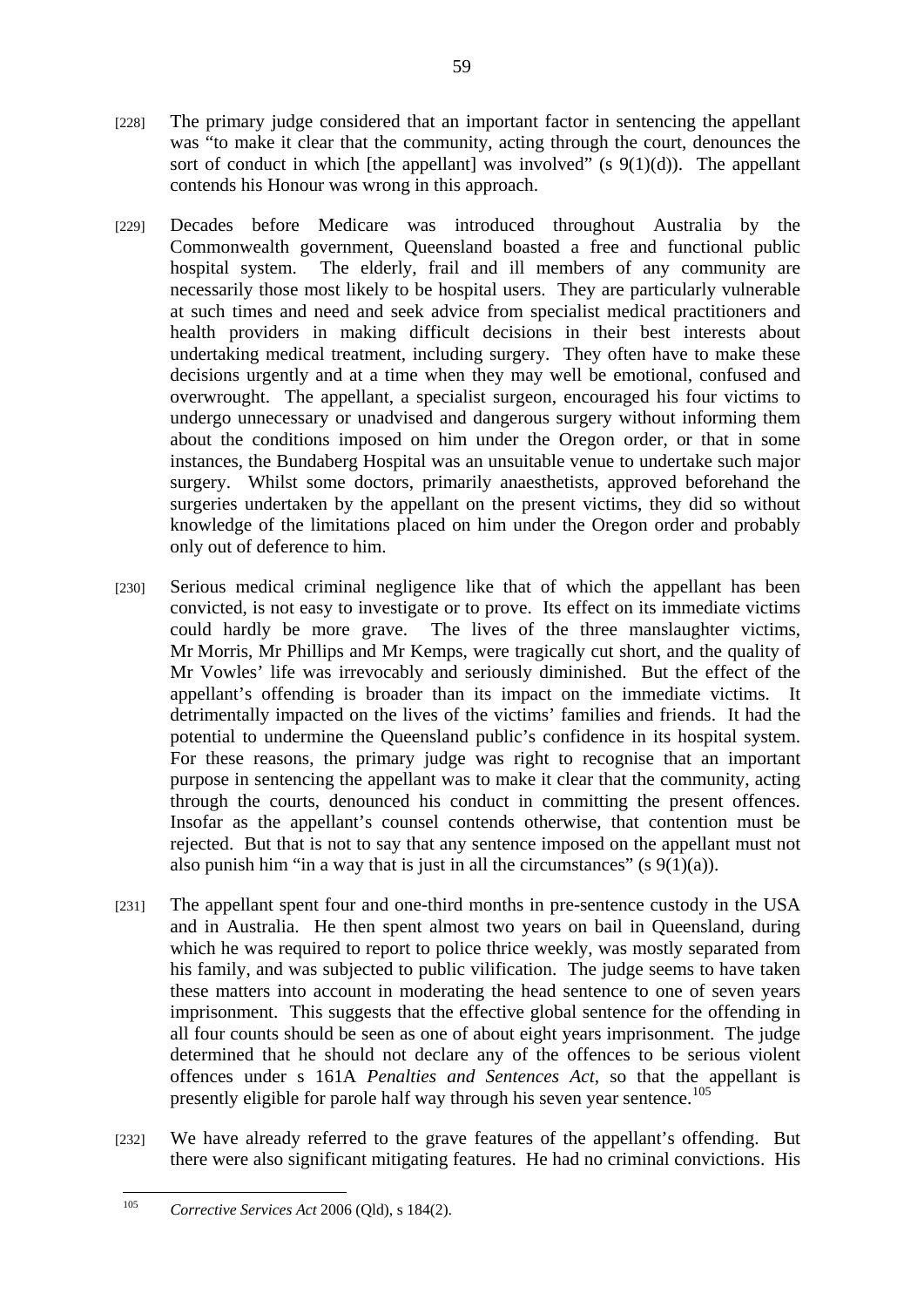[228] The primary judge considered that an important factor in sentencing the appellant was "to make it clear that the community, acting through the court, denounces the sort of conduct in which [the appellant] was involved" (s 9(1)(d)). The appellant contends his Honour was wrong in this approach.

[229] Decades before Medicare was introduced throughout Australia by the Commonwealth government, Queensland boasted a free and functional public hospital system. The elderly, frail and ill members of any community are necessarily those most likely to be hospital users. They are particularly vulnerable at such times and need and seek advice from specialist medical practitioners and health providers in making difficult decisions in their best interests about undertaking medical treatment, including surgery. They often have to make these decisions urgently and at a time when they may well be emotional, confused and overwrought. The appellant, a specialist surgeon, encouraged his four victims to undergo unnecessary or unadvised and dangerous surgery without informing them about the conditions imposed on him under the Oregon order, or that in some instances, the Bundaberg Hospital was an unsuitable venue to undertake such major surgery. Whilst some doctors, primarily anaesthetists, approved beforehand the surgeries undertaken by the appellant on the present victims, they did so without knowledge of the limitations placed on him under the Oregon order and probably only out of deference to him.

[230] Serious medical criminal negligence like that of which the appellant has been convicted, is not easy to investigate or to prove. Its effect on its immediate victims could hardly be more grave. The lives of the three manslaughter victims, Mr Morris, Mr Phillips and Mr Kemps, were tragically cut short, and the quality of Mr Vowles' life was irrevocably and seriously diminished. But the effect of the appellant's offending is broader than its impact on the immediate victims. It detrimentally impacted on the lives of the victims' families and friends. It had the potential to undermine the Queensland public's confidence in its hospital system. For these reasons, the primary judge was right to recognise that an important purpose in sentencing the appellant was to make it clear that the community, acting through the courts, denounced his conduct in committing the present offences. Insofar as the appellant's counsel contends otherwise, that contention must be rejected. But that is not to say that any sentence imposed on the appellant must not also punish him "in a way that is just in all the circumstances" (s 9(1)(a)).

[231] The appellant spent four and one-third months in pre-sentence custody in the USA and in Australia. He then spent almost two years on bail in Queensland, during which he was required to report to police thrice weekly, was mostly separated from his family, and was subjected to public vilification. The judge seems to have taken these matters into account in moderating the head sentence to one of seven years imprisonment. This suggests that the effective global sentence for the offending in all four counts should be seen as one of about eight years imprisonment. The judge determined that he should not declare any of the offences to be serious violent offences under s 161A *Penalties and Sentences Act*, so that the appellant is presently eligible for parole half way through his seven year sentence.[105]

[232] We have already referred to the grave features of the appellant's offending. But there were also significant mitigating features. He had no criminal convictions. His

---

[105] *Corrective Services Act* 2006 (Qld), s 184(2).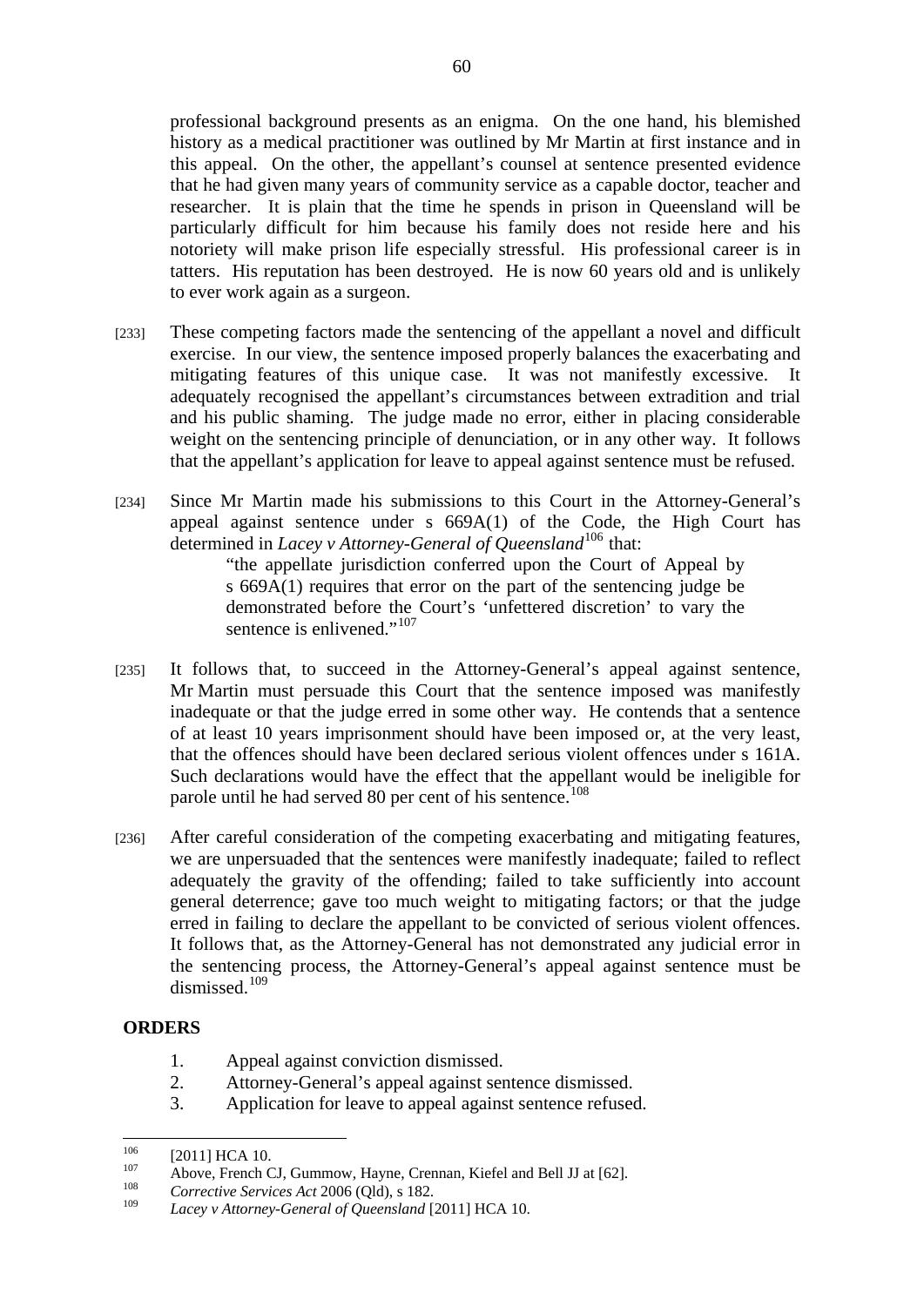professional background presents as an enigma. On the one hand, his blemished history as a medical practitioner was outlined by Mr Martin at first instance and in this appeal. On the other, the appellant's counsel at sentence presented evidence that he had given many years of community service as a capable doctor, teacher and researcher. It is plain that the time he spends in prison in Queensland will be particularly difficult for him because his family does not reside here and his notoriety will make prison life especially stressful. His professional career is in tatters. His reputation has been destroyed. He is now 60 years old and is unlikely to ever work again as a surgeon.

[233] These competing factors made the sentencing of the appellant a novel and difficult exercise. In our view, the sentence imposed properly balances the exacerbating and mitigating features of this unique case. It was not manifestly excessive. It adequately recognised the appellant's circumstances between extradition and trial and his public shaming. The judge made no error, either in placing considerable weight on the sentencing principle of denunciation, or in any other way. It follows that the appellant's application for leave to appeal against sentence must be refused.

[234] Since Mr Martin made his submissions to this Court in the Attorney-General's appeal against sentence under s 669A(1) of the Code, the High Court has determined in *Lacey v Attorney-General of Queensland*[106] that:

> "the appellate jurisdiction conferred upon the Court of Appeal by s 669A(1) requires that error on the part of the sentencing judge be demonstrated before the Court's 'unfettered discretion' to vary the sentence is enlivened."[107]

[235] It follows that, to succeed in the Attorney-General's appeal against sentence, Mr Martin must persuade this Court that the sentence imposed was manifestly inadequate or that the judge erred in some other way. He contends that a sentence of at least 10 years imprisonment should have been imposed or, at the very least, that the offences should have been declared serious violent offences under s 161A. Such declarations would have the effect that the appellant would be ineligible for parole until he had served 80 per cent of his sentence.[108]

[236] After careful consideration of the competing exacerbating and mitigating features, we are unpersuaded that the sentences were manifestly inadequate; failed to reflect adequately the gravity of the offending; failed to take sufficiently into account general deterrence; gave too much weight to mitigating factors; or that the judge erred in failing to declare the appellant to be convicted of serious violent offences. It follows that, as the Attorney-General has not demonstrated any judicial error in the sentencing process, the Attorney-General's appeal against sentence must be dismissed.[109]

## ORDERS

1. Appeal against conviction dismissed.
2. Attorney-General's appeal against sentence dismissed.
3. Application for leave to appeal against sentence refused.

---

[106] [2011] HCA 10.

[107] Above, French CJ, Gummow, Hayne, Crennan, Kiefel and Bell JJ at [62].

[108] *Corrective Services Act* 2006 (Qld), s 182.

[109] *Lacey v Attorney-General of Queensland* [2011] HCA 10.